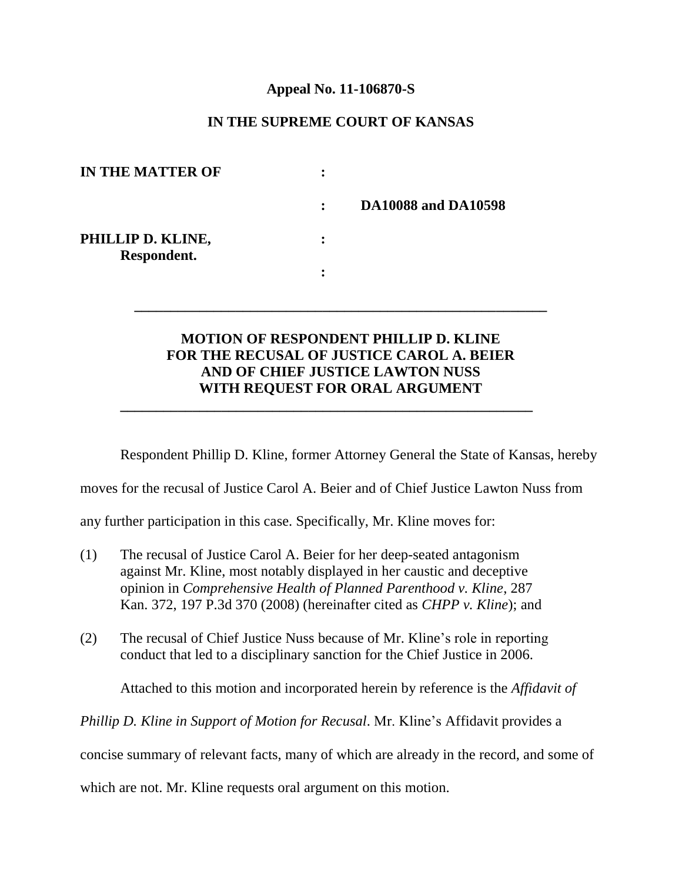**Appeal No. 11-106870-S**

**IN THE SUPREME COURT OF KANSAS**

| | | |
|---|---|---|
| **IN THE MATTER OF** | : | |
| | : | **DA10088 and DA10598** |
| **PHILLIP D. KLINE,** **Respondent.** | : | |
| | : | |

---

**MOTION OF RESPONDENT PHILLIP D. KLINE FOR THE RECUSAL OF JUSTICE CAROL A. BEIER AND OF CHIEF JUSTICE LAWTON NUSS WITH REQUEST FOR ORAL ARGUMENT**

---

Respondent Phillip D. Kline, former Attorney General the State of Kansas, hereby moves for the recusal of Justice Carol A. Beier and of Chief Justice Lawton Nuss from any further participation in this case. Specifically, Mr. Kline moves for:

(1) The recusal of Justice Carol A. Beier for her deep-seated antagonism against Mr. Kline, most notably displayed in her caustic and deceptive opinion in *Comprehensive Health of Planned Parenthood v. Kline*, 287 Kan. 372, 197 P.3d 370 (2008) (hereinafter cited as *CHPP v. Kline*); and

(2) The recusal of Chief Justice Nuss because of Mr. Kline's role in reporting conduct that led to a disciplinary sanction for the Chief Justice in 2006.

Attached to this motion and incorporated herein by reference is the *Affidavit of Phillip D. Kline in Support of Motion for Recusal*. Mr. Kline's Affidavit provides a concise summary of relevant facts, many of which are already in the record, and some of which are not. Mr. Kline requests oral argument on this motion.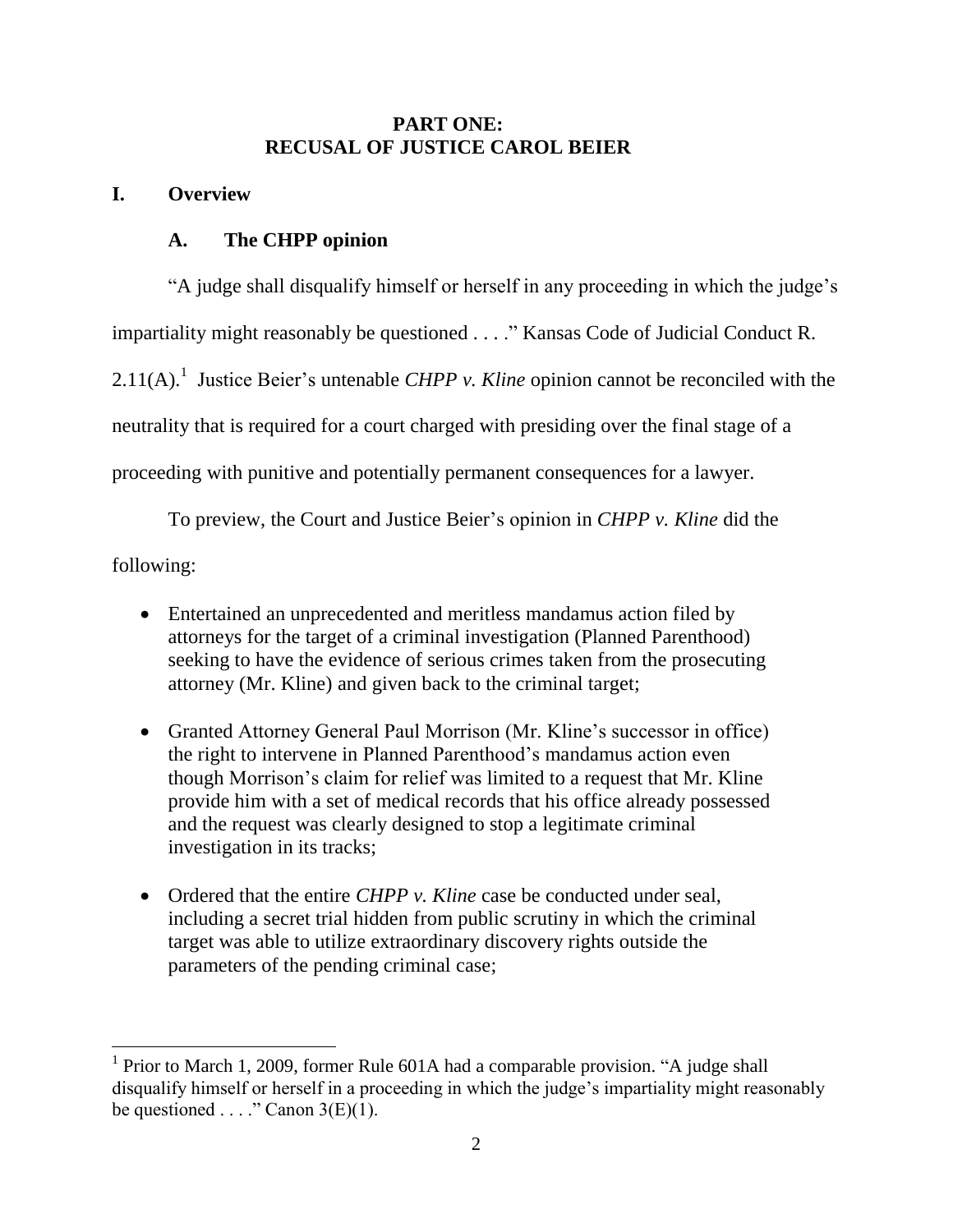# PART ONE: RECUSAL OF JUSTICE CAROL BEIER

## I. Overview

### A. The CHPP opinion

"A judge shall disqualify himself or herself in any proceeding in which the judge's impartiality might reasonably be questioned . . . ." Kansas Code of Judicial Conduct R. 2.11(A).[1] Justice Beier's untenable *CHPP v. Kline* opinion cannot be reconciled with the neutrality that is required for a court charged with presiding over the final stage of a proceeding with punitive and potentially permanent consequences for a lawyer.

To preview, the Court and Justice Beier's opinion in *CHPP v. Kline* did the following:

- Entertained an unprecedented and meritless mandamus action filed by attorneys for the target of a criminal investigation (Planned Parenthood) seeking to have the evidence of serious crimes taken from the prosecuting attorney (Mr. Kline) and given back to the criminal target;
- Granted Attorney General Paul Morrison (Mr. Kline's successor in office) the right to intervene in Planned Parenthood's mandamus action even though Morrison's claim for relief was limited to a request that Mr. Kline provide him with a set of medical records that his office already possessed and the request was clearly designed to stop a legitimate criminal investigation in its tracks;
- Ordered that the entire *CHPP v. Kline* case be conducted under seal, including a secret trial hidden from public scrutiny in which the criminal target was able to utilize extraordinary discovery rights outside the parameters of the pending criminal case;

[1] Prior to March 1, 2009, former Rule 601A had a comparable provision. "A judge shall disqualify himself or herself in a proceeding in which the judge's impartiality might reasonably be questioned . . . ." Canon 3(E)(1).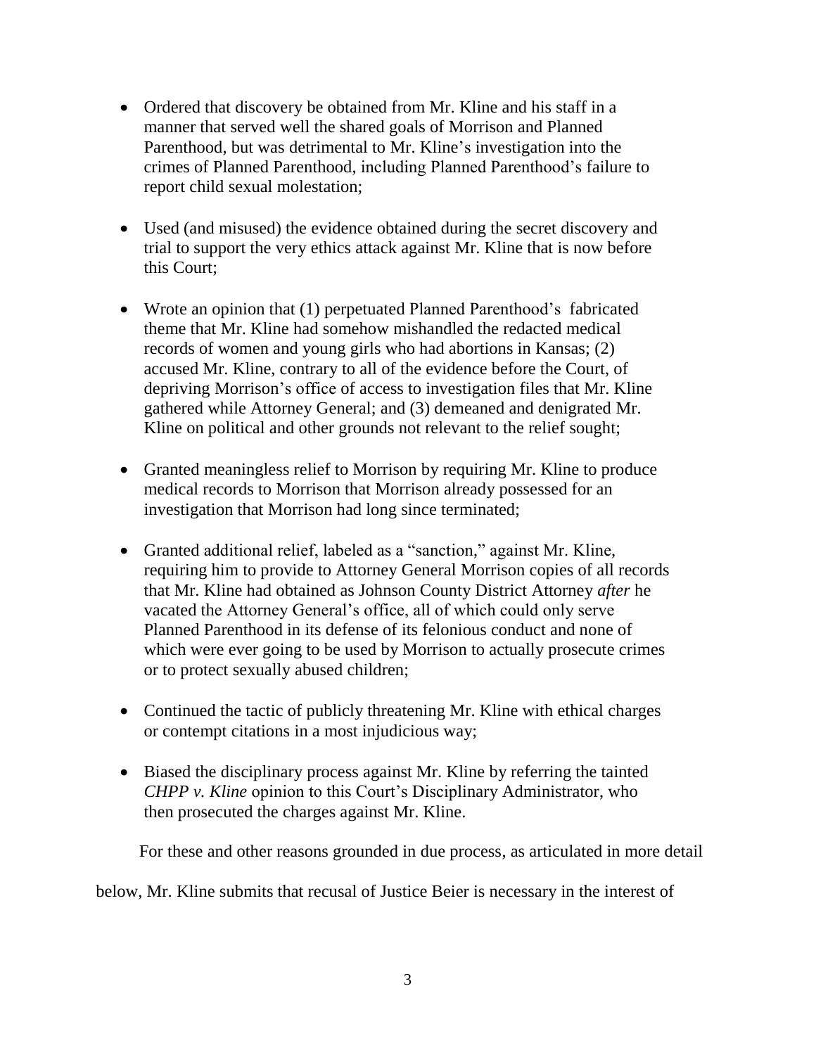- Ordered that discovery be obtained from Mr. Kline and his staff in a manner that served well the shared goals of Morrison and Planned Parenthood, but was detrimental to Mr. Kline's investigation into the crimes of Planned Parenthood, including Planned Parenthood's failure to report child sexual molestation;

- Used (and misused) the evidence obtained during the secret discovery and trial to support the very ethics attack against Mr. Kline that is now before this Court;

- Wrote an opinion that (1) perpetuated Planned Parenthood's fabricated theme that Mr. Kline had somehow mishandled the redacted medical records of women and young girls who had abortions in Kansas; (2) accused Mr. Kline, contrary to all of the evidence before the Court, of depriving Morrison's office of access to investigation files that Mr. Kline gathered while Attorney General; and (3) demeaned and denigrated Mr. Kline on political and other grounds not relevant to the relief sought;

- Granted meaningless relief to Morrison by requiring Mr. Kline to produce medical records to Morrison that Morrison already possessed for an investigation that Morrison had long since terminated;

- Granted additional relief, labeled as a "sanction," against Mr. Kline, requiring him to provide to Attorney General Morrison copies of all records that Mr. Kline had obtained as Johnson County District Attorney *after* he vacated the Attorney General's office, all of which could only serve Planned Parenthood in its defense of its felonious conduct and none of which were ever going to be used by Morrison to actually prosecute crimes or to protect sexually abused children;

- Continued the tactic of publicly threatening Mr. Kline with ethical charges or contempt citations in a most injudicious way;

- Biased the disciplinary process against Mr. Kline by referring the tainted *CHPP v. Kline* opinion to this Court's Disciplinary Administrator, who then prosecuted the charges against Mr. Kline.

For these and other reasons grounded in due process, as articulated in more detail below, Mr. Kline submits that recusal of Justice Beier is necessary in the interest of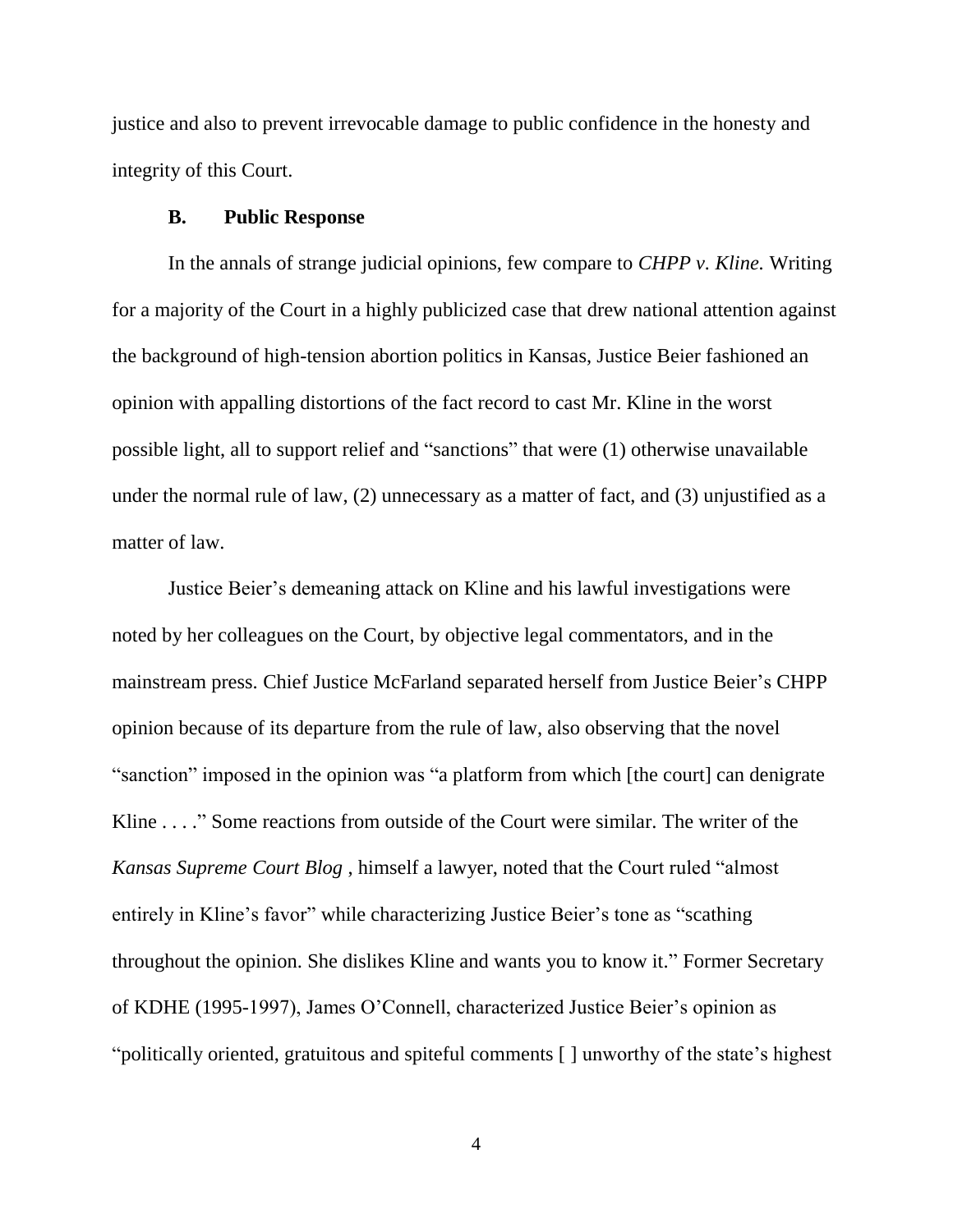justice and also to prevent irrevocable damage to public confidence in the honesty and integrity of this Court.

### B. Public Response

In the annals of strange judicial opinions, few compare to *CHPP v. Kline.* Writing for a majority of the Court in a highly publicized case that drew national attention against the background of high-tension abortion politics in Kansas, Justice Beier fashioned an opinion with appalling distortions of the fact record to cast Mr. Kline in the worst possible light, all to support relief and "sanctions" that were (1) otherwise unavailable under the normal rule of law, (2) unnecessary as a matter of fact, and (3) unjustified as a matter of law.

Justice Beier's demeaning attack on Kline and his lawful investigations were noted by her colleagues on the Court, by objective legal commentators, and in the mainstream press. Chief Justice McFarland separated herself from Justice Beier's CHPP opinion because of its departure from the rule of law, also observing that the novel "sanction" imposed in the opinion was "a platform from which [the court] can denigrate Kline . . . ." Some reactions from outside of the Court were similar. The writer of the *Kansas Supreme Court Blog* , himself a lawyer, noted that the Court ruled "almost entirely in Kline's favor" while characterizing Justice Beier's tone as "scathing throughout the opinion. She dislikes Kline and wants you to know it." Former Secretary of KDHE (1995-1997), James O'Connell, characterized Justice Beier's opinion as "politically oriented, gratuitous and spiteful comments [ ] unworthy of the state's highest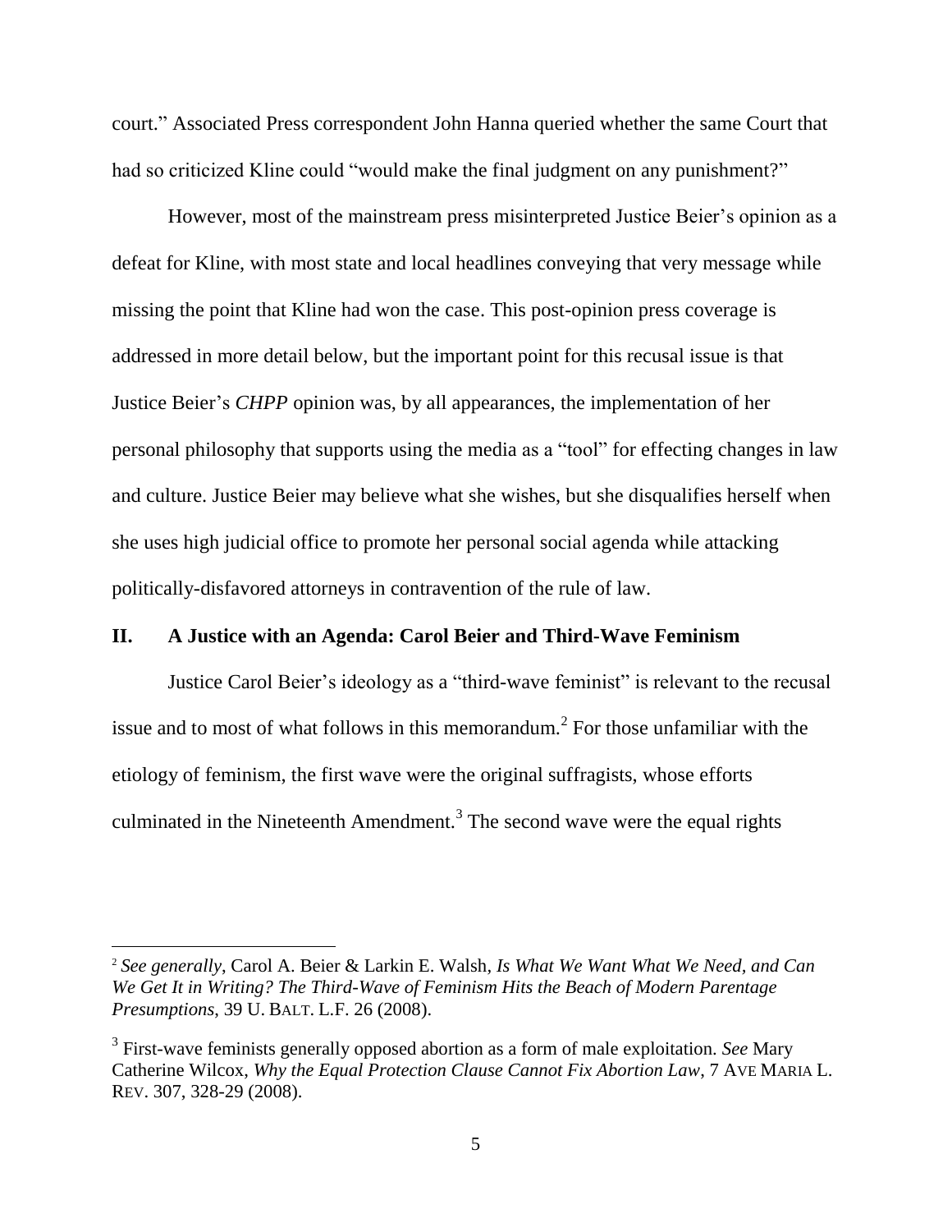court." Associated Press correspondent John Hanna queried whether the same Court that had so criticized Kline could "would make the final judgment on any punishment?"

However, most of the mainstream press misinterpreted Justice Beier's opinion as a defeat for Kline, with most state and local headlines conveying that very message while missing the point that Kline had won the case. This post-opinion press coverage is addressed in more detail below, but the important point for this recusal issue is that Justice Beier's *CHPP* opinion was, by all appearances, the implementation of her personal philosophy that supports using the media as a "tool" for effecting changes in law and culture. Justice Beier may believe what she wishes, but she disqualifies herself when she uses high judicial office to promote her personal social agenda while attacking politically-disfavored attorneys in contravention of the rule of law.

## II. A Justice with an Agenda: Carol Beier and Third-Wave Feminism

Justice Carol Beier's ideology as a "third-wave feminist" is relevant to the recusal issue and to most of what follows in this memorandum.[2] For those unfamiliar with the etiology of feminism, the first wave were the original suffragists, whose efforts culminated in the Nineteenth Amendment.[3] The second wave were the equal rights

---

[2] *See generally*, Carol A. Beier & Larkin E. Walsh, *Is What We Want What We Need, and Can We Get It in Writing? The Third-Wave of Feminism Hits the Beach of Modern Parentage Presumptions*, 39 U. BALT. L.F. 26 (2008).

[3] First-wave feminists generally opposed abortion as a form of male exploitation. *See* Mary Catherine Wilcox, *Why the Equal Protection Clause Cannot Fix Abortion Law*, 7 AVE MARIA L. REV. 307, 328-29 (2008).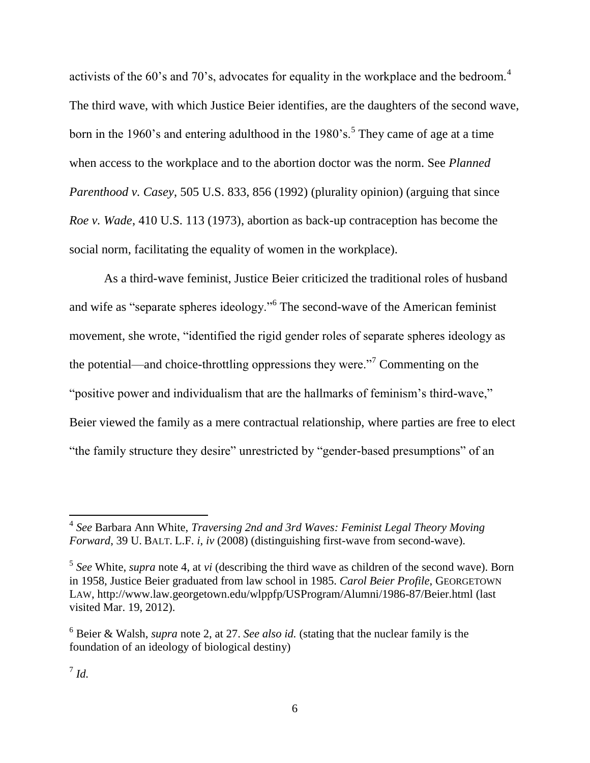activists of the 60's and 70's, advocates for equality in the workplace and the bedroom.[4] The third wave, with which Justice Beier identifies, are the daughters of the second wave, born in the 1960's and entering adulthood in the 1980's.[5] They came of age at a time when access to the workplace and to the abortion doctor was the norm. See *Planned Parenthood v. Casey*, 505 U.S. 833, 856 (1992) (plurality opinion) (arguing that since *Roe v. Wade*, 410 U.S. 113 (1973), abortion as back-up contraception has become the social norm, facilitating the equality of women in the workplace).

As a third-wave feminist, Justice Beier criticized the traditional roles of husband and wife as "separate spheres ideology."[6] The second-wave of the American feminist movement, she wrote, "identified the rigid gender roles of separate spheres ideology as the potential—and choice-throttling oppressions they were."[7] Commenting on the "positive power and individualism that are the hallmarks of feminism's third-wave," Beier viewed the family as a mere contractual relationship, where parties are free to elect "the family structure they desire" unrestricted by "gender-based presumptions" of an

---

[4] *See* Barbara Ann White, *Traversing 2nd and 3rd Waves: Feminist Legal Theory Moving Forward*, 39 U. BALT. L.F. *i*, *iv* (2008) (distinguishing first-wave from second-wave).

[5] *See* White, *supra* note 4, at *vi* (describing the third wave as children of the second wave). Born in 1958, Justice Beier graduated from law school in 1985. *Carol Beier Profile*, GEORGETOWN LAW, http://www.law.georgetown.edu/wlppfp/USProgram/Alumni/1986-87/Beier.html (last visited Mar. 19, 2012).

[6] Beier & Walsh, *supra* note 2, at 27. *See also id.* (stating that the nuclear family is the foundation of an ideology of biological destiny)

[7] *Id.*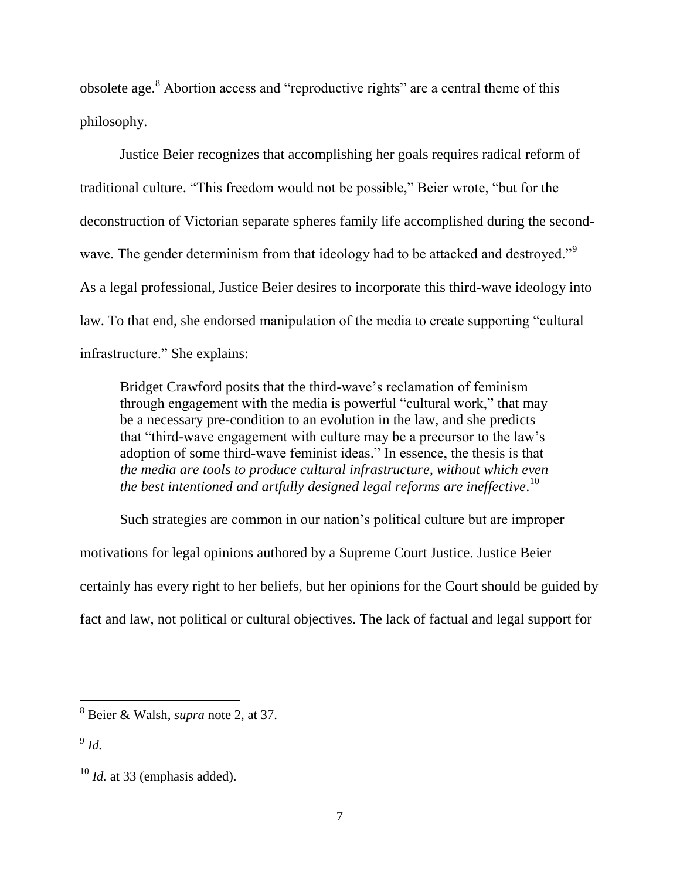obsolete age.[8] Abortion access and "reproductive rights" are a central theme of this philosophy.

Justice Beier recognizes that accomplishing her goals requires radical reform of traditional culture. "This freedom would not be possible," Beier wrote, "but for the deconstruction of Victorian separate spheres family life accomplished during the second-wave. The gender determinism from that ideology had to be attacked and destroyed."[9] As a legal professional, Justice Beier desires to incorporate this third-wave ideology into law. To that end, she endorsed manipulation of the media to create supporting "cultural infrastructure." She explains:

> Bridget Crawford posits that the third-wave's reclamation of feminism through engagement with the media is powerful "cultural work," that may be a necessary pre-condition to an evolution in the law, and she predicts that "third-wave engagement with culture may be a precursor to the law's adoption of some third-wave feminist ideas." In essence, the thesis is that *the media are tools to produce cultural infrastructure, without which even the best intentioned and artfully designed legal reforms are ineffective*.[10]

Such strategies are common in our nation's political culture but are improper motivations for legal opinions authored by a Supreme Court Justice. Justice Beier certainly has every right to her beliefs, but her opinions for the Court should be guided by fact and law, not political or cultural objectives. The lack of factual and legal support for

---

[8] Beier & Walsh, *supra* note 2, at 37.

[9] *Id.*

[10] *Id.* at 33 (emphasis added).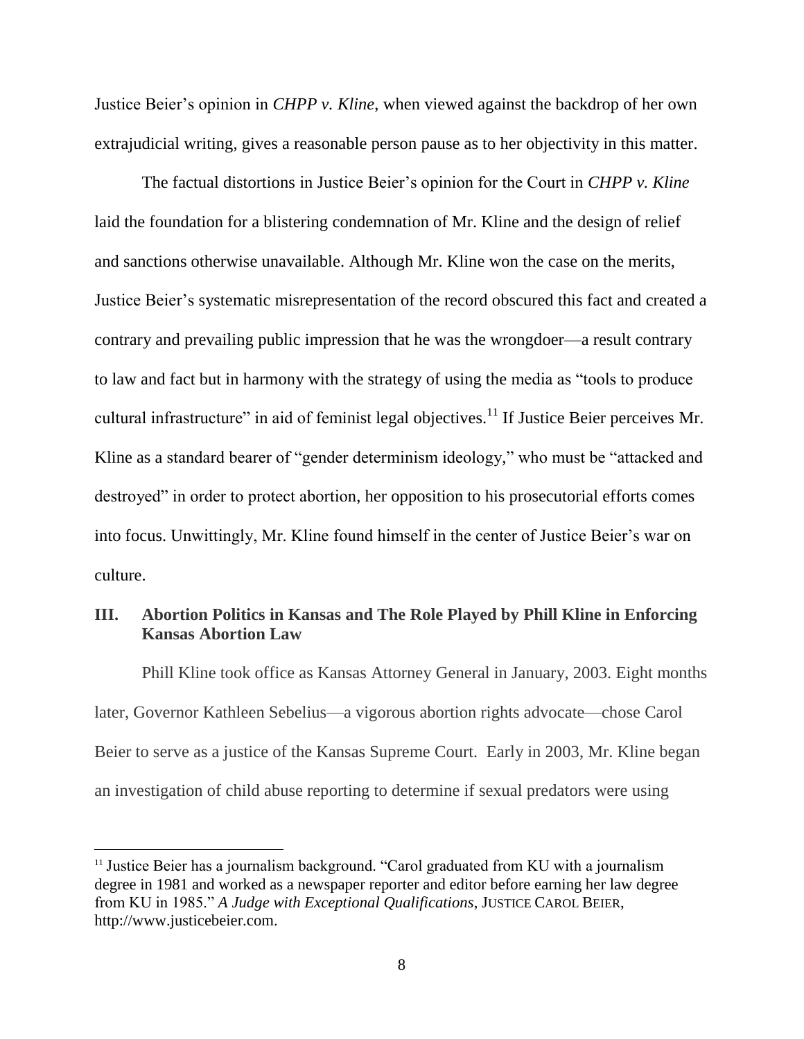Justice Beier's opinion in *CHPP v. Kline,* when viewed against the backdrop of her own extrajudicial writing, gives a reasonable person pause as to her objectivity in this matter.

The factual distortions in Justice Beier's opinion for the Court in *CHPP v. Kline* laid the foundation for a blistering condemnation of Mr. Kline and the design of relief and sanctions otherwise unavailable. Although Mr. Kline won the case on the merits, Justice Beier's systematic misrepresentation of the record obscured this fact and created a contrary and prevailing public impression that he was the wrongdoer—a result contrary to law and fact but in harmony with the strategy of using the media as "tools to produce cultural infrastructure" in aid of feminist legal objectives.[11] If Justice Beier perceives Mr. Kline as a standard bearer of "gender determinism ideology," who must be "attacked and destroyed" in order to protect abortion, her opposition to his prosecutorial efforts comes into focus. Unwittingly, Mr. Kline found himself in the center of Justice Beier's war on culture.

## III. Abortion Politics in Kansas and The Role Played by Phill Kline in Enforcing Kansas Abortion Law

Phill Kline took office as Kansas Attorney General in January, 2003. Eight months later, Governor Kathleen Sebelius—a vigorous abortion rights advocate—chose Carol Beier to serve as a justice of the Kansas Supreme Court. Early in 2003, Mr. Kline began an investigation of child abuse reporting to determine if sexual predators were using

[11] Justice Beier has a journalism background. "Carol graduated from KU with a journalism degree in 1981 and worked as a newspaper reporter and editor before earning her law degree from KU in 1985." *A Judge with Exceptional Qualifications*, JUSTICE CAROL BEIER, http://www.justicebeier.com.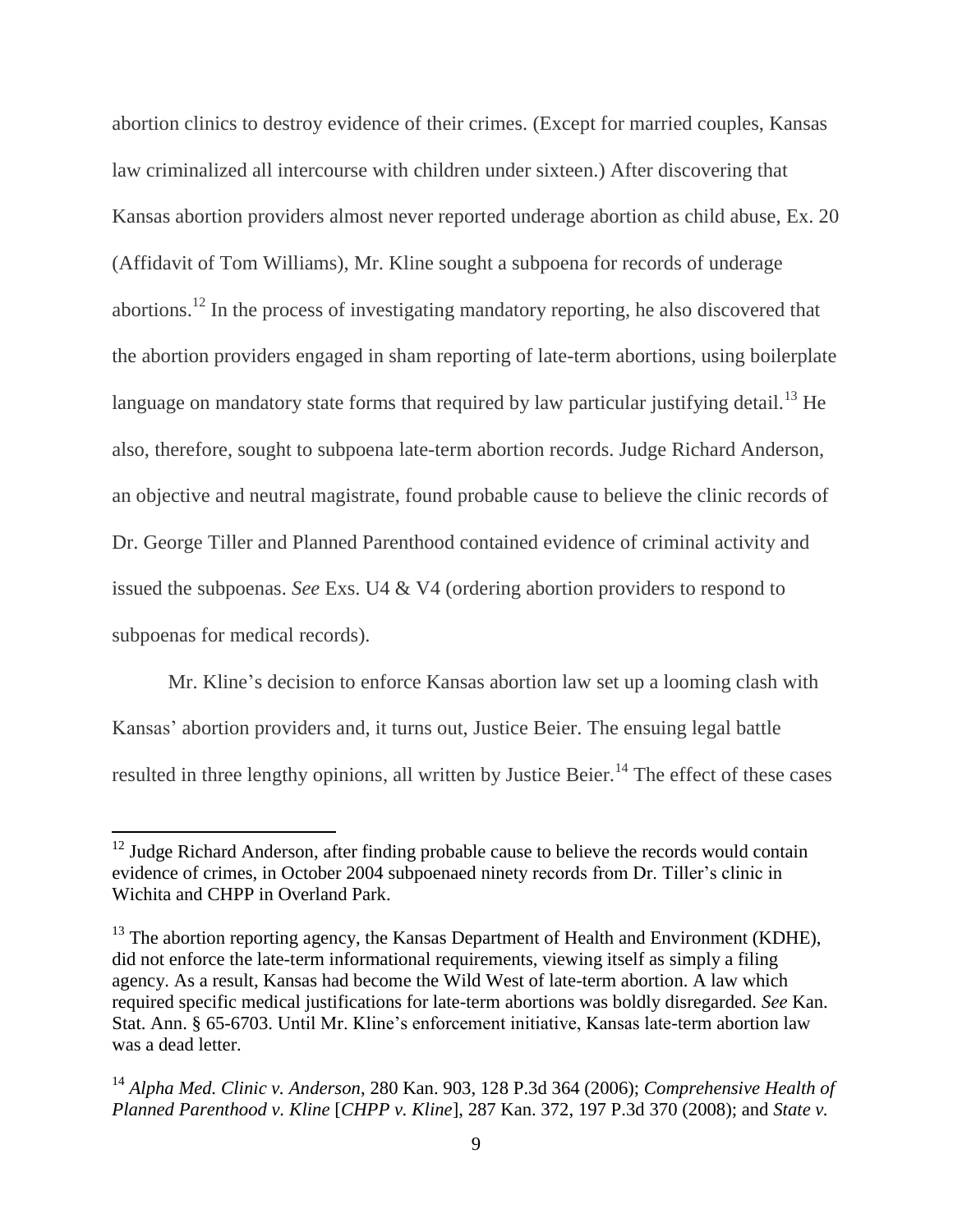abortion clinics to destroy evidence of their crimes. (Except for married couples, Kansas law criminalized all intercourse with children under sixteen.) After discovering that Kansas abortion providers almost never reported underage abortion as child abuse, Ex. 20 (Affidavit of Tom Williams), Mr. Kline sought a subpoena for records of underage abortions.[12] In the process of investigating mandatory reporting, he also discovered that the abortion providers engaged in sham reporting of late-term abortions, using boilerplate language on mandatory state forms that required by law particular justifying detail.[13] He also, therefore, sought to subpoena late-term abortion records. Judge Richard Anderson, an objective and neutral magistrate, found probable cause to believe the clinic records of Dr. George Tiller and Planned Parenthood contained evidence of criminal activity and issued the subpoenas. *See* Exs. U4 & V4 (ordering abortion providers to respond to subpoenas for medical records).

Mr. Kline's decision to enforce Kansas abortion law set up a looming clash with Kansas' abortion providers and, it turns out, Justice Beier. The ensuing legal battle resulted in three lengthy opinions, all written by Justice Beier.[14] The effect of these cases

---

[12] Judge Richard Anderson, after finding probable cause to believe the records would contain evidence of crimes, in October 2004 subpoenaed ninety records from Dr. Tiller's clinic in Wichita and CHPP in Overland Park.

[13] The abortion reporting agency, the Kansas Department of Health and Environment (KDHE), did not enforce the late-term informational requirements, viewing itself as simply a filing agency. As a result, Kansas had become the Wild West of late-term abortion. A law which required specific medical justifications for late-term abortions was boldly disregarded. *See* Kan. Stat. Ann. § 65-6703. Until Mr. Kline's enforcement initiative, Kansas late-term abortion law was a dead letter.

[14] *Alpha Med. Clinic v. Anderson*, 280 Kan. 903, 128 P.3d 364 (2006); *Comprehensive Health of Planned Parenthood v. Kline* [*CHPP v. Kline*], 287 Kan. 372, 197 P.3d 370 (2008); and *State v.*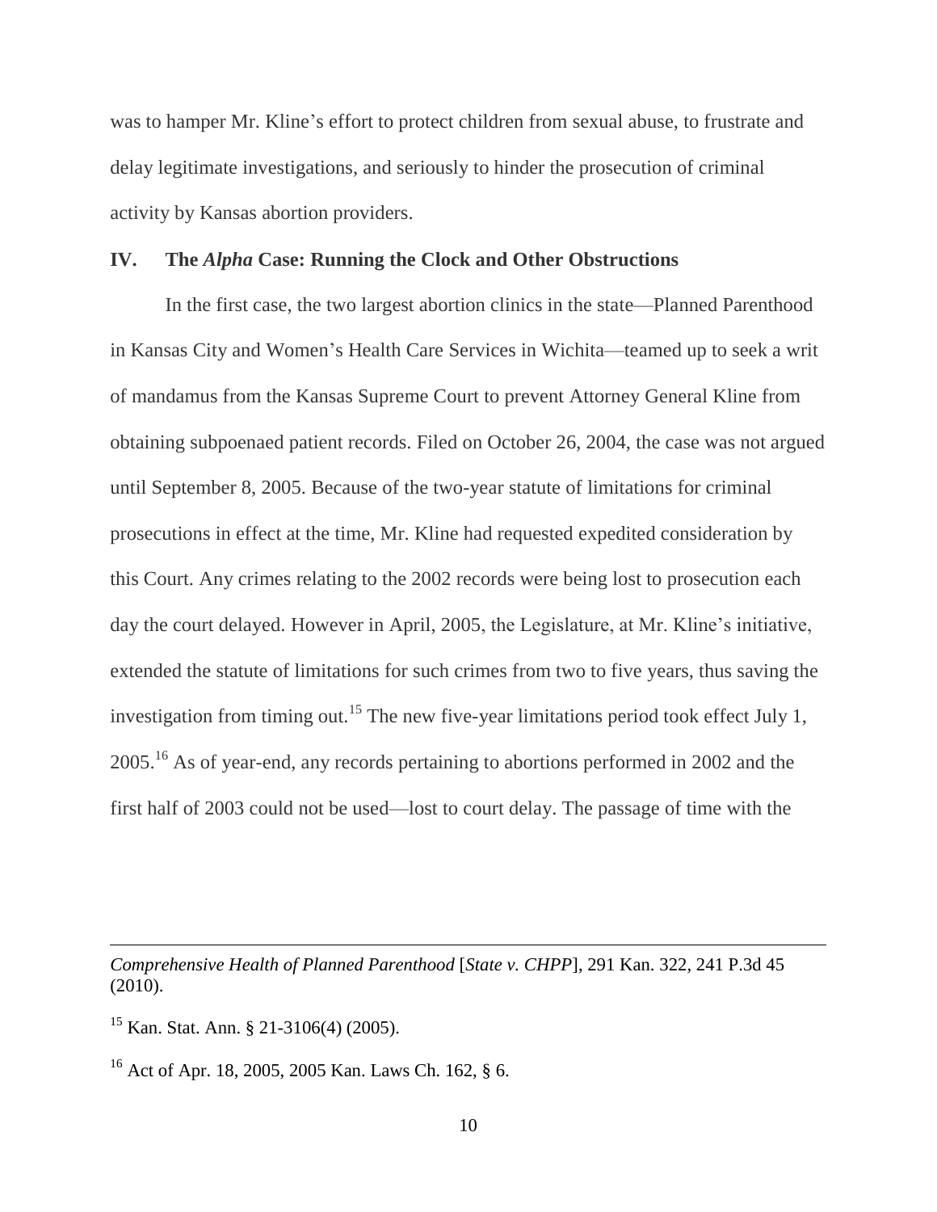was to hamper Mr. Kline's effort to protect children from sexual abuse, to frustrate and delay legitimate investigations, and seriously to hinder the prosecution of criminal activity by Kansas abortion providers.

## IV. The *Alpha* Case: Running the Clock and Other Obstructions

In the first case, the two largest abortion clinics in the state—Planned Parenthood in Kansas City and Women's Health Care Services in Wichita—teamed up to seek a writ of mandamus from the Kansas Supreme Court to prevent Attorney General Kline from obtaining subpoenaed patient records. Filed on October 26, 2004, the case was not argued until September 8, 2005. Because of the two-year statute of limitations for criminal prosecutions in effect at the time, Mr. Kline had requested expedited consideration by this Court. Any crimes relating to the 2002 records were being lost to prosecution each day the court delayed. However in April, 2005, the Legislature, at Mr. Kline's initiative, extended the statute of limitations for such crimes from two to five years, thus saving the investigation from timing out.[15] The new five-year limitations period took effect July 1, 2005.[16] As of year-end, any records pertaining to abortions performed in 2002 and the first half of 2003 could not be used—lost to court delay. The passage of time with the

---

*Comprehensive Health of Planned Parenthood* [*State v. CHPP*], 291 Kan. 322, 241 P.3d 45 (2010).

[15] Kan. Stat. Ann. § 21-3106(4) (2005).

[16] Act of Apr. 18, 2005, 2005 Kan. Laws Ch. 162, § 6.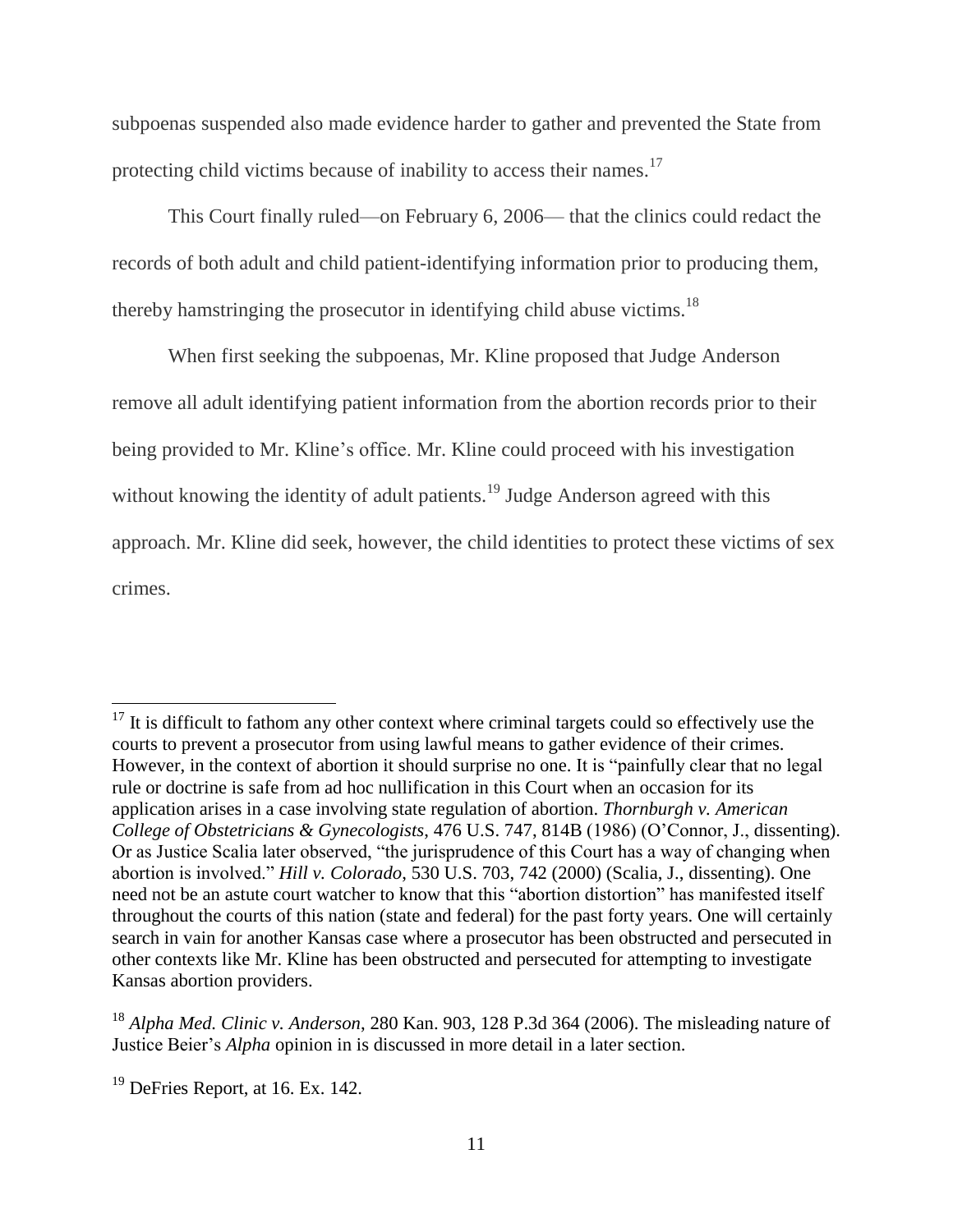subpoenas suspended also made evidence harder to gather and prevented the State from protecting child victims because of inability to access their names.[17]

This Court finally ruled—on February 6, 2006— that the clinics could redact the records of both adult and child patient-identifying information prior to producing them, thereby hamstringing the prosecutor in identifying child abuse victims.[18]

When first seeking the subpoenas, Mr. Kline proposed that Judge Anderson remove all adult identifying patient information from the abortion records prior to their being provided to Mr. Kline's office. Mr. Kline could proceed with his investigation without knowing the identity of adult patients.[19] Judge Anderson agreed with this approach. Mr. Kline did seek, however, the child identities to protect these victims of sex crimes.

---

[17] It is difficult to fathom any other context where criminal targets could so effectively use the courts to prevent a prosecutor from using lawful means to gather evidence of their crimes. However, in the context of abortion it should surprise no one. It is "painfully clear that no legal rule or doctrine is safe from ad hoc nullification in this Court when an occasion for its application arises in a case involving state regulation of abortion. *Thornburgh v. American College of Obstetricians & Gynecologists*, 476 U.S. 747, 814B (1986) (O'Connor, J., dissenting). Or as Justice Scalia later observed, "the jurisprudence of this Court has a way of changing when abortion is involved." *Hill v. Colorado*, 530 U.S. 703, 742 (2000) (Scalia, J., dissenting). One need not be an astute court watcher to know that this "abortion distortion" has manifested itself throughout the courts of this nation (state and federal) for the past forty years. One will certainly search in vain for another Kansas case where a prosecutor has been obstructed and persecuted in other contexts like Mr. Kline has been obstructed and persecuted for attempting to investigate Kansas abortion providers.

[18] *Alpha Med. Clinic v. Anderson*, 280 Kan. 903, 128 P.3d 364 (2006). The misleading nature of Justice Beier's *Alpha* opinion in is discussed in more detail in a later section.

[19] DeFries Report, at 16. Ex. 142.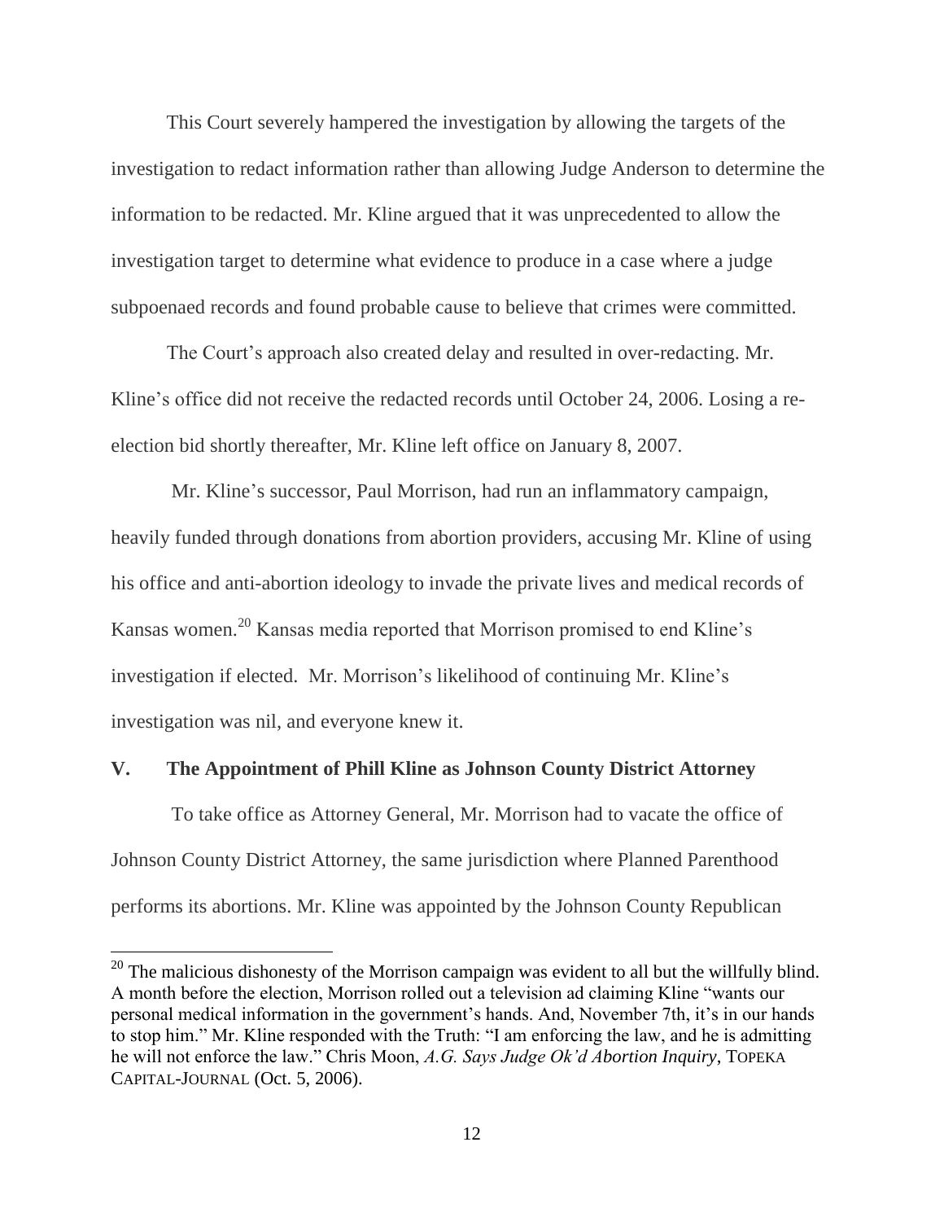This Court severely hampered the investigation by allowing the targets of the investigation to redact information rather than allowing Judge Anderson to determine the information to be redacted. Mr. Kline argued that it was unprecedented to allow the investigation target to determine what evidence to produce in a case where a judge subpoenaed records and found probable cause to believe that crimes were committed.

The Court's approach also created delay and resulted in over-redacting. Mr. Kline's office did not receive the redacted records until October 24, 2006. Losing a re-election bid shortly thereafter, Mr. Kline left office on January 8, 2007.

Mr. Kline's successor, Paul Morrison, had run an inflammatory campaign, heavily funded through donations from abortion providers, accusing Mr. Kline of using his office and anti-abortion ideology to invade the private lives and medical records of Kansas women.[20] Kansas media reported that Morrison promised to end Kline's investigation if elected. Mr. Morrison's likelihood of continuing Mr. Kline's investigation was nil, and everyone knew it.

## V. The Appointment of Phill Kline as Johnson County District Attorney

To take office as Attorney General, Mr. Morrison had to vacate the office of Johnson County District Attorney, the same jurisdiction where Planned Parenthood performs its abortions. Mr. Kline was appointed by the Johnson County Republican

---

[20] The malicious dishonesty of the Morrison campaign was evident to all but the willfully blind. A month before the election, Morrison rolled out a television ad claiming Kline "wants our personal medical information in the government's hands. And, November 7th, it's in our hands to stop him." Mr. Kline responded with the Truth: "I am enforcing the law, and he is admitting he will not enforce the law." Chris Moon, *A.G. Says Judge Ok'd Abortion Inquiry*, TOPEKA CAPITAL-JOURNAL (Oct. 5, 2006).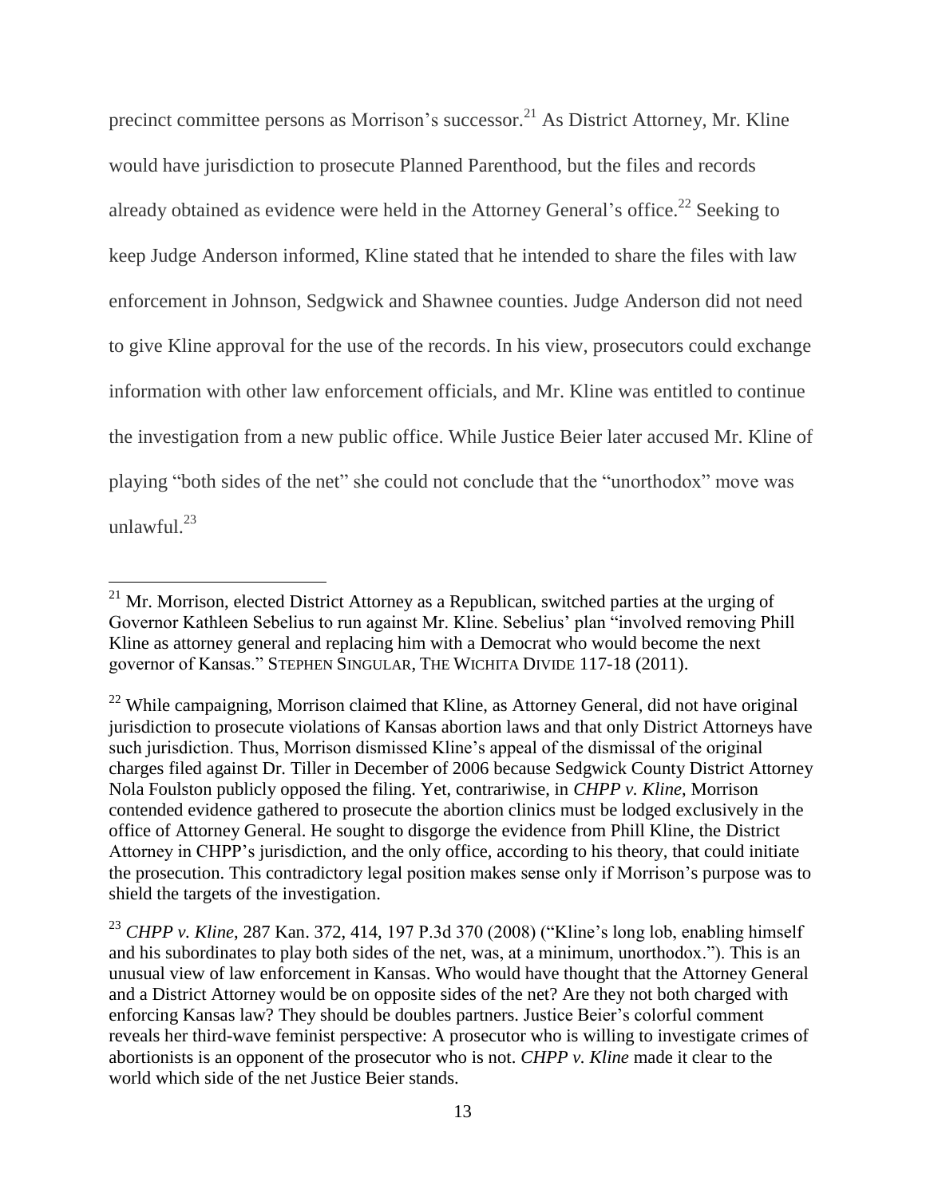precinct committee persons as Morrison's successor.[21] As District Attorney, Mr. Kline would have jurisdiction to prosecute Planned Parenthood, but the files and records already obtained as evidence were held in the Attorney General's office.[22] Seeking to keep Judge Anderson informed, Kline stated that he intended to share the files with law enforcement in Johnson, Sedgwick and Shawnee counties. Judge Anderson did not need to give Kline approval for the use of the records. In his view, prosecutors could exchange information with other law enforcement officials, and Mr. Kline was entitled to continue the investigation from a new public office. While Justice Beier later accused Mr. Kline of playing "both sides of the net" she could not conclude that the "unorthodox" move was unlawful.[23]

---

[21] Mr. Morrison, elected District Attorney as a Republican, switched parties at the urging of Governor Kathleen Sebelius to run against Mr. Kline. Sebelius' plan "involved removing Phill Kline as attorney general and replacing him with a Democrat who would become the next governor of Kansas." STEPHEN SINGULAR, THE WICHITA DIVIDE 117-18 (2011).

[22] While campaigning, Morrison claimed that Kline, as Attorney General, did not have original jurisdiction to prosecute violations of Kansas abortion laws and that only District Attorneys have such jurisdiction. Thus, Morrison dismissed Kline's appeal of the dismissal of the original charges filed against Dr. Tiller in December of 2006 because Sedgwick County District Attorney Nola Foulston publicly opposed the filing. Yet, contrariwise, in *CHPP v. Kline*, Morrison contended evidence gathered to prosecute the abortion clinics must be lodged exclusively in the office of Attorney General. He sought to disgorge the evidence from Phill Kline, the District Attorney in CHPP's jurisdiction, and the only office, according to his theory, that could initiate the prosecution. This contradictory legal position makes sense only if Morrison's purpose was to shield the targets of the investigation.

[23] *CHPP v. Kline*, 287 Kan. 372, 414, 197 P.3d 370 (2008) ("Kline's long lob, enabling himself and his subordinates to play both sides of the net, was, at a minimum, unorthodox."). This is an unusual view of law enforcement in Kansas. Who would have thought that the Attorney General and a District Attorney would be on opposite sides of the net? Are they not both charged with enforcing Kansas law? They should be doubles partners. Justice Beier's colorful comment reveals her third-wave feminist perspective: A prosecutor who is willing to investigate crimes of abortionists is an opponent of the prosecutor who is not. *CHPP v. Kline* made it clear to the world which side of the net Justice Beier stands.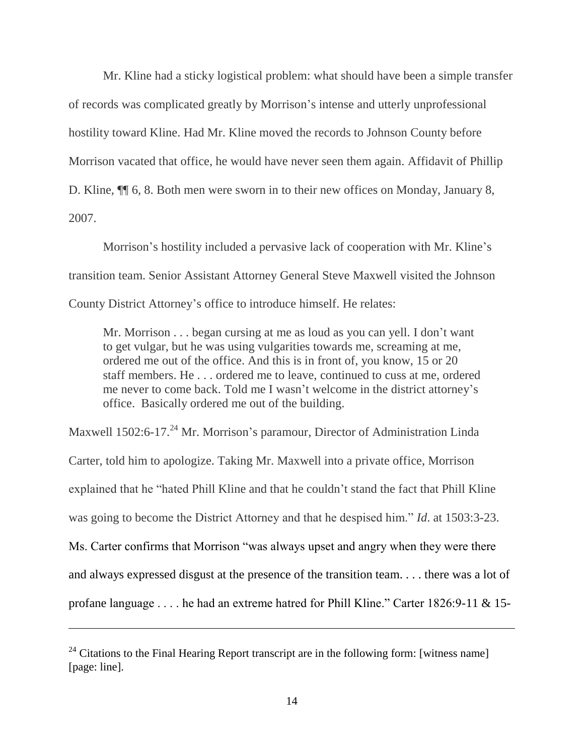Mr. Kline had a sticky logistical problem: what should have been a simple transfer of records was complicated greatly by Morrison's intense and utterly unprofessional hostility toward Kline. Had Mr. Kline moved the records to Johnson County before Morrison vacated that office, he would have never seen them again. Affidavit of Phillip D. Kline, ¶¶ 6, 8. Both men were sworn in to their new offices on Monday, January 8, 2007.

Morrison's hostility included a pervasive lack of cooperation with Mr. Kline's transition team. Senior Assistant Attorney General Steve Maxwell visited the Johnson County District Attorney's office to introduce himself. He relates:

> Mr. Morrison . . . began cursing at me as loud as you can yell. I don't want to get vulgar, but he was using vulgarities towards me, screaming at me, ordered me out of the office. And this is in front of, you know, 15 or 20 staff members. He . . . ordered me to leave, continued to cuss at me, ordered me never to come back. Told me I wasn't welcome in the district attorney's office. Basically ordered me out of the building.

Maxwell 1502:6-17.[24] Mr. Morrison's paramour, Director of Administration Linda Carter, told him to apologize. Taking Mr. Maxwell into a private office, Morrison explained that he "hated Phill Kline and that he couldn't stand the fact that Phill Kline was going to become the District Attorney and that he despised him." *Id*. at 1503:3-23. Ms. Carter confirms that Morrison "was always upset and angry when they were there and always expressed disgust at the presence of the transition team. . . . there was a lot of profane language . . . . he had an extreme hatred for Phill Kline." Carter 1826:9-11 & 15-

---

[24] Citations to the Final Hearing Report transcript are in the following form: [witness name] [page: line].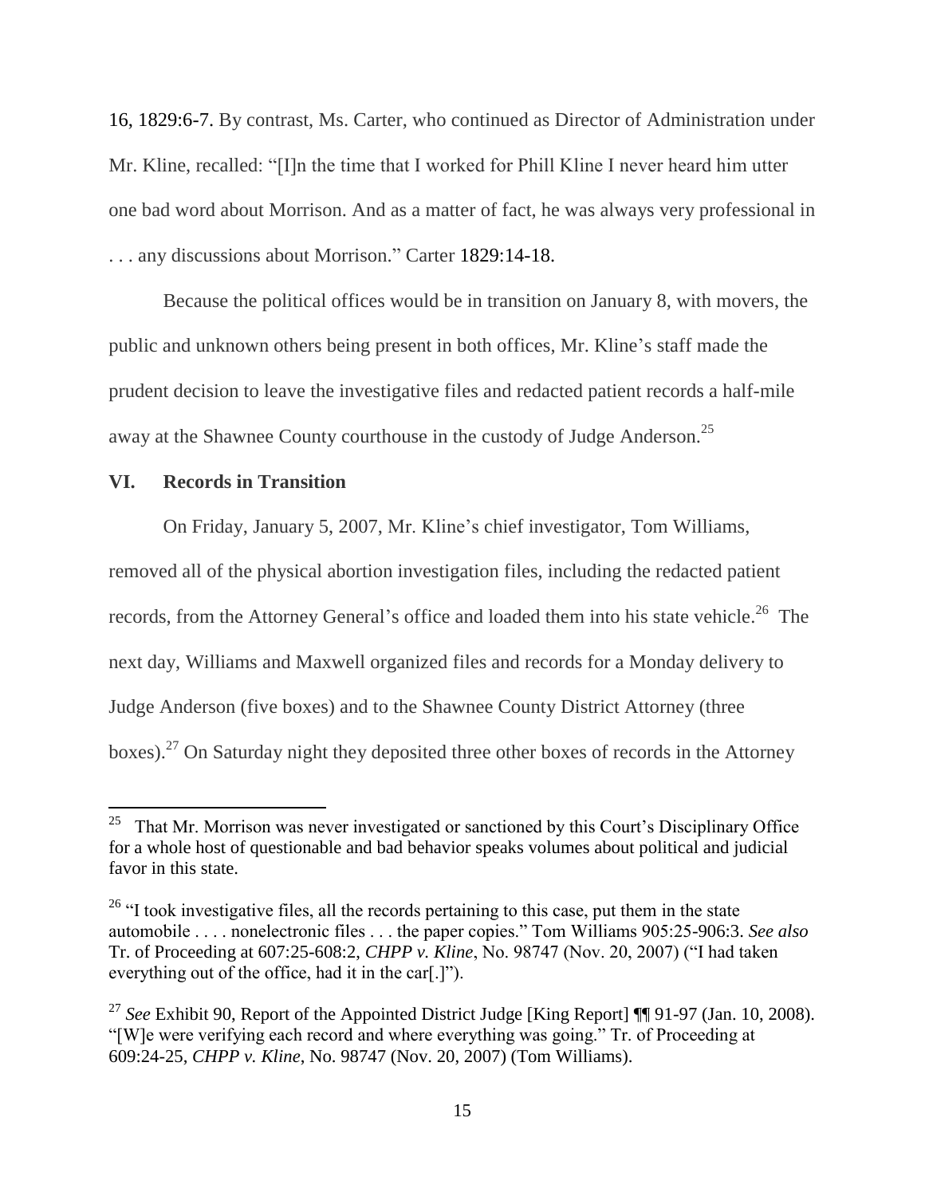16, 1829:6-7. By contrast, Ms. Carter, who continued as Director of Administration under Mr. Kline, recalled: "[I]n the time that I worked for Phill Kline I never heard him utter one bad word about Morrison. And as a matter of fact, he was always very professional in . . . any discussions about Morrison." Carter 1829:14-18.

Because the political offices would be in transition on January 8, with movers, the public and unknown others being present in both offices, Mr. Kline's staff made the prudent decision to leave the investigative files and redacted patient records a half-mile away at the Shawnee County courthouse in the custody of Judge Anderson.[25]

## VI. Records in Transition

On Friday, January 5, 2007, Mr. Kline's chief investigator, Tom Williams, removed all of the physical abortion investigation files, including the redacted patient records, from the Attorney General's office and loaded them into his state vehicle.[26] The next day, Williams and Maxwell organized files and records for a Monday delivery to Judge Anderson (five boxes) and to the Shawnee County District Attorney (three boxes).[27] On Saturday night they deposited three other boxes of records in the Attorney

---

[25] That Mr. Morrison was never investigated or sanctioned by this Court's Disciplinary Office for a whole host of questionable and bad behavior speaks volumes about political and judicial favor in this state.

[26] "I took investigative files, all the records pertaining to this case, put them in the state automobile . . . . nonelectronic files . . . the paper copies." Tom Williams 905:25-906:3. *See also* Tr. of Proceeding at 607:25-608:2, *CHPP v. Kline*, No. 98747 (Nov. 20, 2007) ("I had taken everything out of the office, had it in the car[.]").

[27] *See* Exhibit 90, Report of the Appointed District Judge [King Report] ¶¶ 91-97 (Jan. 10, 2008). "[W]e were verifying each record and where everything was going." Tr. of Proceeding at 609:24-25, *CHPP v. Kline*, No. 98747 (Nov. 20, 2007) (Tom Williams).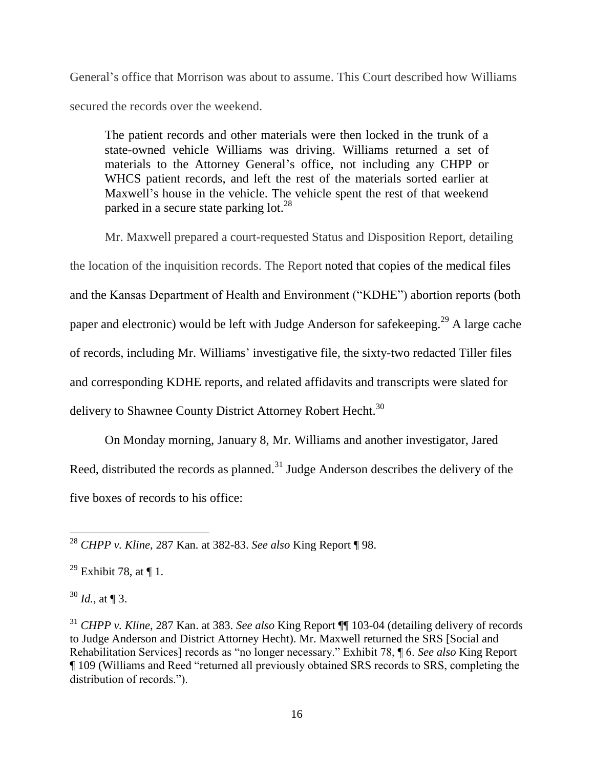General's office that Morrison was about to assume. This Court described how Williams secured the records over the weekend.

> The patient records and other materials were then locked in the trunk of a state-owned vehicle Williams was driving. Williams returned a set of materials to the Attorney General's office, not including any CHPP or WHCS patient records, and left the rest of the materials sorted earlier at Maxwell's house in the vehicle. The vehicle spent the rest of that weekend parked in a secure state parking lot.[28]

Mr. Maxwell prepared a court-requested Status and Disposition Report, detailing the location of the inquisition records. The Report noted that copies of the medical files and the Kansas Department of Health and Environment ("KDHE") abortion reports (both paper and electronic) would be left with Judge Anderson for safekeeping.[29] A large cache of records, including Mr. Williams' investigative file, the sixty-two redacted Tiller files and corresponding KDHE reports, and related affidavits and transcripts were slated for delivery to Shawnee County District Attorney Robert Hecht.[30]

On Monday morning, January 8, Mr. Williams and another investigator, Jared Reed, distributed the records as planned.[31] Judge Anderson describes the delivery of the five boxes of records to his office:

---

[28] *CHPP v. Kline*, 287 Kan. at 382-83. *See also* King Report ¶ 98.

[29] Exhibit 78, at ¶ 1.

[30] *Id.*, at ¶ 3.

[31] *CHPP v. Kline*, 287 Kan. at 383. *See also* King Report ¶¶ 103-04 (detailing delivery of records to Judge Anderson and District Attorney Hecht). Mr. Maxwell returned the SRS [Social and Rehabilitation Services] records as "no longer necessary." Exhibit 78, ¶ 6. *See also* King Report ¶ 109 (Williams and Reed "returned all previously obtained SRS records to SRS, completing the distribution of records.").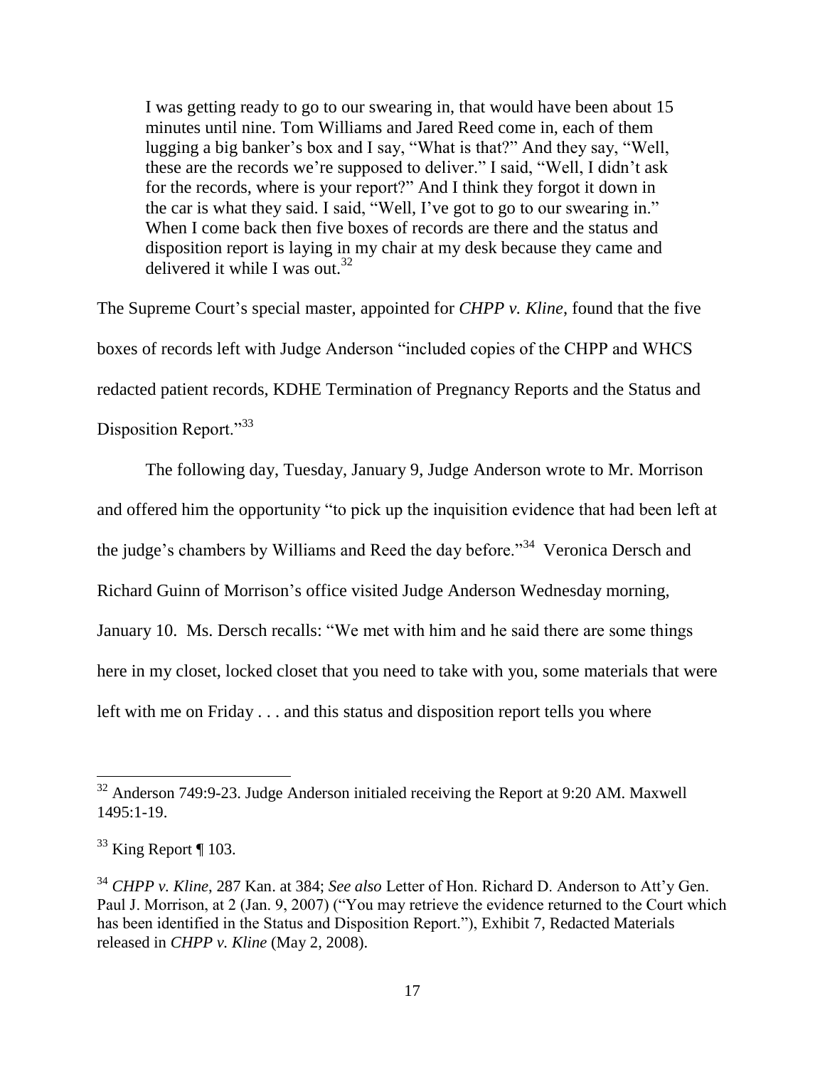> I was getting ready to go to our swearing in, that would have been about 15 minutes until nine. Tom Williams and Jared Reed come in, each of them lugging a big banker's box and I say, "What is that?" And they say, "Well, these are the records we're supposed to deliver." I said, "Well, I didn't ask for the records, where is your report?" And I think they forgot it down in the car is what they said. I said, "Well, I've got to go to our swearing in." When I come back then five boxes of records are there and the status and disposition report is laying in my chair at my desk because they came and delivered it while I was out.[32]

The Supreme Court's special master, appointed for *CHPP v. Kline*, found that the five boxes of records left with Judge Anderson "included copies of the CHPP and WHCS redacted patient records, KDHE Termination of Pregnancy Reports and the Status and Disposition Report."[33]

The following day, Tuesday, January 9, Judge Anderson wrote to Mr. Morrison and offered him the opportunity "to pick up the inquisition evidence that had been left at the judge's chambers by Williams and Reed the day before."[34] Veronica Dersch and Richard Guinn of Morrison's office visited Judge Anderson Wednesday morning, January 10. Ms. Dersch recalls: "We met with him and he said there are some things here in my closet, locked closet that you need to take with you, some materials that were left with me on Friday . . . and this status and disposition report tells you where

---

[32] Anderson 749:9-23. Judge Anderson initialed receiving the Report at 9:20 AM. Maxwell 1495:1-19.

[33] King Report ¶ 103.

[34] *CHPP v. Kline*, 287 Kan. at 384; *See also* Letter of Hon. Richard D. Anderson to Att'y Gen. Paul J. Morrison, at 2 (Jan. 9, 2007) ("You may retrieve the evidence returned to the Court which has been identified in the Status and Disposition Report."), Exhibit 7, Redacted Materials released in *CHPP v. Kline* (May 2, 2008).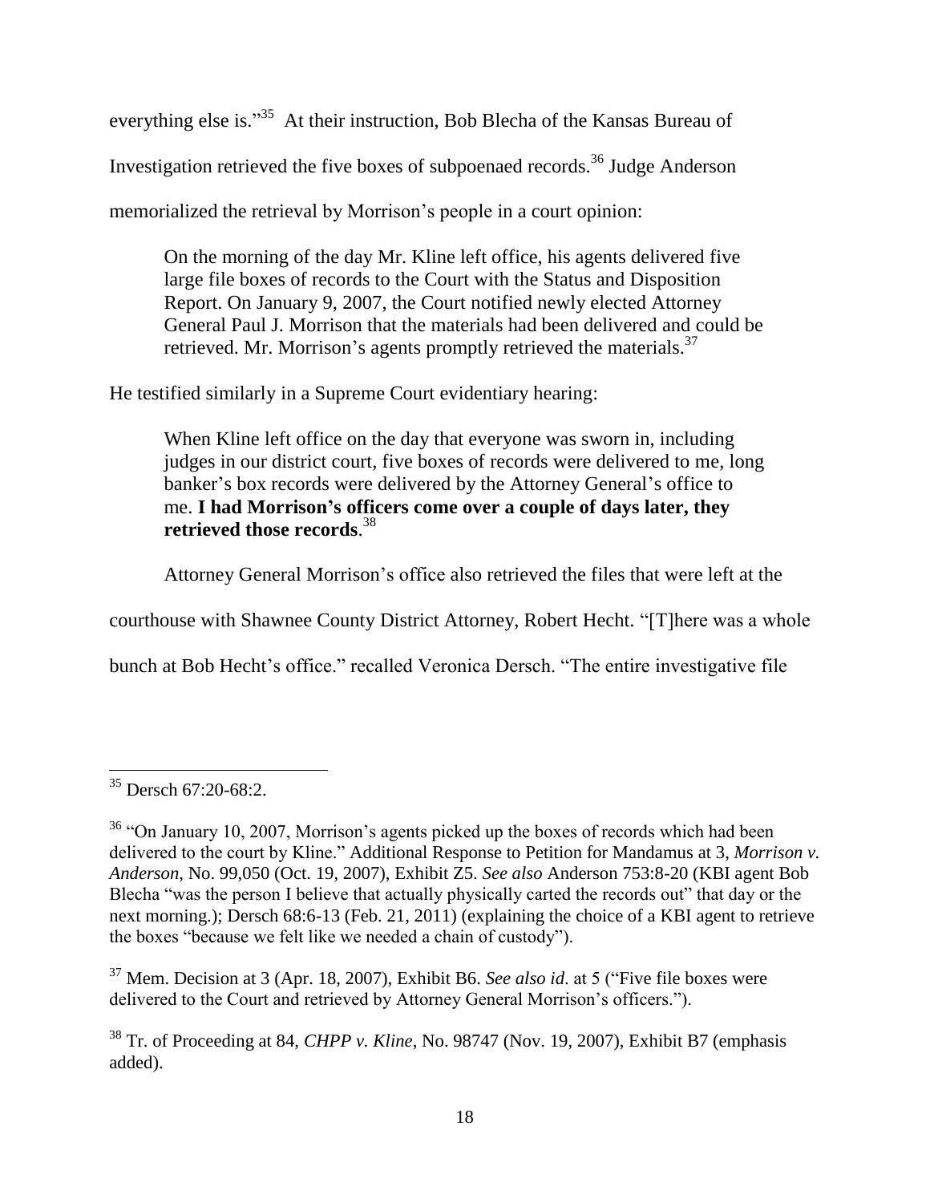everything else is."[35] At their instruction, Bob Blecha of the Kansas Bureau of Investigation retrieved the five boxes of subpoenaed records.[36] Judge Anderson memorialized the retrieval by Morrison's people in a court opinion:

> On the morning of the day Mr. Kline left office, his agents delivered five large file boxes of records to the Court with the Status and Disposition Report. On January 9, 2007, the Court notified newly elected Attorney General Paul J. Morrison that the materials had been delivered and could be retrieved. Mr. Morrison's agents promptly retrieved the materials.[37]

He testified similarly in a Supreme Court evidentiary hearing:

> When Kline left office on the day that everyone was sworn in, including judges in our district court, five boxes of records were delivered to me, long banker's box records were delivered by the Attorney General's office to me. **I had Morrison's officers come over a couple of days later, they retrieved those records**.[38]

Attorney General Morrison's office also retrieved the files that were left at the courthouse with Shawnee County District Attorney, Robert Hecht. "[T]here was a whole bunch at Bob Hecht's office." recalled Veronica Dersch. "The entire investigative file

---

[35] Dersch 67:20-68:2.

[36] "On January 10, 2007, Morrison's agents picked up the boxes of records which had been delivered to the court by Kline." Additional Response to Petition for Mandamus at 3, *Morrison v. Anderson*, No. 99,050 (Oct. 19, 2007), Exhibit Z5. *See also* Anderson 753:8-20 (KBI agent Bob Blecha "was the person I believe that actually physically carted the records out" that day or the next morning.); Dersch 68:6-13 (Feb. 21, 2011) (explaining the choice of a KBI agent to retrieve the boxes "because we felt like we needed a chain of custody").

[37] Mem. Decision at 3 (Apr. 18, 2007), Exhibit B6. *See also id*. at 5 ("Five file boxes were delivered to the Court and retrieved by Attorney General Morrison's officers.").

[38] Tr. of Proceeding at 84, *CHPP v. Kline*, No. 98747 (Nov. 19, 2007), Exhibit B7 (emphasis added).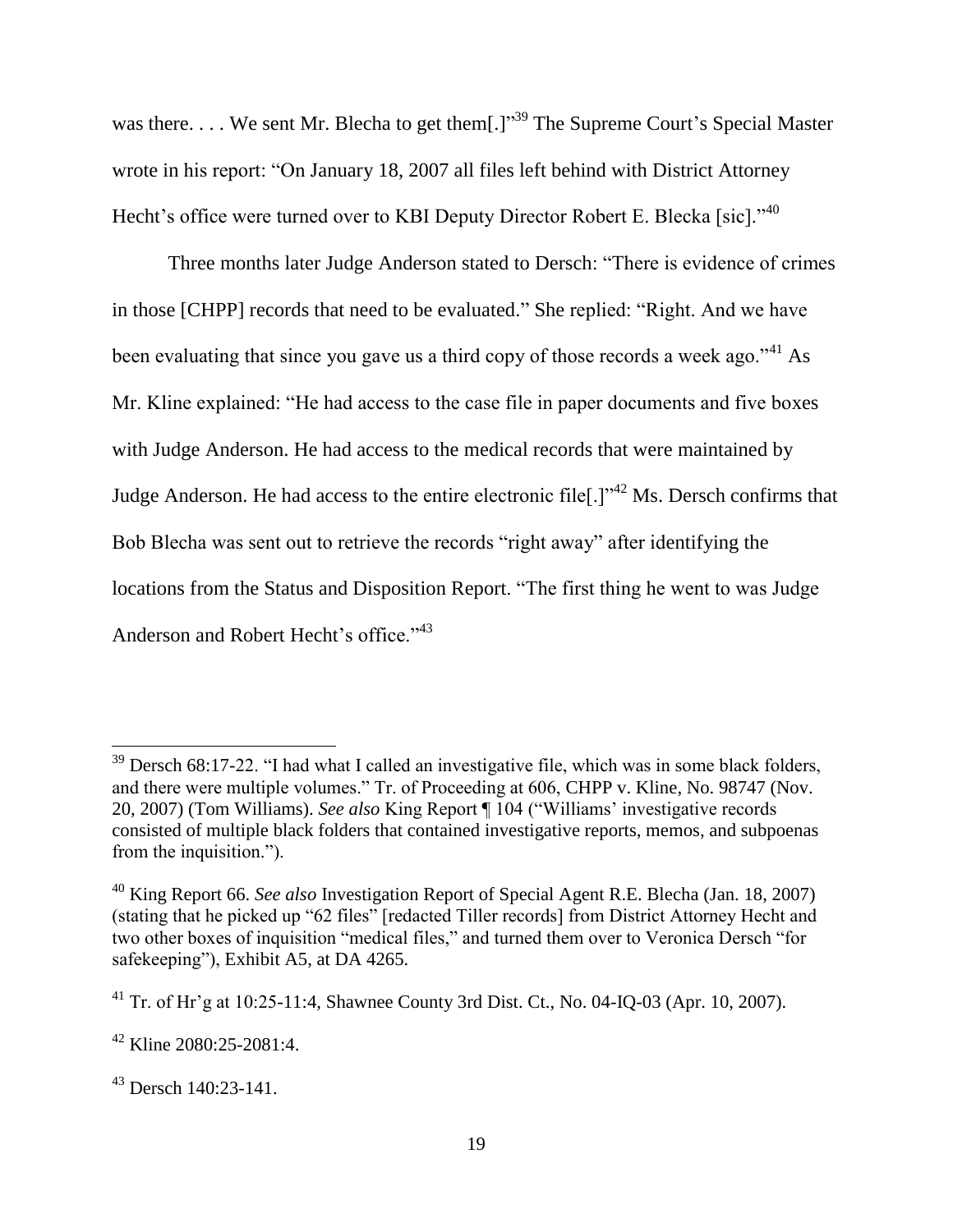was there. . . . We sent Mr. Blecha to get them[.]"[39] The Supreme Court's Special Master wrote in his report: "On January 18, 2007 all files left behind with District Attorney Hecht's office were turned over to KBI Deputy Director Robert E. Blecka [sic]."[40]

Three months later Judge Anderson stated to Dersch: "There is evidence of crimes in those [CHPP] records that need to be evaluated." She replied: "Right. And we have been evaluating that since you gave us a third copy of those records a week ago."[41] As Mr. Kline explained: "He had access to the case file in paper documents and five boxes with Judge Anderson. He had access to the medical records that were maintained by Judge Anderson. He had access to the entire electronic file[.]"[42] Ms. Dersch confirms that Bob Blecha was sent out to retrieve the records "right away" after identifying the locations from the Status and Disposition Report. "The first thing he went to was Judge Anderson and Robert Hecht's office."[43]

---

[39] Dersch 68:17-22. "I had what I called an investigative file, which was in some black folders, and there were multiple volumes." Tr. of Proceeding at 606, CHPP v. Kline, No. 98747 (Nov. 20, 2007) (Tom Williams). *See also* King Report ¶ 104 ("Williams' investigative records consisted of multiple black folders that contained investigative reports, memos, and subpoenas from the inquisition.").

[40] King Report 66. *See also* Investigation Report of Special Agent R.E. Blecha (Jan. 18, 2007) (stating that he picked up "62 files" [redacted Tiller records] from District Attorney Hecht and two other boxes of inquisition "medical files," and turned them over to Veronica Dersch "for safekeeping"), Exhibit A5, at DA 4265.

[41] Tr. of Hr'g at 10:25-11:4, Shawnee County 3rd Dist. Ct., No. 04-IQ-03 (Apr. 10, 2007).

[42] Kline 2080:25-2081:4.

[43] Dersch 140:23-141.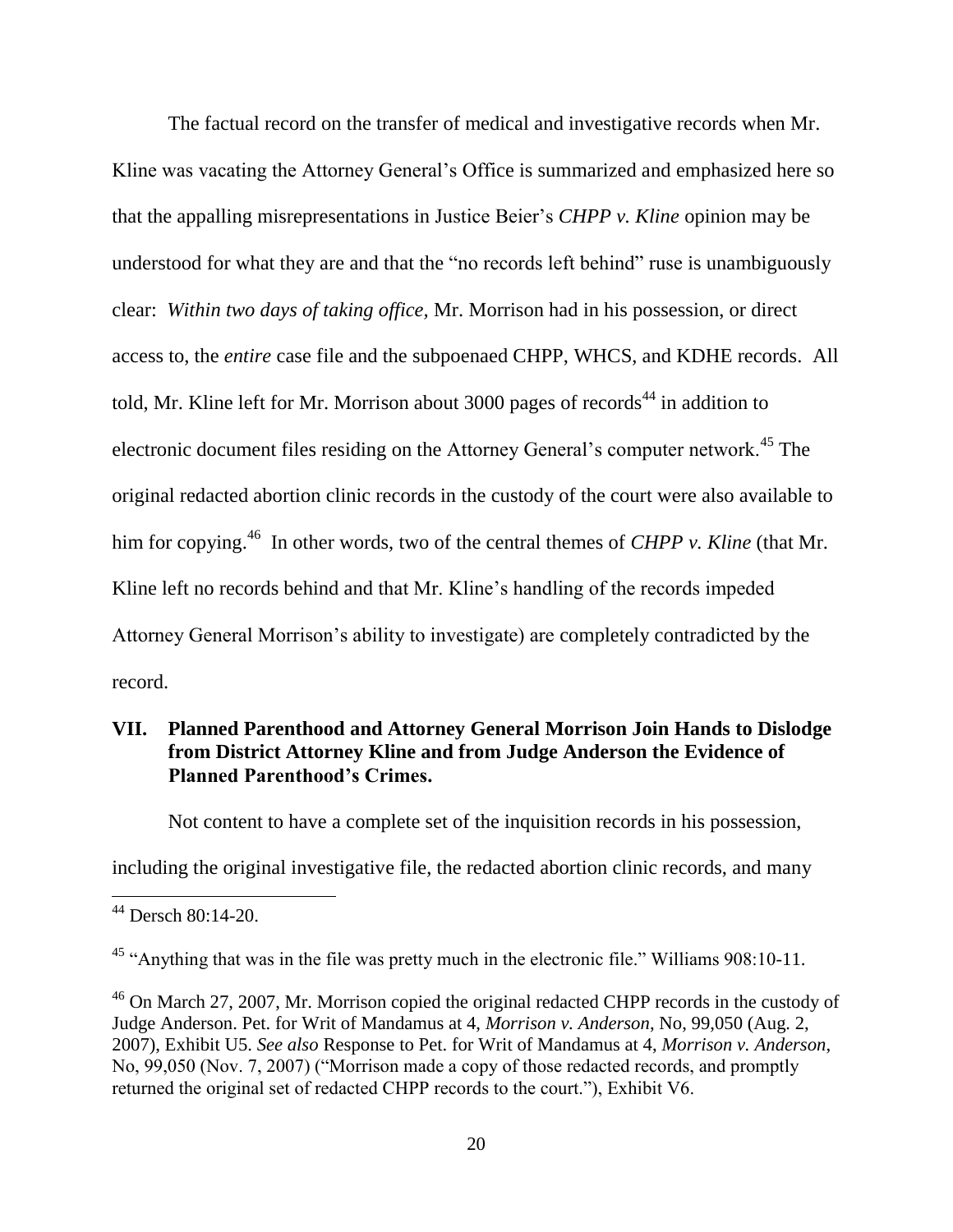The factual record on the transfer of medical and investigative records when Mr. Kline was vacating the Attorney General's Office is summarized and emphasized here so that the appalling misrepresentations in Justice Beier's *CHPP v. Kline* opinion may be understood for what they are and that the "no records left behind" ruse is unambiguously clear: *Within two days of taking office,* Mr. Morrison had in his possession, or direct access to, the *entire* case file and the subpoenaed CHPP, WHCS, and KDHE records. All told, Mr. Kline left for Mr. Morrison about 3000 pages of records[44] in addition to electronic document files residing on the Attorney General's computer network.[45] The original redacted abortion clinic records in the custody of the court were also available to him for copying.[46] In other words, two of the central themes of *CHPP v. Kline* (that Mr. Kline left no records behind and that Mr. Kline's handling of the records impeded Attorney General Morrison's ability to investigate) are completely contradicted by the record.

## VII. Planned Parenthood and Attorney General Morrison Join Hands to Dislodge from District Attorney Kline and from Judge Anderson the Evidence of Planned Parenthood's Crimes.

Not content to have a complete set of the inquisition records in his possession, including the original investigative file, the redacted abortion clinic records, and many

---

[44] Dersch 80:14-20.

[45] "Anything that was in the file was pretty much in the electronic file." Williams 908:10-11.

[46] On March 27, 2007, Mr. Morrison copied the original redacted CHPP records in the custody of Judge Anderson. Pet. for Writ of Mandamus at 4, *Morrison v. Anderson*, No, 99,050 (Aug. 2, 2007), Exhibit U5. *See also* Response to Pet. for Writ of Mandamus at 4, *Morrison v. Anderson*, No, 99,050 (Nov. 7, 2007) ("Morrison made a copy of those redacted records, and promptly returned the original set of redacted CHPP records to the court."), Exhibit V6.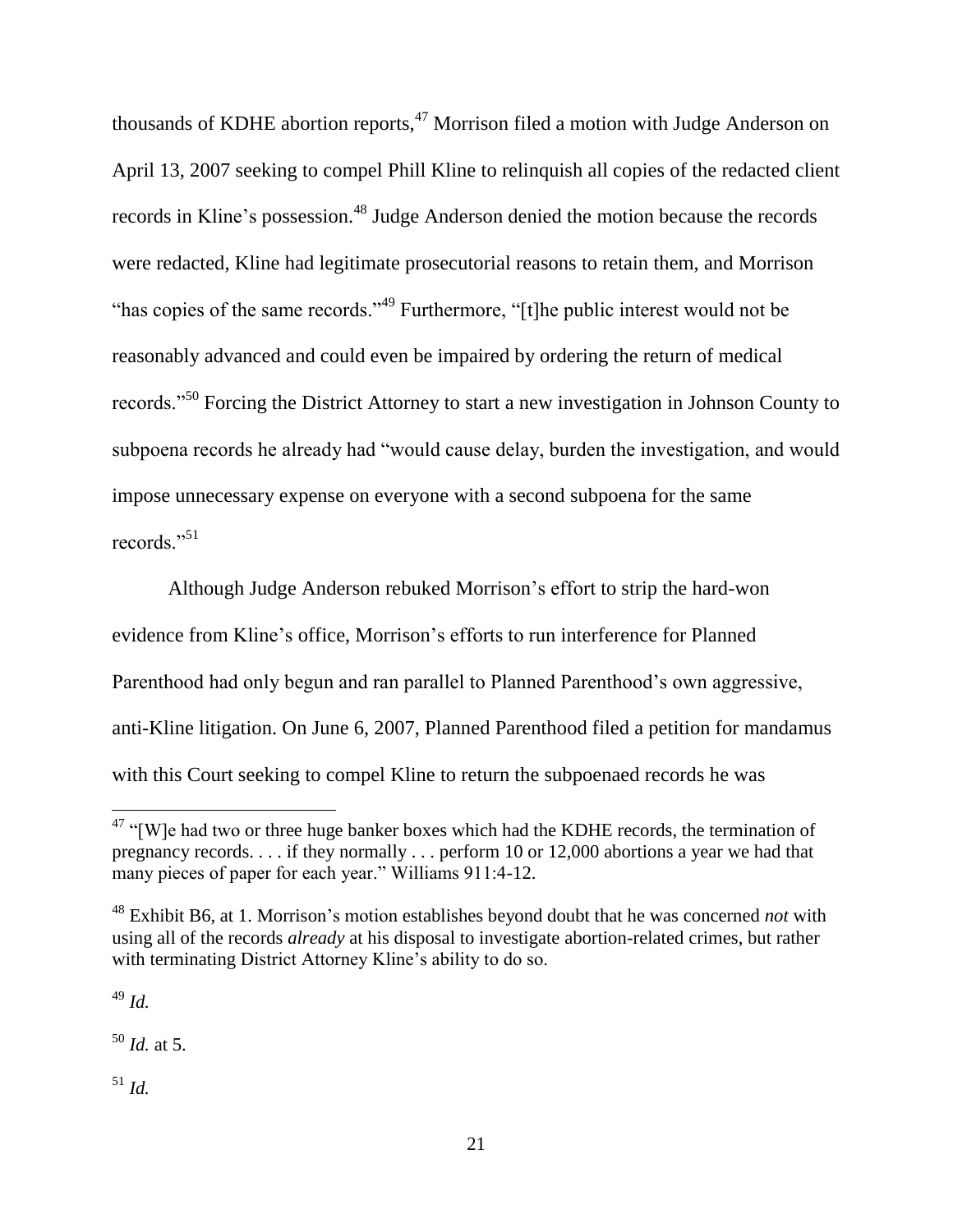thousands of KDHE abortion reports,[47] Morrison filed a motion with Judge Anderson on April 13, 2007 seeking to compel Phill Kline to relinquish all copies of the redacted client records in Kline's possession.[48] Judge Anderson denied the motion because the records were redacted, Kline had legitimate prosecutorial reasons to retain them, and Morrison "has copies of the same records."[49] Furthermore, "[t]he public interest would not be reasonably advanced and could even be impaired by ordering the return of medical records."[50] Forcing the District Attorney to start a new investigation in Johnson County to subpoena records he already had "would cause delay, burden the investigation, and would impose unnecessary expense on everyone with a second subpoena for the same records."[51]

Although Judge Anderson rebuked Morrison's effort to strip the hard-won evidence from Kline's office, Morrison's efforts to run interference for Planned Parenthood had only begun and ran parallel to Planned Parenthood's own aggressive, anti-Kline litigation. On June 6, 2007, Planned Parenthood filed a petition for mandamus with this Court seeking to compel Kline to return the subpoenaed records he was

---

[47] "[W]e had two or three huge banker boxes which had the KDHE records, the termination of pregnancy records. . . . if they normally . . . perform 10 or 12,000 abortions a year we had that many pieces of paper for each year." Williams 911:4-12.

[48] Exhibit B6, at 1. Morrison's motion establishes beyond doubt that he was concerned *not* with using all of the records *already* at his disposal to investigate abortion-related crimes, but rather with terminating District Attorney Kline's ability to do so.

[49] *Id.*

[50] *Id.* at 5.

[51] *Id.*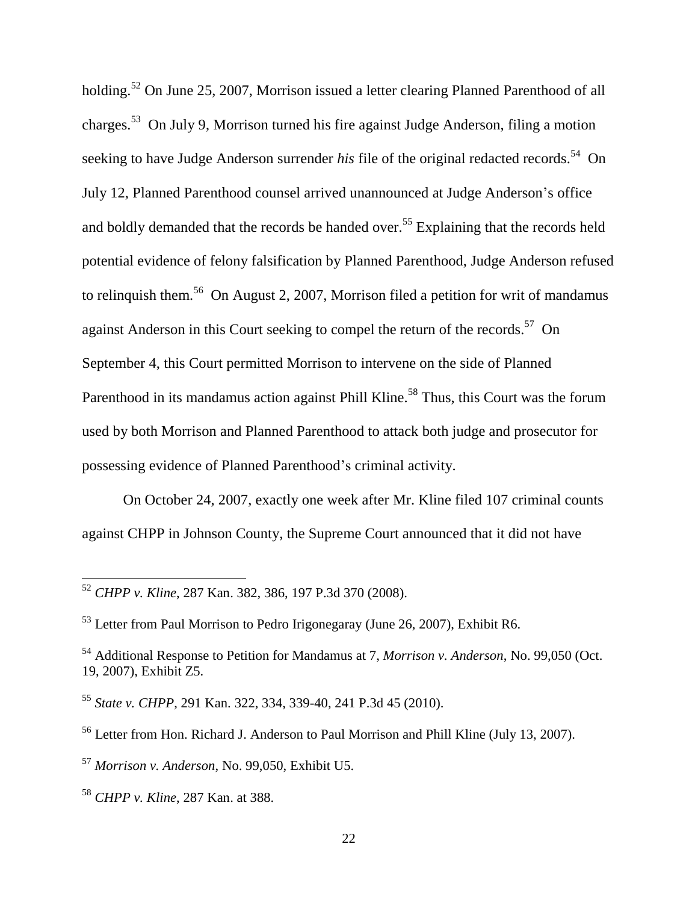holding.[52] On June 25, 2007, Morrison issued a letter clearing Planned Parenthood of all charges.[53] On July 9, Morrison turned his fire against Judge Anderson, filing a motion seeking to have Judge Anderson surrender *his* file of the original redacted records.[54] On July 12, Planned Parenthood counsel arrived unannounced at Judge Anderson's office and boldly demanded that the records be handed over.[55] Explaining that the records held potential evidence of felony falsification by Planned Parenthood, Judge Anderson refused to relinquish them.[56] On August 2, 2007, Morrison filed a petition for writ of mandamus against Anderson in this Court seeking to compel the return of the records.[57] On September 4, this Court permitted Morrison to intervene on the side of Planned Parenthood in its mandamus action against Phill Kline.[58] Thus, this Court was the forum used by both Morrison and Planned Parenthood to attack both judge and prosecutor for possessing evidence of Planned Parenthood's criminal activity.

On October 24, 2007, exactly one week after Mr. Kline filed 107 criminal counts against CHPP in Johnson County, the Supreme Court announced that it did not have

---

[52] *CHPP v. Kline*, 287 Kan. 382, 386, 197 P.3d 370 (2008).

[53] Letter from Paul Morrison to Pedro Irigonegaray (June 26, 2007), Exhibit R6.

[54] Additional Response to Petition for Mandamus at 7, *Morrison v. Anderson*, No. 99,050 (Oct. 19, 2007), Exhibit Z5.

[55] *State v. CHPP*, 291 Kan. 322, 334, 339-40, 241 P.3d 45 (2010).

[56] Letter from Hon. Richard J. Anderson to Paul Morrison and Phill Kline (July 13, 2007).

[57] *Morrison v. Anderson*, No. 99,050, Exhibit U5.

[58] *CHPP v. Kline*, 287 Kan. at 388.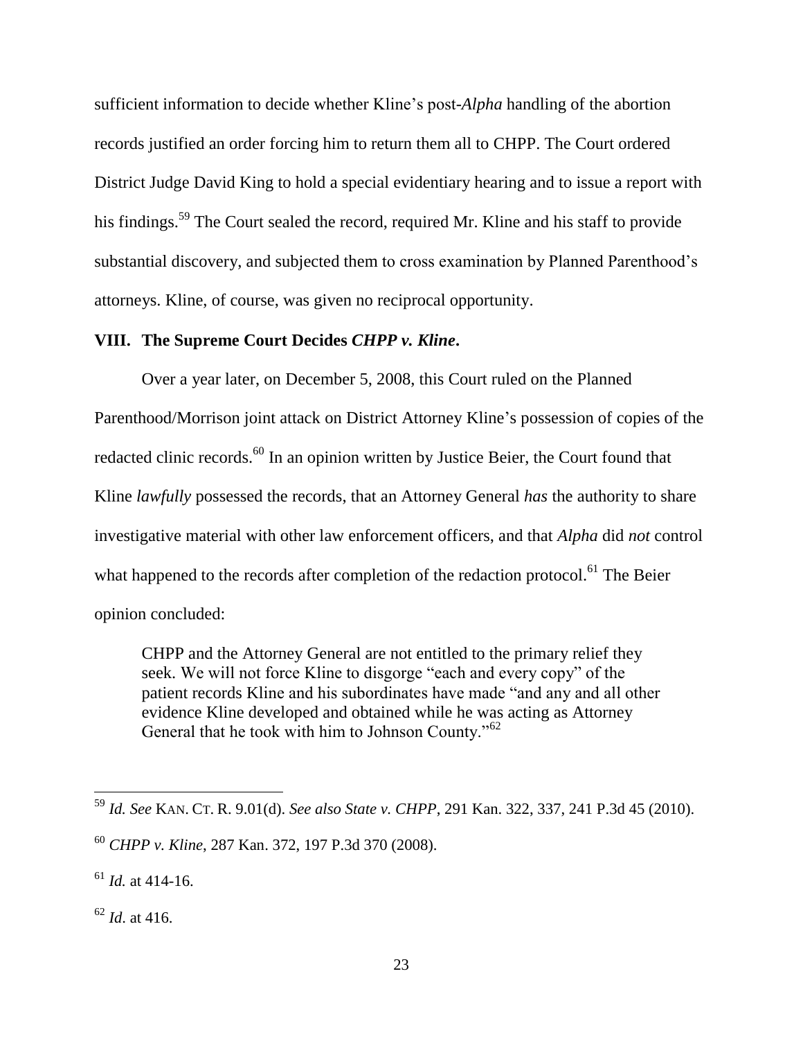sufficient information to decide whether Kline's post-*Alpha* handling of the abortion records justified an order forcing him to return them all to CHPP. The Court ordered District Judge David King to hold a special evidentiary hearing and to issue a report with his findings.[59] The Court sealed the record, required Mr. Kline and his staff to provide substantial discovery, and subjected them to cross examination by Planned Parenthood's attorneys. Kline, of course, was given no reciprocal opportunity.

## VIII. The Supreme Court Decides *CHPP v. Kline*.

Over a year later, on December 5, 2008, this Court ruled on the Planned Parenthood/Morrison joint attack on District Attorney Kline's possession of copies of the redacted clinic records.[60] In an opinion written by Justice Beier, the Court found that Kline *lawfully* possessed the records, that an Attorney General *has* the authority to share investigative material with other law enforcement officers, and that *Alpha* did *not* control what happened to the records after completion of the redaction protocol.[61] The Beier opinion concluded:

> CHPP and the Attorney General are not entitled to the primary relief they seek. We will not force Kline to disgorge "each and every copy" of the patient records Kline and his subordinates have made "and any and all other evidence Kline developed and obtained while he was acting as Attorney General that he took with him to Johnson County."[62]

---

[59] *Id. See* KAN. CT. R. 9.01(d). *See also State v. CHPP*, 291 Kan. 322, 337, 241 P.3d 45 (2010).

[60] *CHPP v. Kline*, 287 Kan. 372, 197 P.3d 370 (2008).

[61] *Id.* at 414-16.

[62] *Id*. at 416.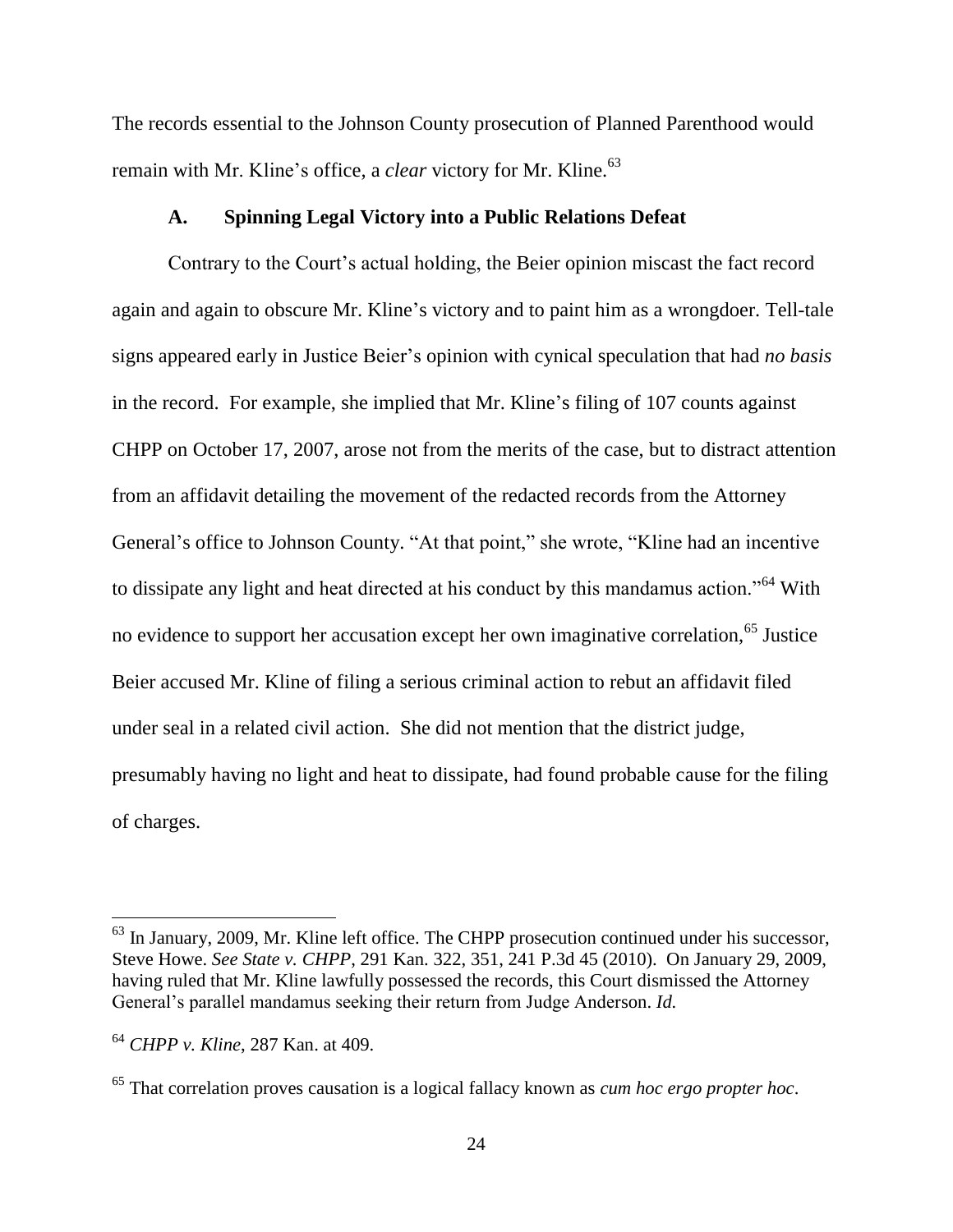The records essential to the Johnson County prosecution of Planned Parenthood would remain with Mr. Kline's office, a *clear* victory for Mr. Kline.[63]

### A. Spinning Legal Victory into a Public Relations Defeat

Contrary to the Court's actual holding, the Beier opinion miscast the fact record again and again to obscure Mr. Kline's victory and to paint him as a wrongdoer. Tell-tale signs appeared early in Justice Beier's opinion with cynical speculation that had *no basis* in the record. For example, she implied that Mr. Kline's filing of 107 counts against CHPP on October 17, 2007, arose not from the merits of the case, but to distract attention from an affidavit detailing the movement of the redacted records from the Attorney General's office to Johnson County. "At that point," she wrote, "Kline had an incentive to dissipate any light and heat directed at his conduct by this mandamus action."[64] With no evidence to support her accusation except her own imaginative correlation,[65] Justice Beier accused Mr. Kline of filing a serious criminal action to rebut an affidavit filed under seal in a related civil action. She did not mention that the district judge, presumably having no light and heat to dissipate, had found probable cause for the filing of charges.

---

[63] In January, 2009, Mr. Kline left office. The CHPP prosecution continued under his successor, Steve Howe. *See State v. CHPP*, 291 Kan. 322, 351, 241 P.3d 45 (2010). On January 29, 2009, having ruled that Mr. Kline lawfully possessed the records, this Court dismissed the Attorney General's parallel mandamus seeking their return from Judge Anderson. *Id.*

[64] *CHPP v. Kline*, 287 Kan. at 409.

[65] That correlation proves causation is a logical fallacy known as *cum hoc ergo propter hoc*.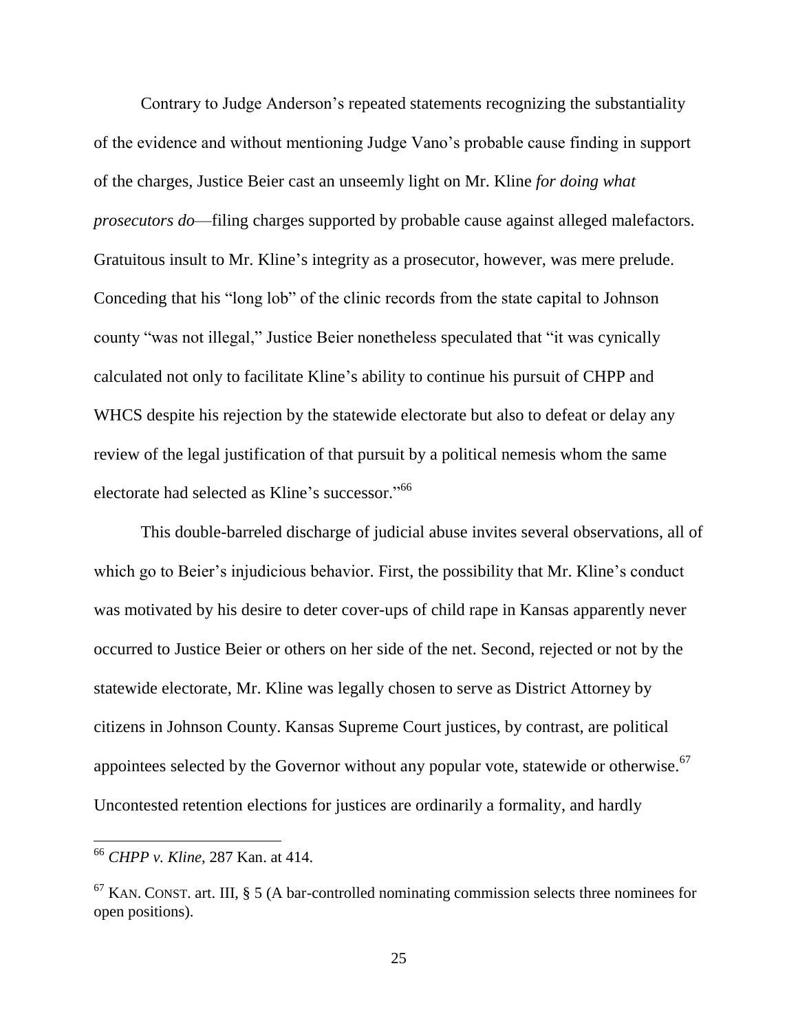Contrary to Judge Anderson's repeated statements recognizing the substantiality of the evidence and without mentioning Judge Vano's probable cause finding in support of the charges, Justice Beier cast an unseemly light on Mr. Kline *for doing what prosecutors do*—filing charges supported by probable cause against alleged malefactors. Gratuitous insult to Mr. Kline's integrity as a prosecutor, however, was mere prelude. Conceding that his "long lob" of the clinic records from the state capital to Johnson county "was not illegal," Justice Beier nonetheless speculated that "it was cynically calculated not only to facilitate Kline's ability to continue his pursuit of CHPP and WHCS despite his rejection by the statewide electorate but also to defeat or delay any review of the legal justification of that pursuit by a political nemesis whom the same electorate had selected as Kline's successor."[66]

This double-barreled discharge of judicial abuse invites several observations, all of which go to Beier's injudicious behavior. First, the possibility that Mr. Kline's conduct was motivated by his desire to deter cover-ups of child rape in Kansas apparently never occurred to Justice Beier or others on her side of the net. Second, rejected or not by the statewide electorate, Mr. Kline was legally chosen to serve as District Attorney by citizens in Johnson County. Kansas Supreme Court justices, by contrast, are political appointees selected by the Governor without any popular vote, statewide or otherwise.[67] Uncontested retention elections for justices are ordinarily a formality, and hardly

---

[66] *CHPP v. Kline*, 287 Kan. at 414.

[67] KAN. CONST. art. III, § 5 (A bar-controlled nominating commission selects three nominees for open positions).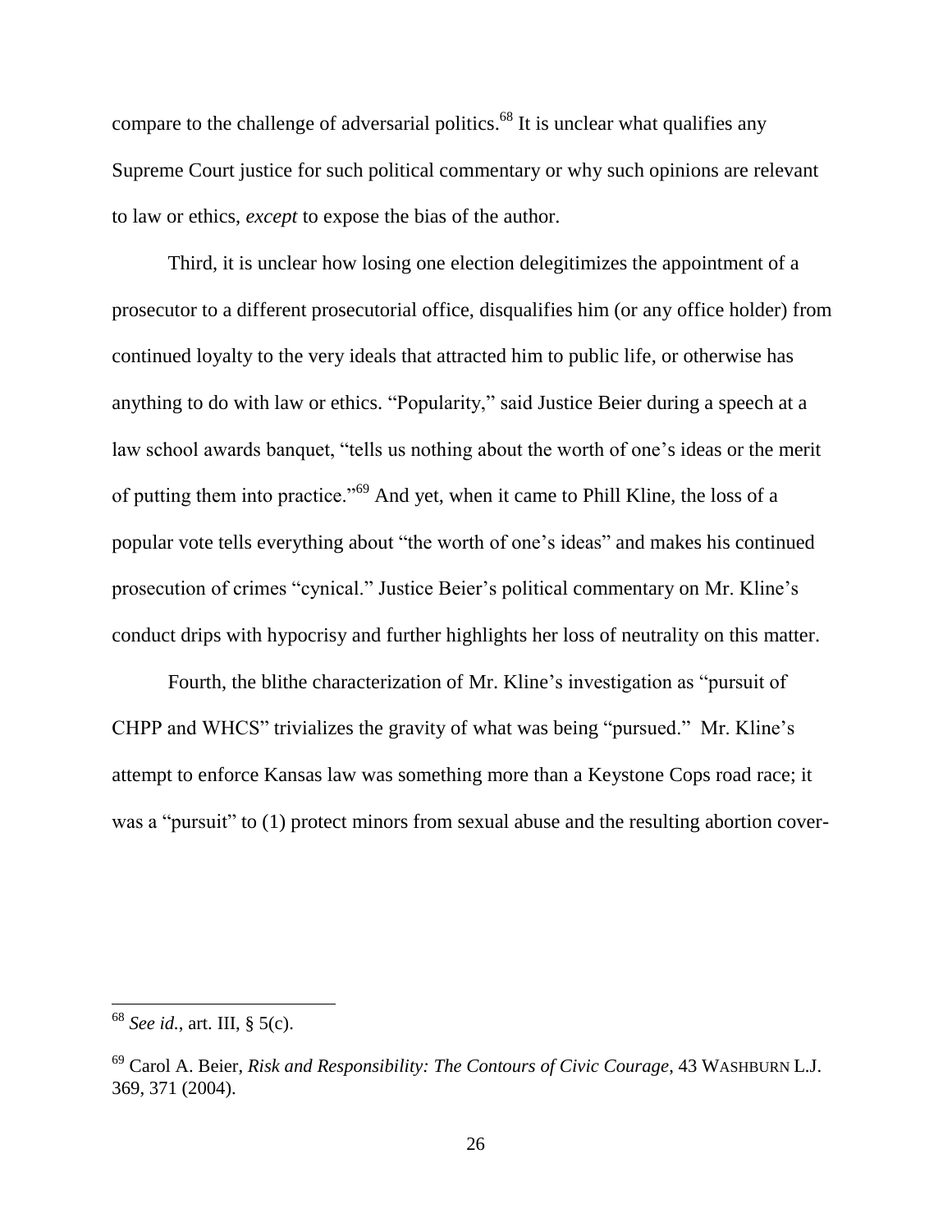compare to the challenge of adversarial politics.[68] It is unclear what qualifies any Supreme Court justice for such political commentary or why such opinions are relevant to law or ethics, *except* to expose the bias of the author.

Third, it is unclear how losing one election delegitimizes the appointment of a prosecutor to a different prosecutorial office, disqualifies him (or any office holder) from continued loyalty to the very ideals that attracted him to public life, or otherwise has anything to do with law or ethics. "Popularity," said Justice Beier during a speech at a law school awards banquet, "tells us nothing about the worth of one's ideas or the merit of putting them into practice."[69] And yet, when it came to Phill Kline, the loss of a popular vote tells everything about "the worth of one's ideas" and makes his continued prosecution of crimes "cynical." Justice Beier's political commentary on Mr. Kline's conduct drips with hypocrisy and further highlights her loss of neutrality on this matter.

Fourth, the blithe characterization of Mr. Kline's investigation as "pursuit of CHPP and WHCS" trivializes the gravity of what was being "pursued." Mr. Kline's attempt to enforce Kansas law was something more than a Keystone Cops road race; it was a "pursuit" to (1) protect minors from sexual abuse and the resulting abortion cover-

---

[68] *See id.*, art. III, § 5(c).

[69] Carol A. Beier, *Risk and Responsibility: The Contours of Civic Courage*, 43 WASHBURN L.J. 369, 371 (2004).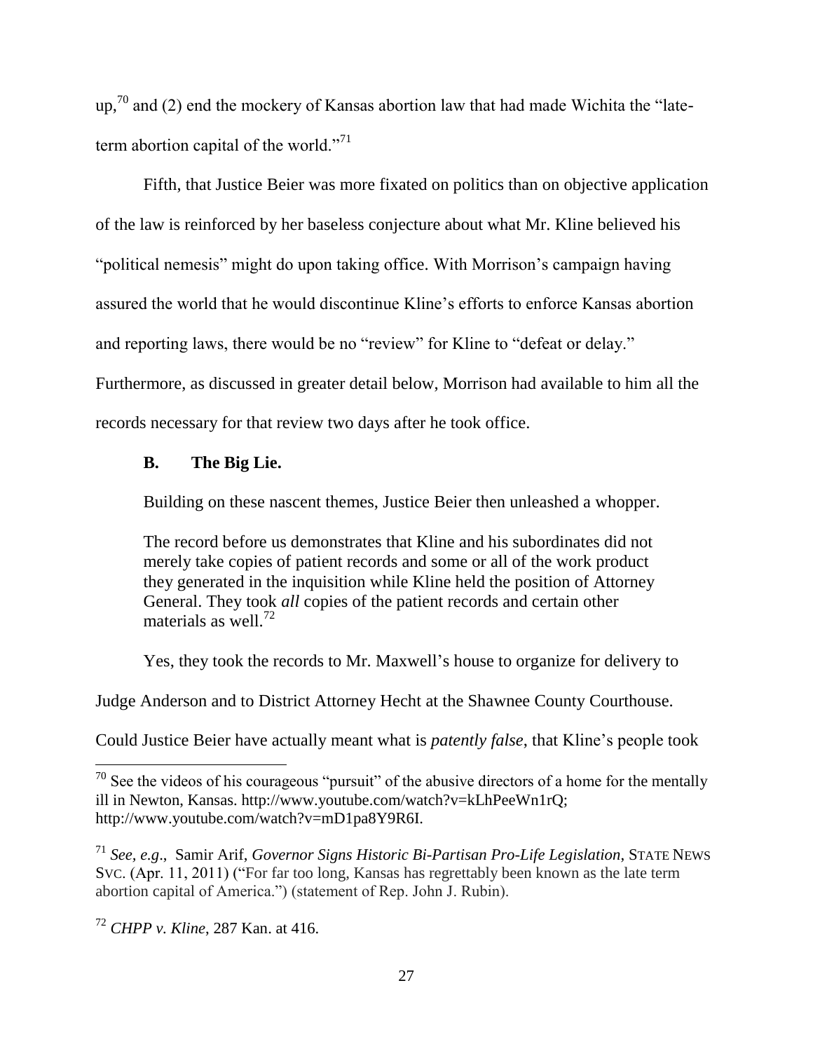up,[70] and (2) end the mockery of Kansas abortion law that had made Wichita the "late-term abortion capital of the world."[71]

Fifth, that Justice Beier was more fixated on politics than on objective application of the law is reinforced by her baseless conjecture about what Mr. Kline believed his "political nemesis" might do upon taking office. With Morrison's campaign having assured the world that he would discontinue Kline's efforts to enforce Kansas abortion and reporting laws, there would be no "review" for Kline to "defeat or delay." Furthermore, as discussed in greater detail below, Morrison had available to him all the records necessary for that review two days after he took office.

### B. The Big Lie.

Building on these nascent themes, Justice Beier then unleashed a whopper.

> The record before us demonstrates that Kline and his subordinates did not merely take copies of patient records and some or all of the work product they generated in the inquisition while Kline held the position of Attorney General. They took *all* copies of the patient records and certain other materials as well.[72]

Yes, they took the records to Mr. Maxwell's house to organize for delivery to Judge Anderson and to District Attorney Hecht at the Shawnee County Courthouse. Could Justice Beier have actually meant what is *patently false*, that Kline's people took

---

[70] See the videos of his courageous "pursuit" of the abusive directors of a home for the mentally ill in Newton, Kansas. http://www.youtube.com/watch?v=kLhPeeWn1rQ; http://www.youtube.com/watch?v=mD1pa8Y9R6I.

[71] *See, e.g*., Samir Arif, *Governor Signs Historic Bi-Partisan Pro-Life Legislation*, STATE NEWS SVC. (Apr. 11, 2011) ("For far too long, Kansas has regrettably been known as the late term abortion capital of America.") (statement of Rep. John J. Rubin).

[72] *CHPP v. Kline*, 287 Kan. at 416.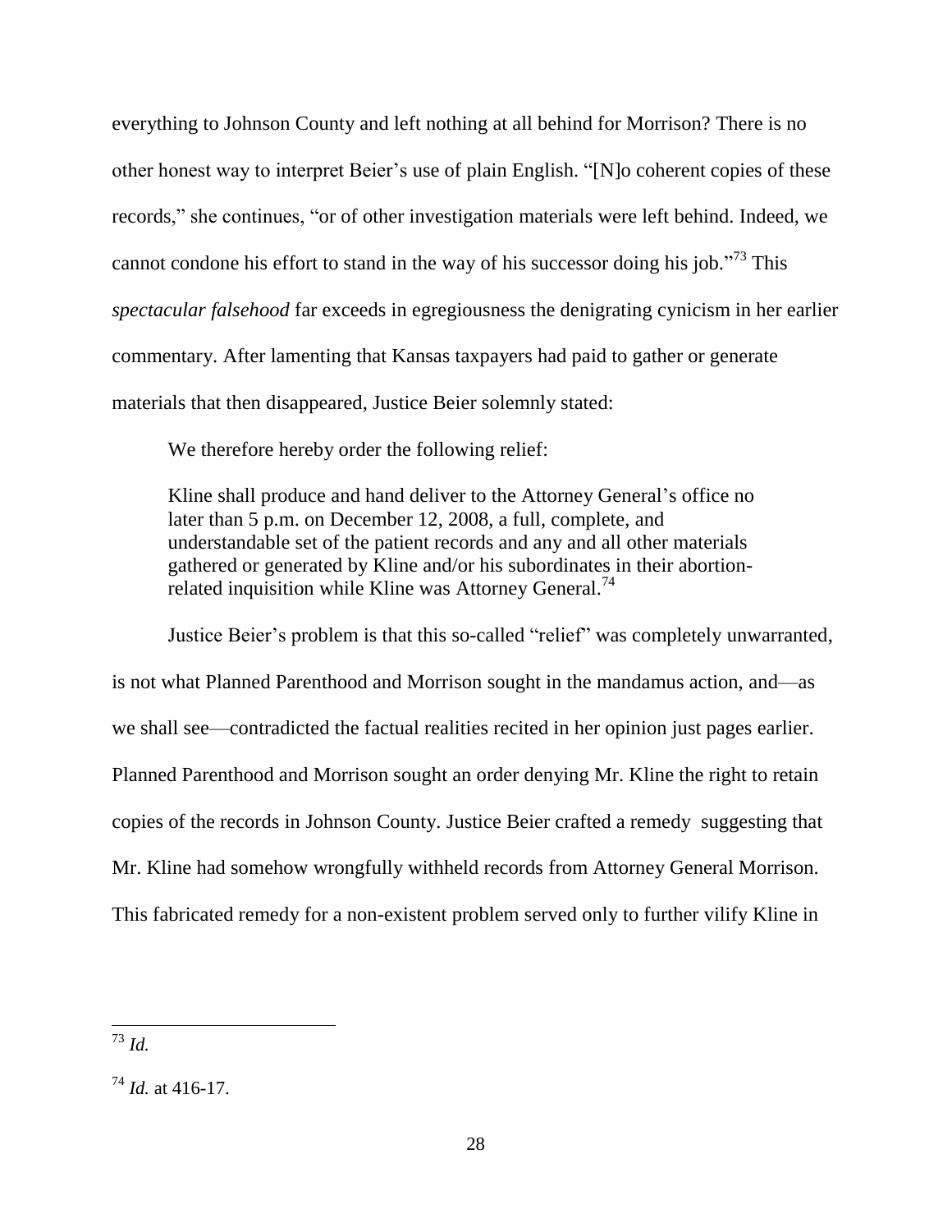everything to Johnson County and left nothing at all behind for Morrison? There is no other honest way to interpret Beier's use of plain English. "[N]o coherent copies of these records," she continues, "or of other investigation materials were left behind. Indeed, we cannot condone his effort to stand in the way of his successor doing his job."[73] This *spectacular falsehood* far exceeds in egregiousness the denigrating cynicism in her earlier commentary. After lamenting that Kansas taxpayers had paid to gather or generate materials that then disappeared, Justice Beier solemnly stated:

> We therefore hereby order the following relief:
>
> Kline shall produce and hand deliver to the Attorney General's office no later than 5 p.m. on December 12, 2008, a full, complete, and understandable set of the patient records and any and all other materials gathered or generated by Kline and/or his subordinates in their abortion-related inquisition while Kline was Attorney General.[74]

Justice Beier's problem is that this so-called "relief" was completely unwarranted, is not what Planned Parenthood and Morrison sought in the mandamus action, and—as we shall see—contradicted the factual realities recited in her opinion just pages earlier. Planned Parenthood and Morrison sought an order denying Mr. Kline the right to retain copies of the records in Johnson County. Justice Beier crafted a remedy suggesting that Mr. Kline had somehow wrongfully withheld records from Attorney General Morrison. This fabricated remedy for a non-existent problem served only to further vilify Kline in

---

[73] *Id.*

[74] *Id.* at 416-17.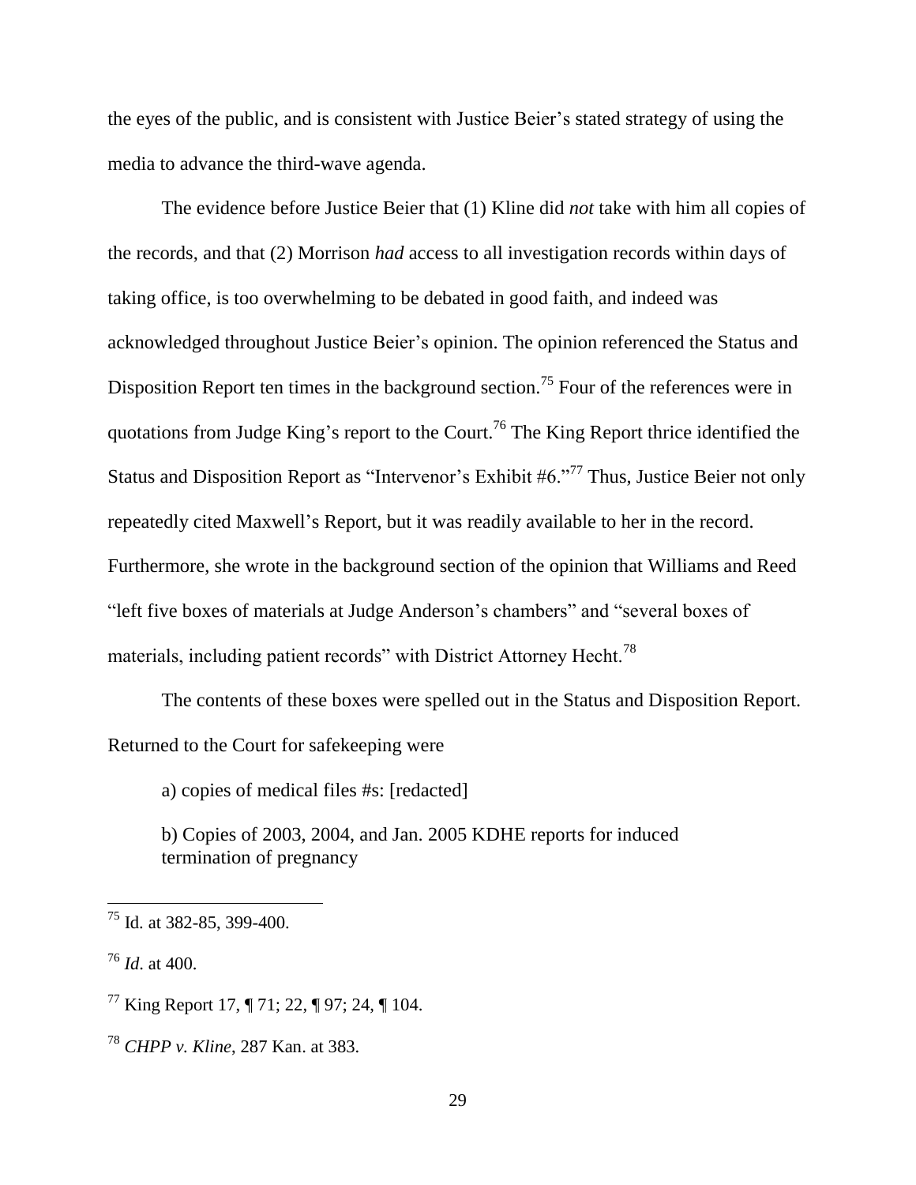the eyes of the public, and is consistent with Justice Beier's stated strategy of using the media to advance the third-wave agenda.

The evidence before Justice Beier that (1) Kline did *not* take with him all copies of the records, and that (2) Morrison *had* access to all investigation records within days of taking office, is too overwhelming to be debated in good faith, and indeed was acknowledged throughout Justice Beier's opinion. The opinion referenced the Status and Disposition Report ten times in the background section.[75] Four of the references were in quotations from Judge King's report to the Court.[76] The King Report thrice identified the Status and Disposition Report as "Intervenor's Exhibit #6."[77] Thus, Justice Beier not only repeatedly cited Maxwell's Report, but it was readily available to her in the record. Furthermore, she wrote in the background section of the opinion that Williams and Reed "left five boxes of materials at Judge Anderson's chambers" and "several boxes of materials, including patient records" with District Attorney Hecht.[78]

The contents of these boxes were spelled out in the Status and Disposition Report. Returned to the Court for safekeeping were

a) copies of medical files #s: [redacted]

b) Copies of 2003, 2004, and Jan. 2005 KDHE reports for induced termination of pregnancy

---

[75] Id. at 382-85, 399-400.

[76] *Id.* at 400.

[77] King Report 17, ¶ 71; 22, ¶ 97; 24, ¶ 104.

[78] *CHPP v. Kline*, 287 Kan. at 383.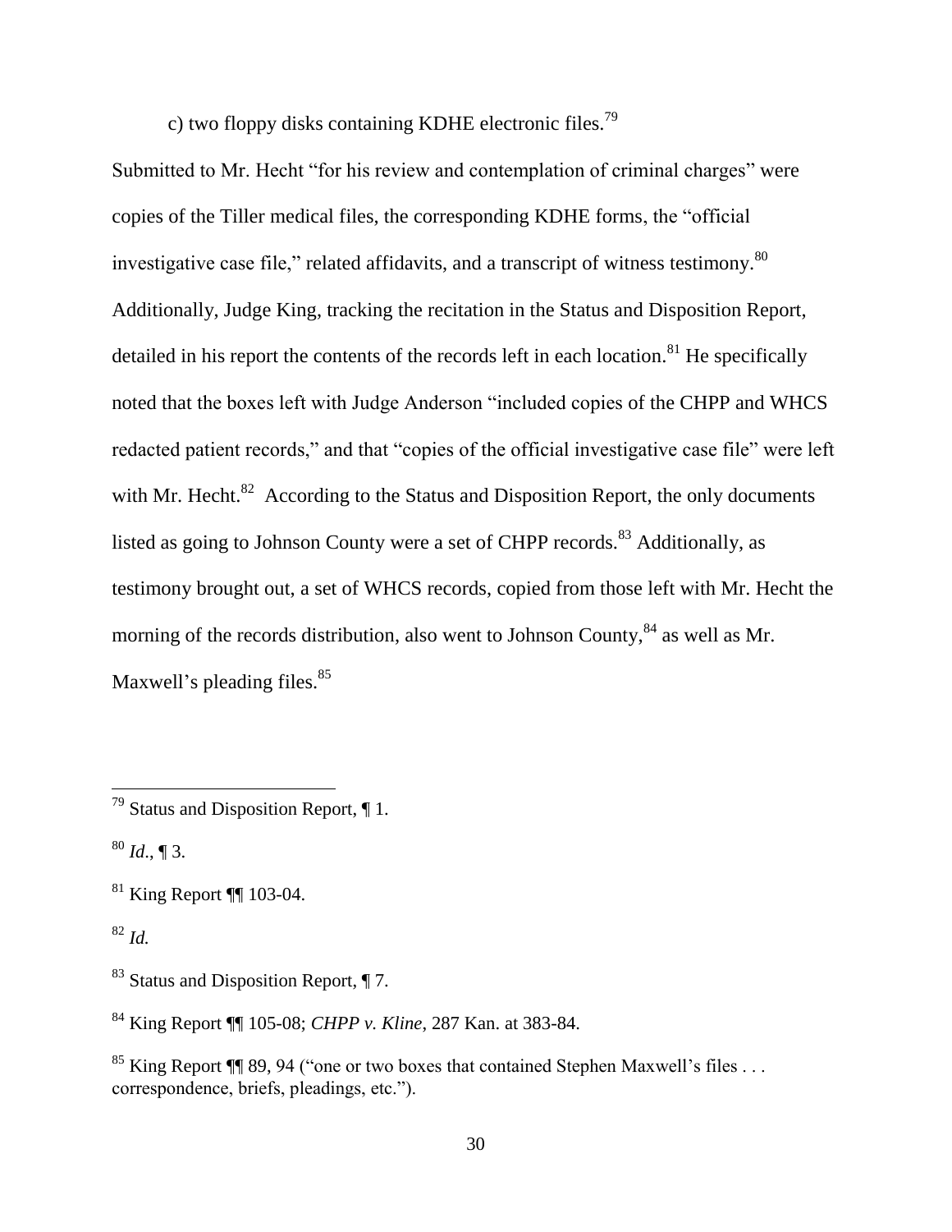c) two floppy disks containing KDHE electronic files.[79]

Submitted to Mr. Hecht "for his review and contemplation of criminal charges" were copies of the Tiller medical files, the corresponding KDHE forms, the "official investigative case file," related affidavits, and a transcript of witness testimony.[80] Additionally, Judge King, tracking the recitation in the Status and Disposition Report, detailed in his report the contents of the records left in each location.[81] He specifically noted that the boxes left with Judge Anderson "included copies of the CHPP and WHCS redacted patient records," and that "copies of the official investigative case file" were left with Mr. Hecht.[82] According to the Status and Disposition Report, the only documents listed as going to Johnson County were a set of CHPP records.[83] Additionally, as testimony brought out, a set of WHCS records, copied from those left with Mr. Hecht the morning of the records distribution, also went to Johnson County,[84] as well as Mr. Maxwell's pleading files.[85]

---

[79] Status and Disposition Report, ¶ 1.

[80] *Id*., ¶ 3.

[81] King Report ¶¶ 103-04.

[82] *Id.*

[83] Status and Disposition Report, ¶ 7.

[84] King Report ¶¶ 105-08; *CHPP v. Kline*, 287 Kan. at 383-84.

[85] King Report ¶¶ 89, 94 ("one or two boxes that contained Stephen Maxwell's files . . . correspondence, briefs, pleadings, etc.").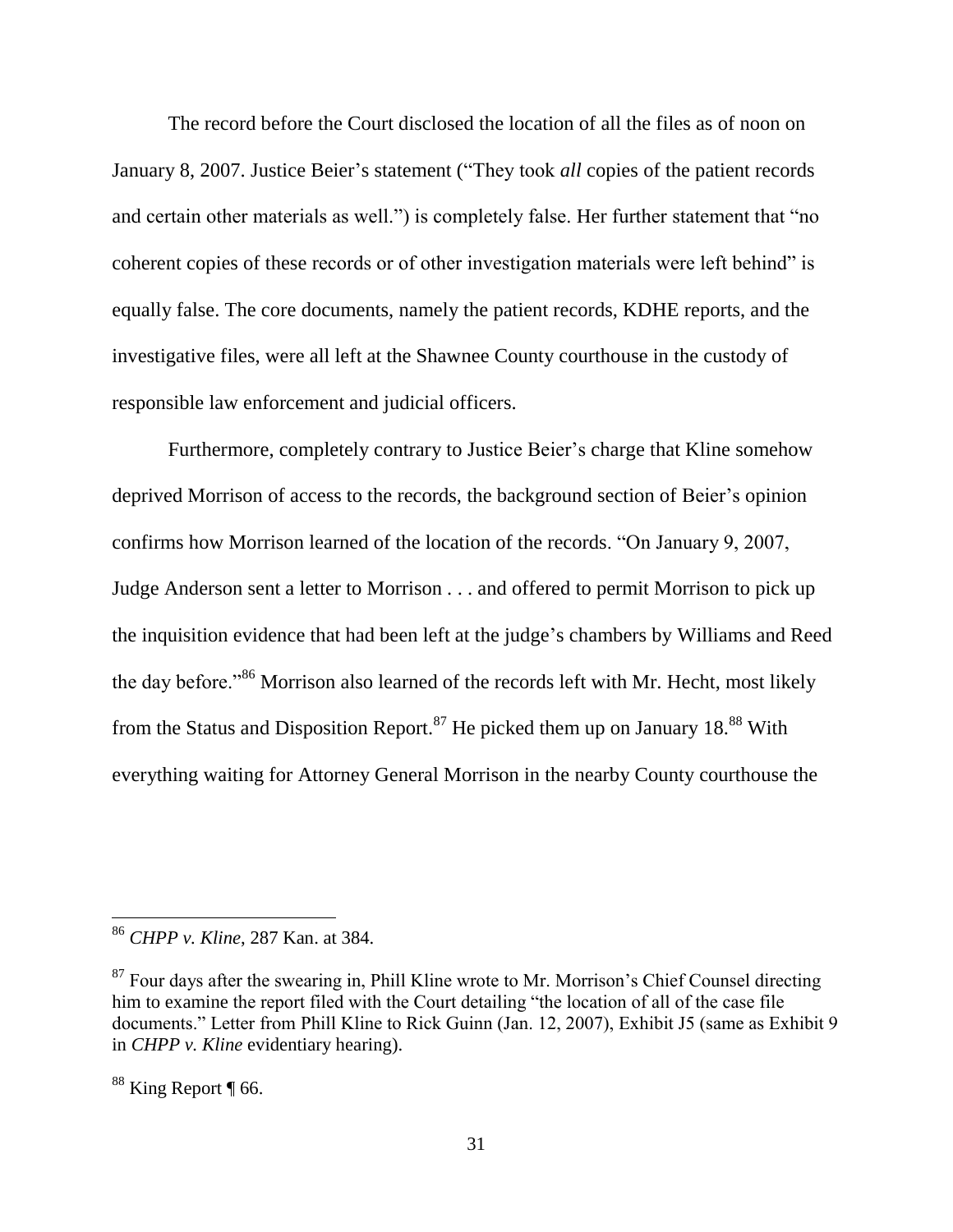The record before the Court disclosed the location of all the files as of noon on January 8, 2007. Justice Beier's statement ("They took *all* copies of the patient records and certain other materials as well.") is completely false. Her further statement that "no coherent copies of these records or of other investigation materials were left behind" is equally false. The core documents, namely the patient records, KDHE reports, and the investigative files, were all left at the Shawnee County courthouse in the custody of responsible law enforcement and judicial officers.

Furthermore, completely contrary to Justice Beier's charge that Kline somehow deprived Morrison of access to the records, the background section of Beier's opinion confirms how Morrison learned of the location of the records. "On January 9, 2007, Judge Anderson sent a letter to Morrison . . . and offered to permit Morrison to pick up the inquisition evidence that had been left at the judge's chambers by Williams and Reed the day before."[86] Morrison also learned of the records left with Mr. Hecht, most likely from the Status and Disposition Report.[87] He picked them up on January 18.[88] With everything waiting for Attorney General Morrison in the nearby County courthouse the

---

[86] *CHPP v. Kline*, 287 Kan. at 384.

[87] Four days after the swearing in, Phill Kline wrote to Mr. Morrison's Chief Counsel directing him to examine the report filed with the Court detailing "the location of all of the case file documents." Letter from Phill Kline to Rick Guinn (Jan. 12, 2007), Exhibit J5 (same as Exhibit 9 in *CHPP v. Kline* evidentiary hearing).

[88] King Report ¶ 66.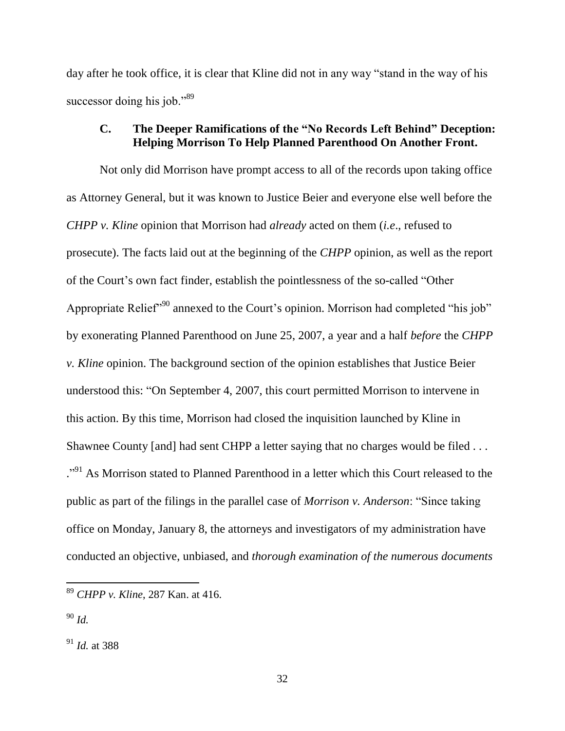day after he took office, it is clear that Kline did not in any way "stand in the way of his successor doing his job."[89]

### C. The Deeper Ramifications of the "No Records Left Behind" Deception: Helping Morrison To Help Planned Parenthood On Another Front.

Not only did Morrison have prompt access to all of the records upon taking office as Attorney General, but it was known to Justice Beier and everyone else well before the *CHPP v. Kline* opinion that Morrison had *already* acted on them (*i.e*., refused to prosecute). The facts laid out at the beginning of the *CHPP* opinion, as well as the report of the Court's own fact finder, establish the pointlessness of the so-called "Other Appropriate Relief"[90] annexed to the Court's opinion. Morrison had completed "his job" by exonerating Planned Parenthood on June 25, 2007, a year and a half *before* the *CHPP v. Kline* opinion. The background section of the opinion establishes that Justice Beier understood this: "On September 4, 2007, this court permitted Morrison to intervene in this action. By this time, Morrison had closed the inquisition launched by Kline in Shawnee County [and] had sent CHPP a letter saying that no charges would be filed . . . ."[91] As Morrison stated to Planned Parenthood in a letter which this Court released to the public as part of the filings in the parallel case of *Morrison v. Anderson*: "Since taking office on Monday, January 8, the attorneys and investigators of my administration have conducted an objective, unbiased, and *thorough examination of the numerous documents*

---

[89] *CHPP v. Kline*, 287 Kan. at 416.

[90] *Id.*

[91] *Id.* at 388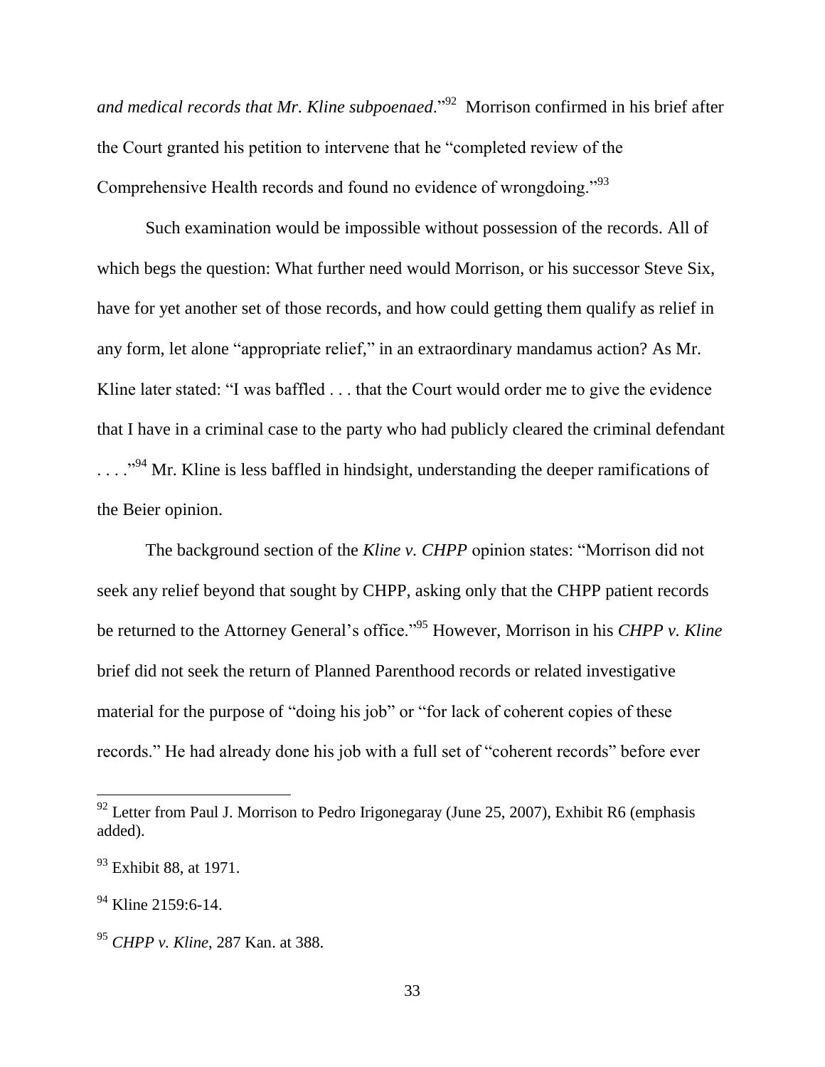*and medical records that Mr. Kline subpoenaed*."[92] Morrison confirmed in his brief after the Court granted his petition to intervene that he "completed review of the Comprehensive Health records and found no evidence of wrongdoing."[93]

Such examination would be impossible without possession of the records. All of which begs the question: What further need would Morrison, or his successor Steve Six, have for yet another set of those records, and how could getting them qualify as relief in any form, let alone "appropriate relief," in an extraordinary mandamus action? As Mr. Kline later stated: "I was baffled . . . that the Court would order me to give the evidence that I have in a criminal case to the party who had publicly cleared the criminal defendant . . . ."[94] Mr. Kline is less baffled in hindsight, understanding the deeper ramifications of the Beier opinion.

The background section of the *Kline v. CHPP* opinion states: "Morrison did not seek any relief beyond that sought by CHPP, asking only that the CHPP patient records be returned to the Attorney General's office."[95] However, Morrison in his *CHPP v. Kline* brief did not seek the return of Planned Parenthood records or related investigative material for the purpose of "doing his job" or "for lack of coherent copies of these records." He had already done his job with a full set of "coherent records" before ever

---

[92] Letter from Paul J. Morrison to Pedro Irigonegaray (June 25, 2007), Exhibit R6 (emphasis added).

[93] Exhibit 88, at 1971.

[94] Kline 2159:6-14.

[95] *CHPP v. Kline*, 287 Kan. at 388.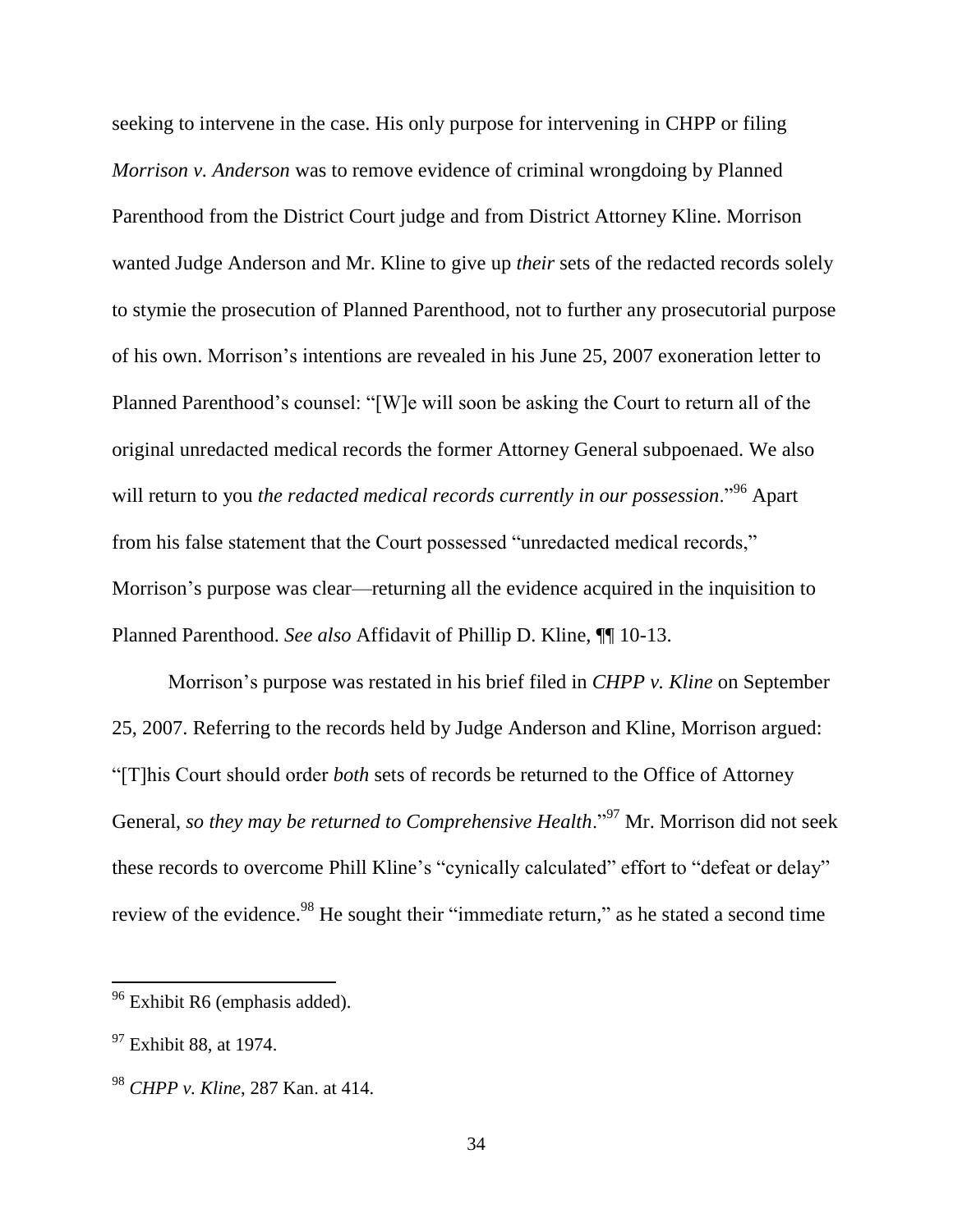seeking to intervene in the case. His only purpose for intervening in CHPP or filing *Morrison v. Anderson* was to remove evidence of criminal wrongdoing by Planned Parenthood from the District Court judge and from District Attorney Kline. Morrison wanted Judge Anderson and Mr. Kline to give up *their* sets of the redacted records solely to stymie the prosecution of Planned Parenthood, not to further any prosecutorial purpose of his own. Morrison's intentions are revealed in his June 25, 2007 exoneration letter to Planned Parenthood's counsel: "[W]e will soon be asking the Court to return all of the original unredacted medical records the former Attorney General subpoenaed. We also will return to you *the redacted medical records currently in our possession*."[96] Apart from his false statement that the Court possessed "unredacted medical records," Morrison's purpose was clear—returning all the evidence acquired in the inquisition to Planned Parenthood. *See also* Affidavit of Phillip D. Kline, ¶¶ 10-13.

Morrison's purpose was restated in his brief filed in *CHPP v. Kline* on September 25, 2007. Referring to the records held by Judge Anderson and Kline, Morrison argued: "[T]his Court should order *both* sets of records be returned to the Office of Attorney General, *so they may be returned to Comprehensive Health*."[97] Mr. Morrison did not seek these records to overcome Phill Kline's "cynically calculated" effort to "defeat or delay" review of the evidence.[98] He sought their "immediate return," as he stated a second time

---

[96] Exhibit R6 (emphasis added).

[97] Exhibit 88, at 1974.

[98] *CHPP v. Kline*, 287 Kan. at 414.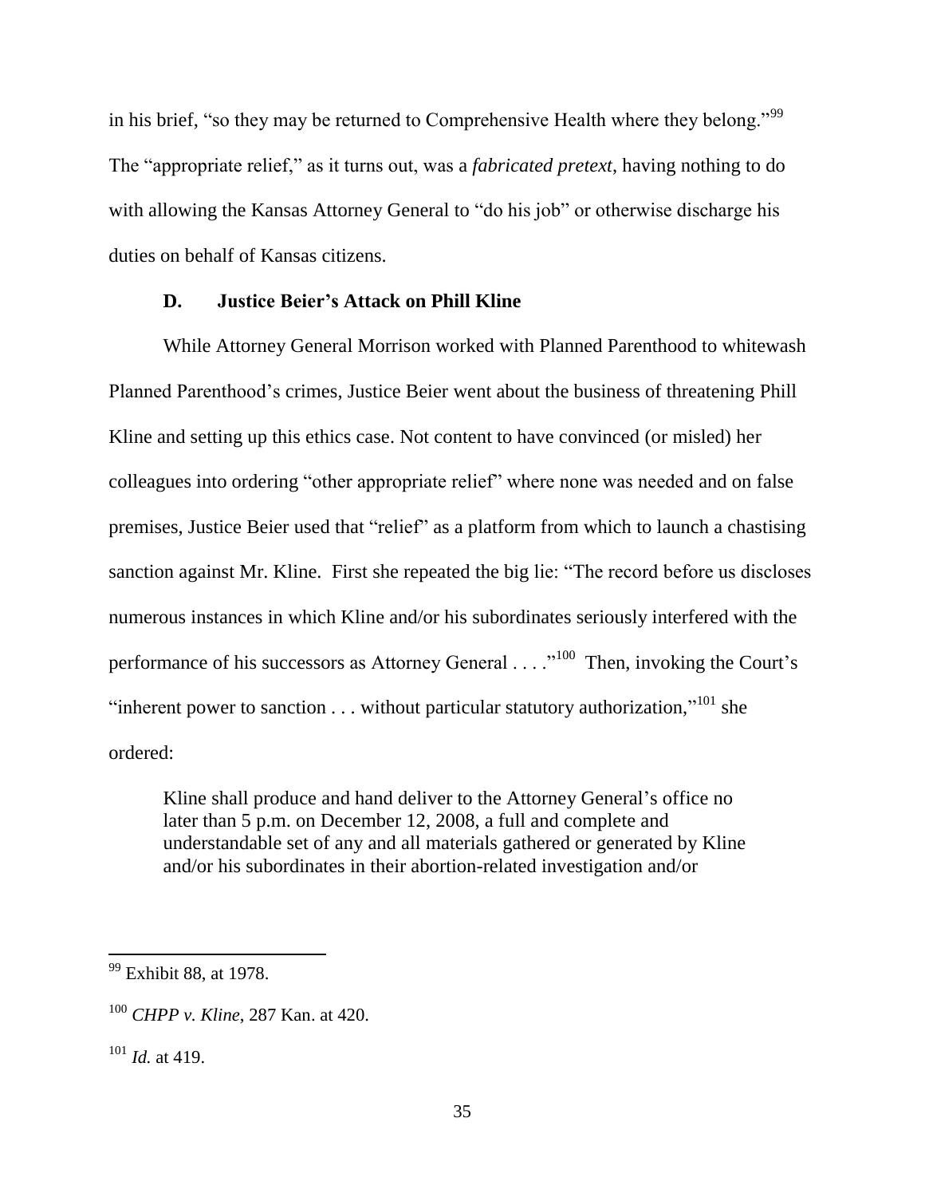in his brief, "so they may be returned to Comprehensive Health where they belong."[99] The "appropriate relief," as it turns out, was a *fabricated pretext*, having nothing to do with allowing the Kansas Attorney General to "do his job" or otherwise discharge his duties on behalf of Kansas citizens.

### D. Justice Beier's Attack on Phill Kline

While Attorney General Morrison worked with Planned Parenthood to whitewash Planned Parenthood's crimes, Justice Beier went about the business of threatening Phill Kline and setting up this ethics case. Not content to have convinced (or misled) her colleagues into ordering "other appropriate relief" where none was needed and on false premises, Justice Beier used that "relief" as a platform from which to launch a chastising sanction against Mr. Kline. First she repeated the big lie: "The record before us discloses numerous instances in which Kline and/or his subordinates seriously interfered with the performance of his successors as Attorney General . . . ."[100] Then, invoking the Court's "inherent power to sanction . . . without particular statutory authorization,"[101] she ordered:

> Kline shall produce and hand deliver to the Attorney General's office no later than 5 p.m. on December 12, 2008, a full and complete and understandable set of any and all materials gathered or generated by Kline and/or his subordinates in their abortion-related investigation and/or

---

[99] Exhibit 88, at 1978.

[100] *CHPP v. Kline*, 287 Kan. at 420.

[101] *Id.* at 419.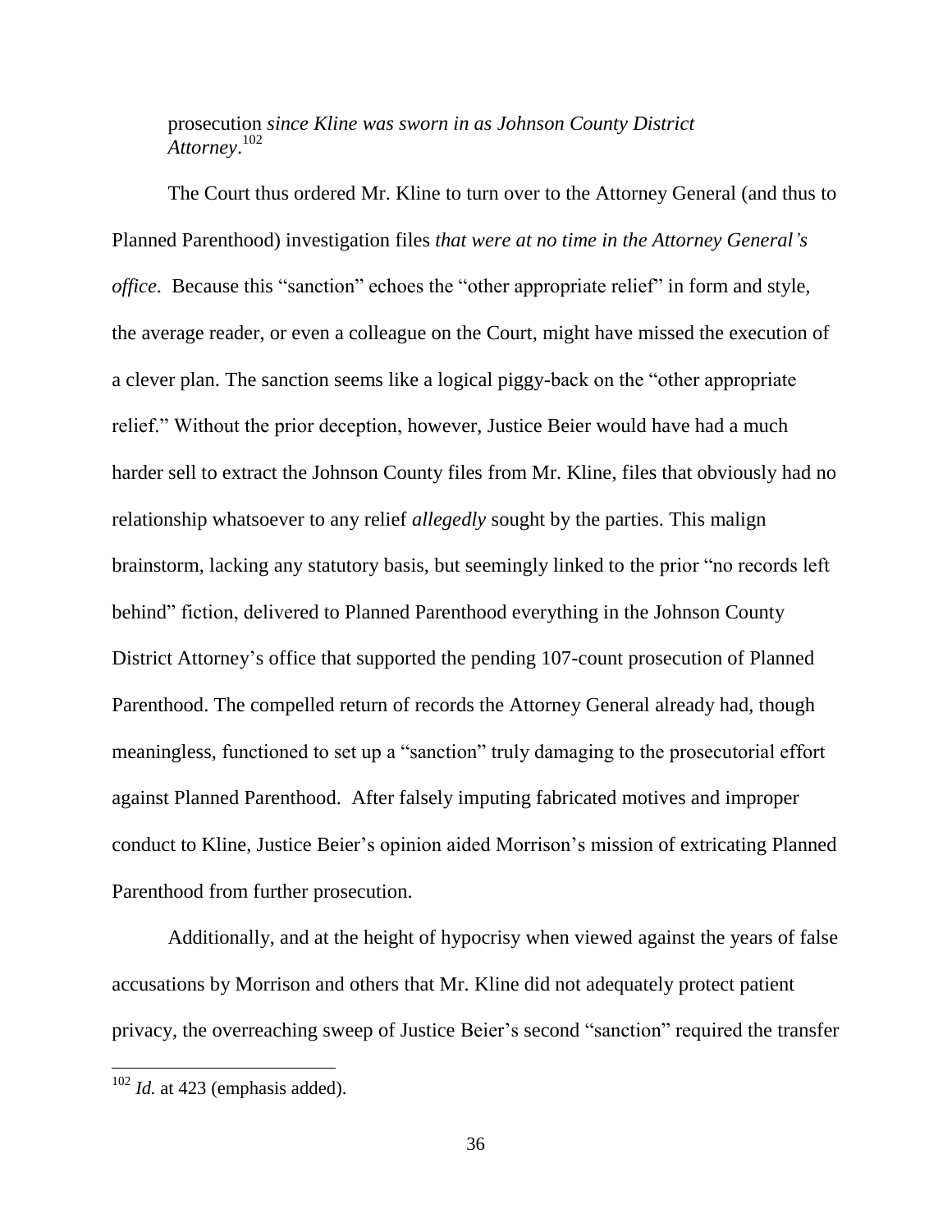> prosecution *since Kline was sworn in as Johnson County District Attorney*.[102]

The Court thus ordered Mr. Kline to turn over to the Attorney General (and thus to Planned Parenthood) investigation files *that were at no time in the Attorney General's office*. Because this "sanction" echoes the "other appropriate relief" in form and style, the average reader, or even a colleague on the Court, might have missed the execution of a clever plan. The sanction seems like a logical piggy-back on the "other appropriate relief." Without the prior deception, however, Justice Beier would have had a much harder sell to extract the Johnson County files from Mr. Kline, files that obviously had no relationship whatsoever to any relief *allegedly* sought by the parties. This malign brainstorm, lacking any statutory basis, but seemingly linked to the prior "no records left behind" fiction, delivered to Planned Parenthood everything in the Johnson County District Attorney's office that supported the pending 107-count prosecution of Planned Parenthood. The compelled return of records the Attorney General already had, though meaningless, functioned to set up a "sanction" truly damaging to the prosecutorial effort against Planned Parenthood. After falsely imputing fabricated motives and improper conduct to Kline, Justice Beier's opinion aided Morrison's mission of extricating Planned Parenthood from further prosecution.

Additionally, and at the height of hypocrisy when viewed against the years of false accusations by Morrison and others that Mr. Kline did not adequately protect patient privacy, the overreaching sweep of Justice Beier's second "sanction" required the transfer

---

[102] *Id.* at 423 (emphasis added).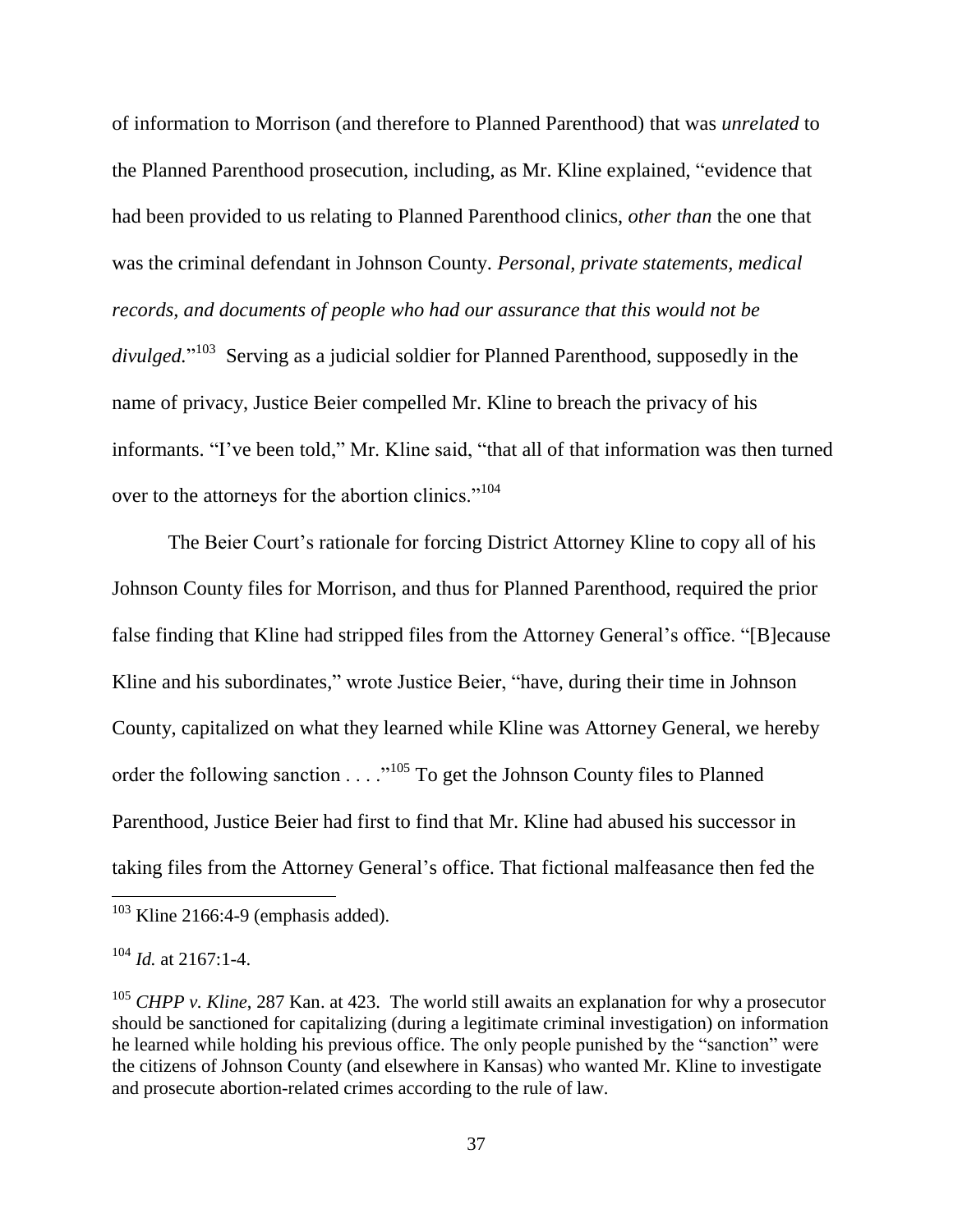of information to Morrison (and therefore to Planned Parenthood) that was *unrelated* to the Planned Parenthood prosecution, including, as Mr. Kline explained, "evidence that had been provided to us relating to Planned Parenthood clinics, *other than* the one that was the criminal defendant in Johnson County. *Personal, private statements, medical records, and documents of people who had our assurance that this would not be divulged.*"[103] Serving as a judicial soldier for Planned Parenthood, supposedly in the name of privacy, Justice Beier compelled Mr. Kline to breach the privacy of his informants. "I've been told," Mr. Kline said, "that all of that information was then turned over to the attorneys for the abortion clinics."[104]

The Beier Court's rationale for forcing District Attorney Kline to copy all of his Johnson County files for Morrison, and thus for Planned Parenthood, required the prior false finding that Kline had stripped files from the Attorney General's office. "[B]ecause Kline and his subordinates," wrote Justice Beier, "have, during their time in Johnson County, capitalized on what they learned while Kline was Attorney General, we hereby order the following sanction . . . ."[105] To get the Johnson County files to Planned Parenthood, Justice Beier had first to find that Mr. Kline had abused his successor in taking files from the Attorney General's office. That fictional malfeasance then fed the

---

[103] Kline 2166:4-9 (emphasis added).

[104] *Id.* at 2167:1-4.

[105] *CHPP v. Kline*, 287 Kan. at 423. The world still awaits an explanation for why a prosecutor should be sanctioned for capitalizing (during a legitimate criminal investigation) on information he learned while holding his previous office. The only people punished by the "sanction" were the citizens of Johnson County (and elsewhere in Kansas) who wanted Mr. Kline to investigate and prosecute abortion-related crimes according to the rule of law.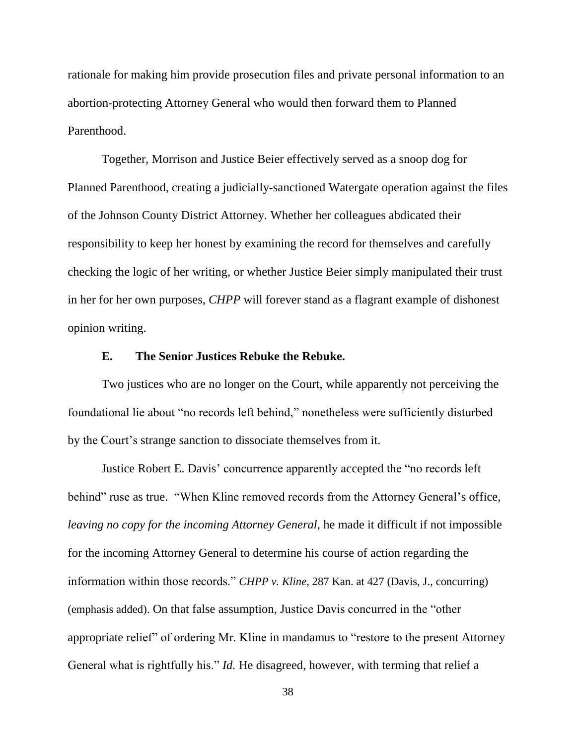rationale for making him provide prosecution files and private personal information to an abortion-protecting Attorney General who would then forward them to Planned Parenthood.

Together, Morrison and Justice Beier effectively served as a snoop dog for Planned Parenthood, creating a judicially-sanctioned Watergate operation against the files of the Johnson County District Attorney. Whether her colleagues abdicated their responsibility to keep her honest by examining the record for themselves and carefully checking the logic of her writing, or whether Justice Beier simply manipulated their trust in her for her own purposes, *CHPP* will forever stand as a flagrant example of dishonest opinion writing.

### E. The Senior Justices Rebuke the Rebuke.

Two justices who are no longer on the Court, while apparently not perceiving the foundational lie about "no records left behind," nonetheless were sufficiently disturbed by the Court's strange sanction to dissociate themselves from it.

Justice Robert E. Davis' concurrence apparently accepted the "no records left behind" ruse as true. "When Kline removed records from the Attorney General's office, *leaving no copy for the incoming Attorney General*, he made it difficult if not impossible for the incoming Attorney General to determine his course of action regarding the information within those records." *CHPP v. Kline*, 287 Kan. at 427 (Davis, J., concurring) (emphasis added). On that false assumption, Justice Davis concurred in the "other appropriate relief" of ordering Mr. Kline in mandamus to "restore to the present Attorney General what is rightfully his." *Id.* He disagreed, however, with terming that relief a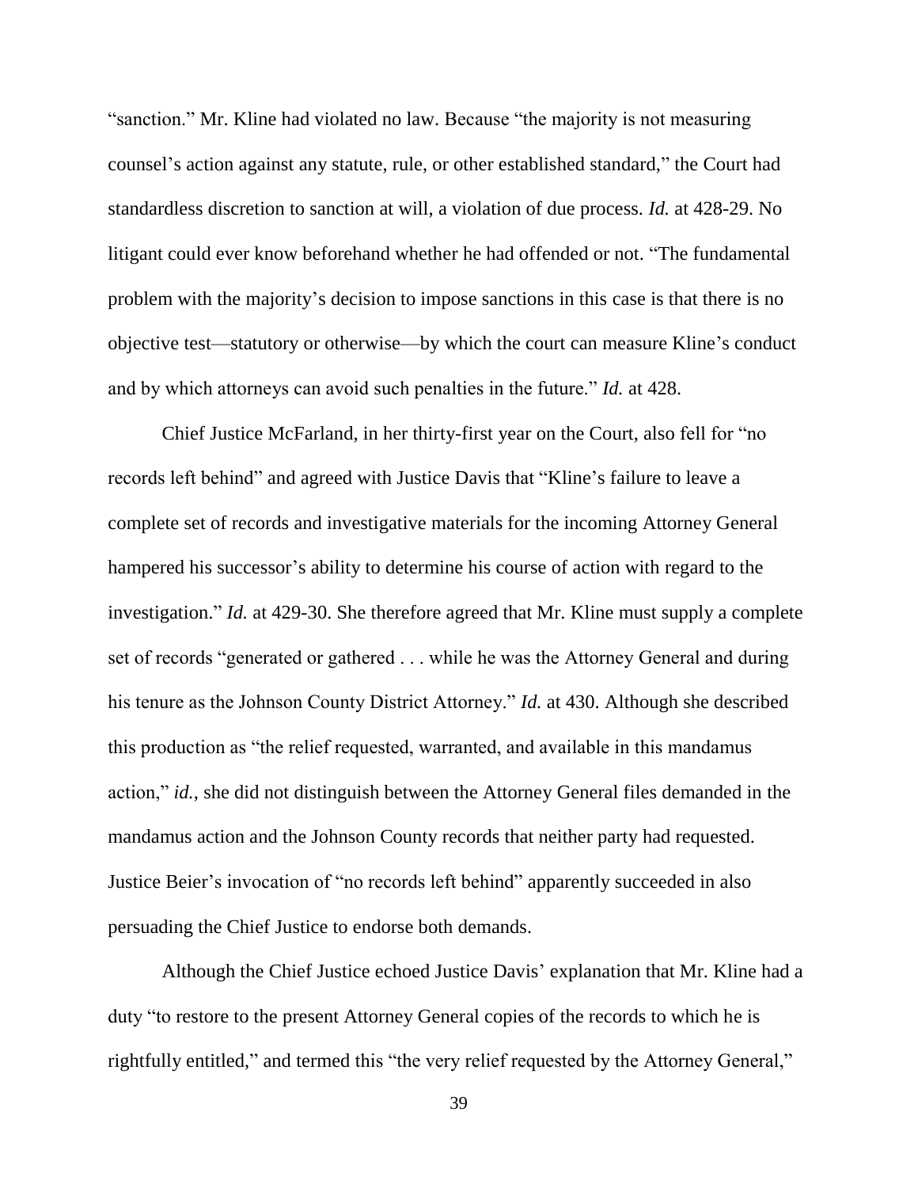"sanction." Mr. Kline had violated no law. Because "the majority is not measuring counsel's action against any statute, rule, or other established standard," the Court had standardless discretion to sanction at will, a violation of due process. *Id.* at 428-29. No litigant could ever know beforehand whether he had offended or not. "The fundamental problem with the majority's decision to impose sanctions in this case is that there is no objective test—statutory or otherwise—by which the court can measure Kline's conduct and by which attorneys can avoid such penalties in the future." *Id.* at 428.

Chief Justice McFarland, in her thirty-first year on the Court, also fell for "no records left behind" and agreed with Justice Davis that "Kline's failure to leave a complete set of records and investigative materials for the incoming Attorney General hampered his successor's ability to determine his course of action with regard to the investigation." *Id.* at 429-30. She therefore agreed that Mr. Kline must supply a complete set of records "generated or gathered . . . while he was the Attorney General and during his tenure as the Johnson County District Attorney." *Id.* at 430. Although she described this production as "the relief requested, warranted, and available in this mandamus action," *id.*, she did not distinguish between the Attorney General files demanded in the mandamus action and the Johnson County records that neither party had requested. Justice Beier's invocation of "no records left behind" apparently succeeded in also persuading the Chief Justice to endorse both demands.

Although the Chief Justice echoed Justice Davis' explanation that Mr. Kline had a duty "to restore to the present Attorney General copies of the records to which he is rightfully entitled," and termed this "the very relief requested by the Attorney General,"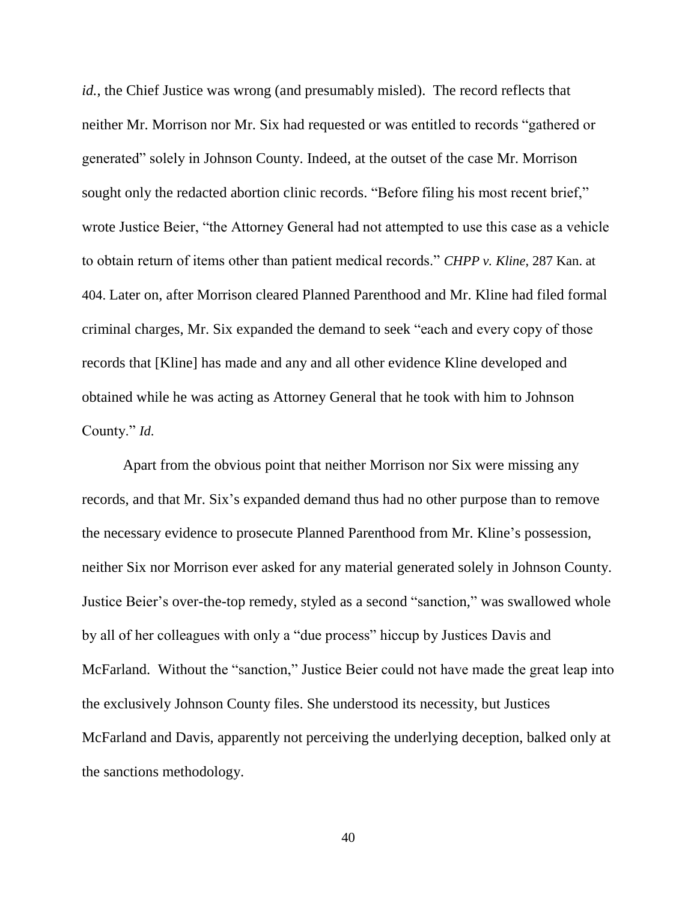*id.*, the Chief Justice was wrong (and presumably misled). The record reflects that neither Mr. Morrison nor Mr. Six had requested or was entitled to records "gathered or generated" solely in Johnson County. Indeed, at the outset of the case Mr. Morrison sought only the redacted abortion clinic records. "Before filing his most recent brief," wrote Justice Beier, "the Attorney General had not attempted to use this case as a vehicle to obtain return of items other than patient medical records." *CHPP v. Kline*, 287 Kan. at 404. Later on, after Morrison cleared Planned Parenthood and Mr. Kline had filed formal criminal charges, Mr. Six expanded the demand to seek "each and every copy of those records that [Kline] has made and any and all other evidence Kline developed and obtained while he was acting as Attorney General that he took with him to Johnson County." *Id.*

Apart from the obvious point that neither Morrison nor Six were missing any records, and that Mr. Six's expanded demand thus had no other purpose than to remove the necessary evidence to prosecute Planned Parenthood from Mr. Kline's possession, neither Six nor Morrison ever asked for any material generated solely in Johnson County. Justice Beier's over-the-top remedy, styled as a second "sanction," was swallowed whole by all of her colleagues with only a "due process" hiccup by Justices Davis and McFarland. Without the "sanction," Justice Beier could not have made the great leap into the exclusively Johnson County files. She understood its necessity, but Justices McFarland and Davis, apparently not perceiving the underlying deception, balked only at the sanctions methodology.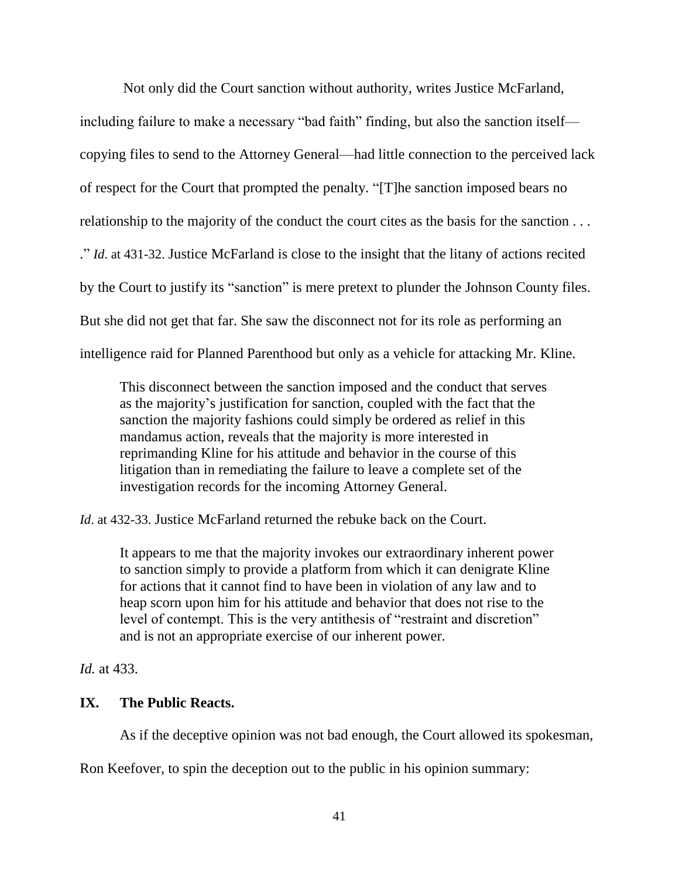Not only did the Court sanction without authority, writes Justice McFarland, including failure to make a necessary "bad faith" finding, but also the sanction itself—copying files to send to the Attorney General—had little connection to the perceived lack of respect for the Court that prompted the penalty. "[T]he sanction imposed bears no relationship to the majority of the conduct the court cites as the basis for the sanction . . . ." *Id.* at 431-32. Justice McFarland is close to the insight that the litany of actions recited by the Court to justify its "sanction" is mere pretext to plunder the Johnson County files. But she did not get that far. She saw the disconnect not for its role as performing an intelligence raid for Planned Parenthood but only as a vehicle for attacking Mr. Kline.

> This disconnect between the sanction imposed and the conduct that serves as the majority's justification for sanction, coupled with the fact that the sanction the majority fashions could simply be ordered as relief in this mandamus action, reveals that the majority is more interested in reprimanding Kline for his attitude and behavior in the course of this litigation than in remediating the failure to leave a complete set of the investigation records for the incoming Attorney General.

*Id.* at 432-33. Justice McFarland returned the rebuke back on the Court.

> It appears to me that the majority invokes our extraordinary inherent power to sanction simply to provide a platform from which it can denigrate Kline for actions that it cannot find to have been in violation of any law and to heap scorn upon him for his attitude and behavior that does not rise to the level of contempt. This is the very antithesis of "restraint and discretion" and is not an appropriate exercise of our inherent power.

*Id.* at 433.

## IX. The Public Reacts.

As if the deceptive opinion was not bad enough, the Court allowed its spokesman, Ron Keefover, to spin the deception out to the public in his opinion summary: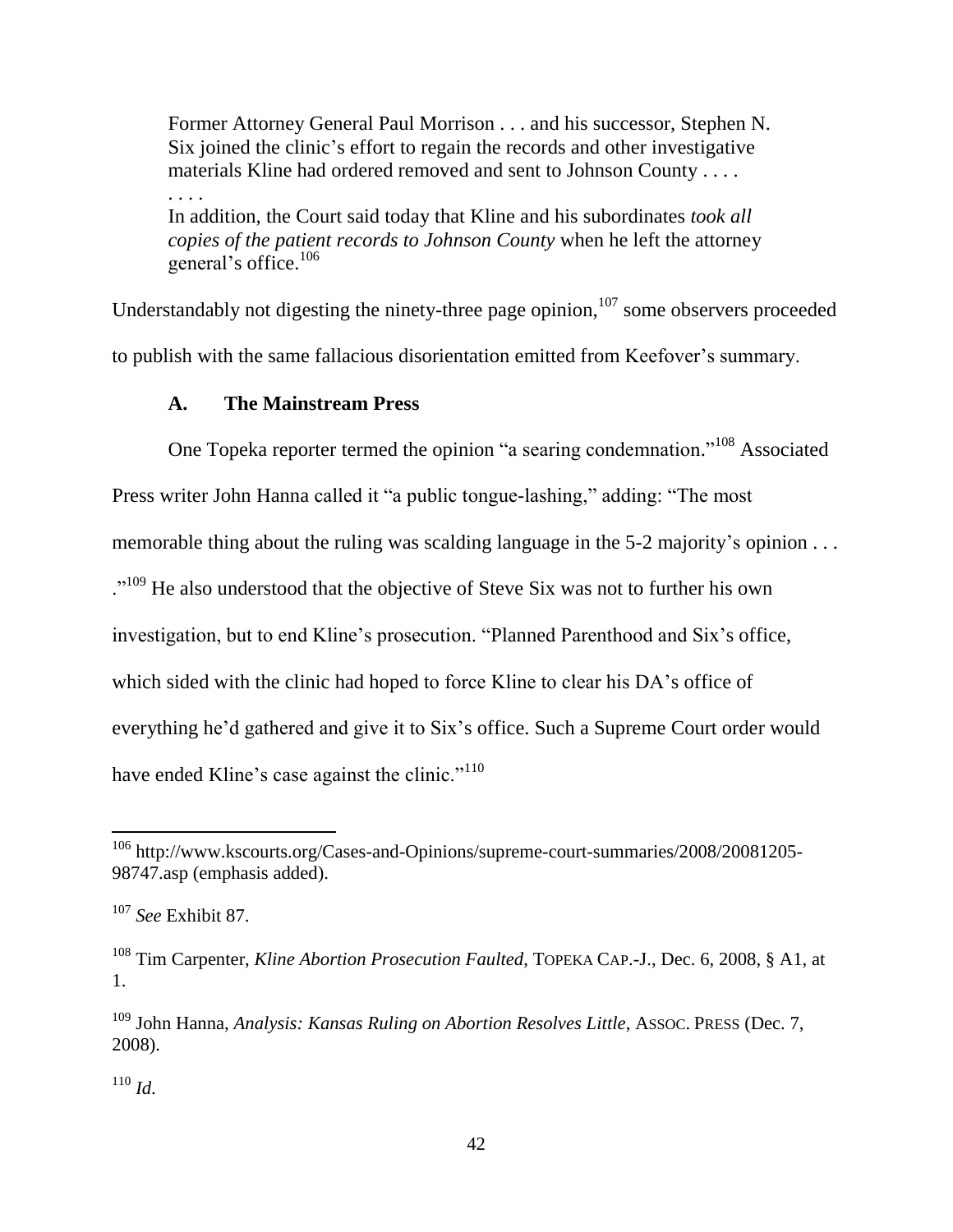> Former Attorney General Paul Morrison . . . and his successor, Stephen N. Six joined the clinic's effort to regain the records and other investigative materials Kline had ordered removed and sent to Johnson County . . . .
> . . . .
> In addition, the Court said today that Kline and his subordinates *took all copies of the patient records to Johnson County* when he left the attorney general's office.[106]

Understandably not digesting the ninety-three page opinion,[107] some observers proceeded to publish with the same fallacious disorientation emitted from Keefover's summary.

### A. The Mainstream Press

One Topeka reporter termed the opinion "a searing condemnation."[108] Associated Press writer John Hanna called it "a public tongue-lashing," adding: "The most memorable thing about the ruling was scalding language in the 5-2 majority's opinion . . . ."[109] He also understood that the objective of Steve Six was not to further his own investigation, but to end Kline's prosecution. "Planned Parenthood and Six's office, which sided with the clinic had hoped to force Kline to clear his DA's office of everything he'd gathered and give it to Six's office. Such a Supreme Court order would have ended Kline's case against the clinic."[110]

---

[106] http://www.kscourts.org/Cases-and-Opinions/supreme-court-summaries/2008/20081205-98747.asp (emphasis added).

[107] *See* Exhibit 87.

[108] Tim Carpenter, *Kline Abortion Prosecution Faulted*, TOPEKA CAP.-J., Dec. 6, 2008, § A1, at 1.

[109] John Hanna, *Analysis: Kansas Ruling on Abortion Resolves Little*, ASSOC. PRESS (Dec. 7, 2008).

[110] *Id.*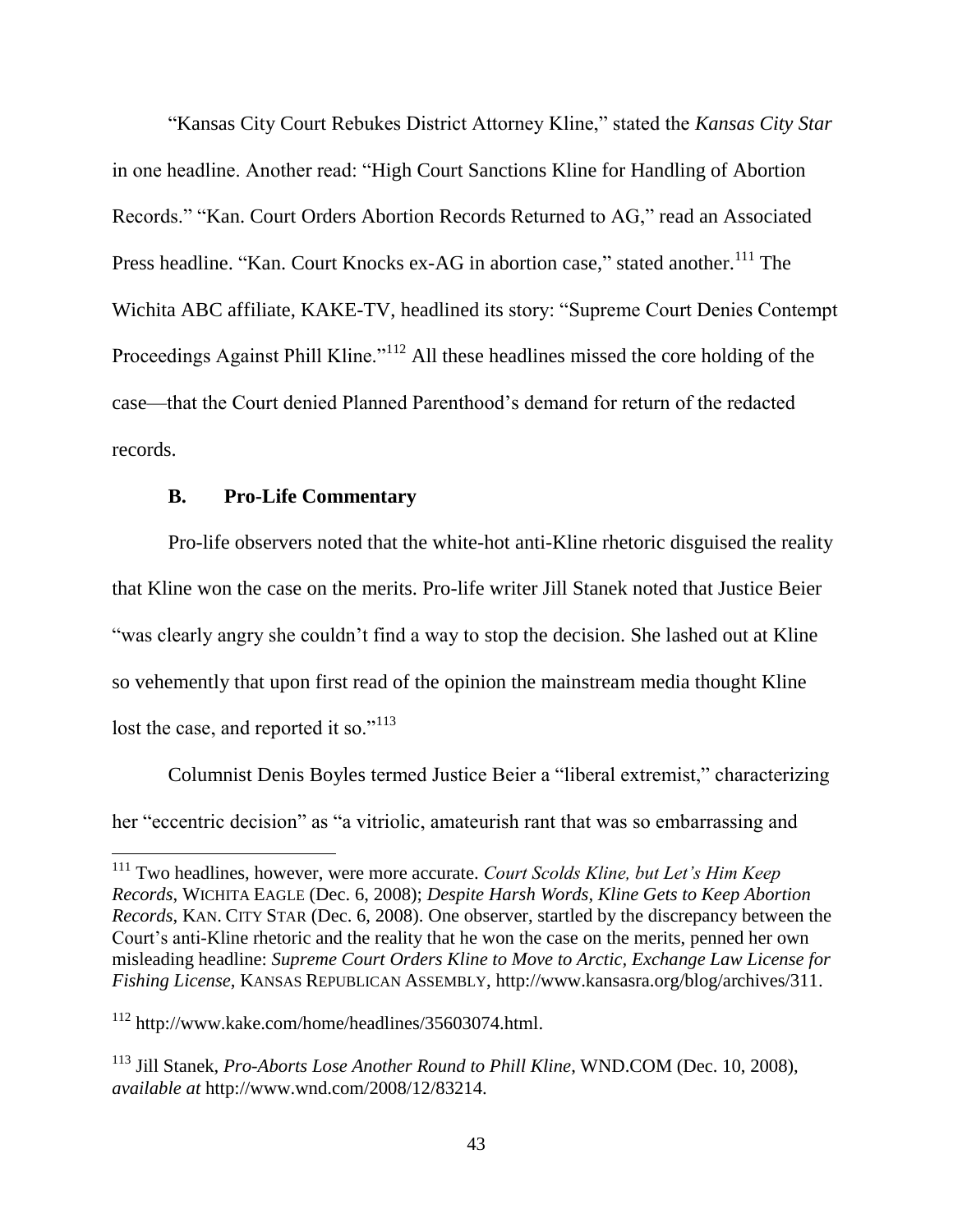"Kansas City Court Rebukes District Attorney Kline," stated the *Kansas City Star* in one headline. Another read: "High Court Sanctions Kline for Handling of Abortion Records." "Kan. Court Orders Abortion Records Returned to AG," read an Associated Press headline. "Kan. Court Knocks ex-AG in abortion case," stated another.[111] The Wichita ABC affiliate, KAKE-TV, headlined its story: "Supreme Court Denies Contempt Proceedings Against Phill Kline."[112] All these headlines missed the core holding of the case—that the Court denied Planned Parenthood's demand for return of the redacted records.

### B. Pro-Life Commentary

Pro-life observers noted that the white-hot anti-Kline rhetoric disguised the reality that Kline won the case on the merits. Pro-life writer Jill Stanek noted that Justice Beier "was clearly angry she couldn't find a way to stop the decision. She lashed out at Kline so vehemently that upon first read of the opinion the mainstream media thought Kline lost the case, and reported it so."[113]

Columnist Denis Boyles termed Justice Beier a "liberal extremist," characterizing her "eccentric decision" as "a vitriolic, amateurish rant that was so embarrassing and

---

[111] Two headlines, however, were more accurate. *Court Scolds Kline, but Let's Him Keep Records*, WICHITA EAGLE (Dec. 6, 2008); *Despite Harsh Words, Kline Gets to Keep Abortion Records*, KAN. CITY STAR (Dec. 6, 2008). One observer, startled by the discrepancy between the Court's anti-Kline rhetoric and the reality that he won the case on the merits, penned her own misleading headline: *Supreme Court Orders Kline to Move to Arctic, Exchange Law License for Fishing License*, KANSAS REPUBLICAN ASSEMBLY, http://www.kansasra.org/blog/archives/311.

[112] http://www.kake.com/home/headlines/35603074.html.

[113] Jill Stanek, *Pro-Aborts Lose Another Round to Phill Kline*, WND.COM (Dec. 10, 2008), *available at* http://www.wnd.com/2008/12/83214.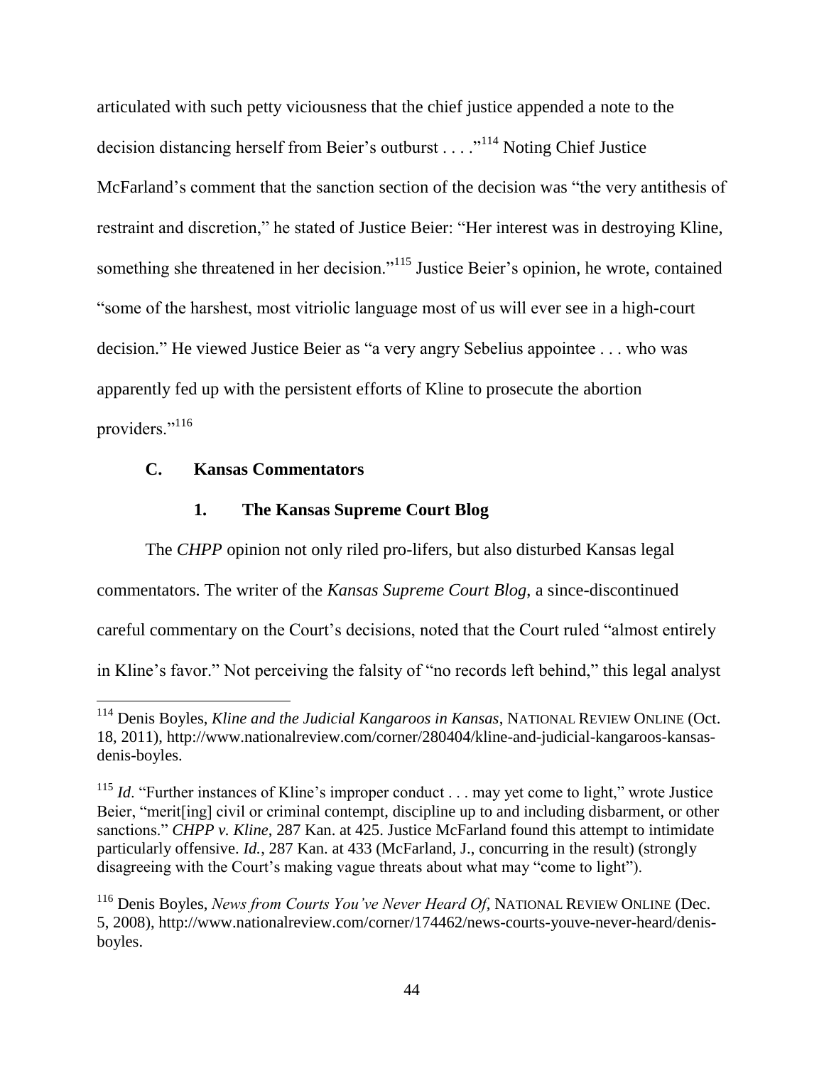articulated with such petty viciousness that the chief justice appended a note to the decision distancing herself from Beier's outburst . . . ."[114] Noting Chief Justice McFarland's comment that the sanction section of the decision was "the very antithesis of restraint and discretion," he stated of Justice Beier: "Her interest was in destroying Kline, something she threatened in her decision."[115] Justice Beier's opinion, he wrote, contained "some of the harshest, most vitriolic language most of us will ever see in a high-court decision." He viewed Justice Beier as "a very angry Sebelius appointee . . . who was apparently fed up with the persistent efforts of Kline to prosecute the abortion providers."[116]

### C. Kansas Commentators

#### 1. The Kansas Supreme Court Blog

The *CHPP* opinion not only riled pro-lifers, but also disturbed Kansas legal commentators. The writer of the *Kansas Supreme Court Blog*, a since-discontinued careful commentary on the Court's decisions, noted that the Court ruled "almost entirely in Kline's favor." Not perceiving the falsity of "no records left behind," this legal analyst

---

[114] Denis Boyles, *Kline and the Judicial Kangaroos in Kansas*, NATIONAL REVIEW ONLINE (Oct. 18, 2011), http://www.nationalreview.com/corner/280404/kline-and-judicial-kangaroos-kansas-denis-boyles.

[115] *Id*. "Further instances of Kline's improper conduct . . . may yet come to light," wrote Justice Beier, "merit[ing] civil or criminal contempt, discipline up to and including disbarment, or other sanctions." *CHPP v. Kline*, 287 Kan. at 425. Justice McFarland found this attempt to intimidate particularly offensive. *Id.*, 287 Kan. at 433 (McFarland, J., concurring in the result) (strongly disagreeing with the Court's making vague threats about what may "come to light").

[116] Denis Boyles, *News from Courts You've Never Heard Of*, NATIONAL REVIEW ONLINE (Dec. 5, 2008), http://www.nationalreview.com/corner/174462/news-courts-youve-never-heard/denis-boyles.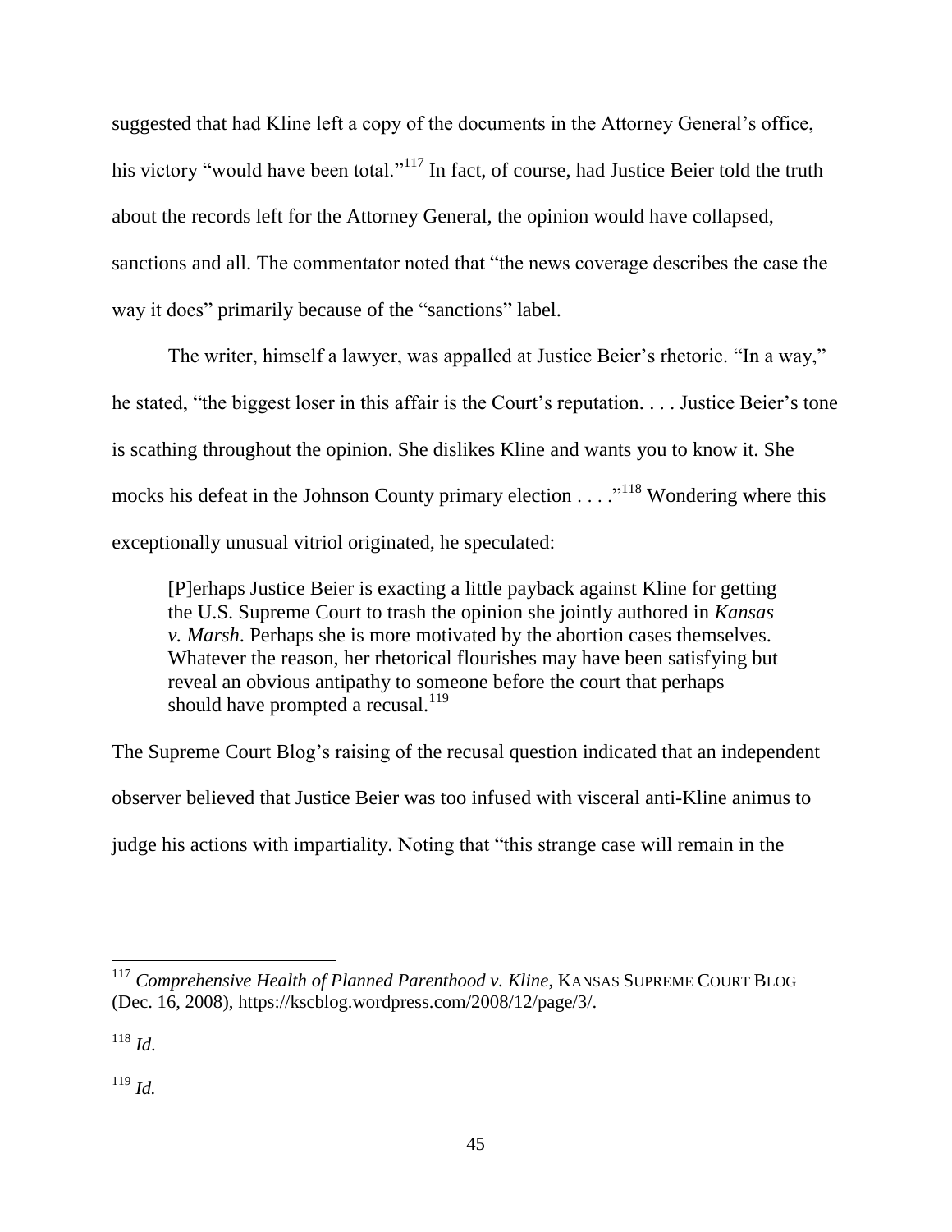suggested that had Kline left a copy of the documents in the Attorney General's office, his victory "would have been total."[117] In fact, of course, had Justice Beier told the truth about the records left for the Attorney General, the opinion would have collapsed, sanctions and all. The commentator noted that "the news coverage describes the case the way it does" primarily because of the "sanctions" label.

The writer, himself a lawyer, was appalled at Justice Beier's rhetoric. "In a way," he stated, "the biggest loser in this affair is the Court's reputation. . . . Justice Beier's tone is scathing throughout the opinion. She dislikes Kline and wants you to know it. She mocks his defeat in the Johnson County primary election . . . ."[118] Wondering where this exceptionally unusual vitriol originated, he speculated:

> [P]erhaps Justice Beier is exacting a little payback against Kline for getting the U.S. Supreme Court to trash the opinion she jointly authored in *Kansas v. Marsh*. Perhaps she is more motivated by the abortion cases themselves. Whatever the reason, her rhetorical flourishes may have been satisfying but reveal an obvious antipathy to someone before the court that perhaps should have prompted a recusal.[119]

The Supreme Court Blog's raising of the recusal question indicated that an independent observer believed that Justice Beier was too infused with visceral anti-Kline animus to judge his actions with impartiality. Noting that "this strange case will remain in the

---

[117] *Comprehensive Health of Planned Parenthood v. Kline*, KANSAS SUPREME COURT BLOG (Dec. 16, 2008), https://kscblog.wordpress.com/2008/12/page/3/.

[118] *Id*.

[119] *Id.*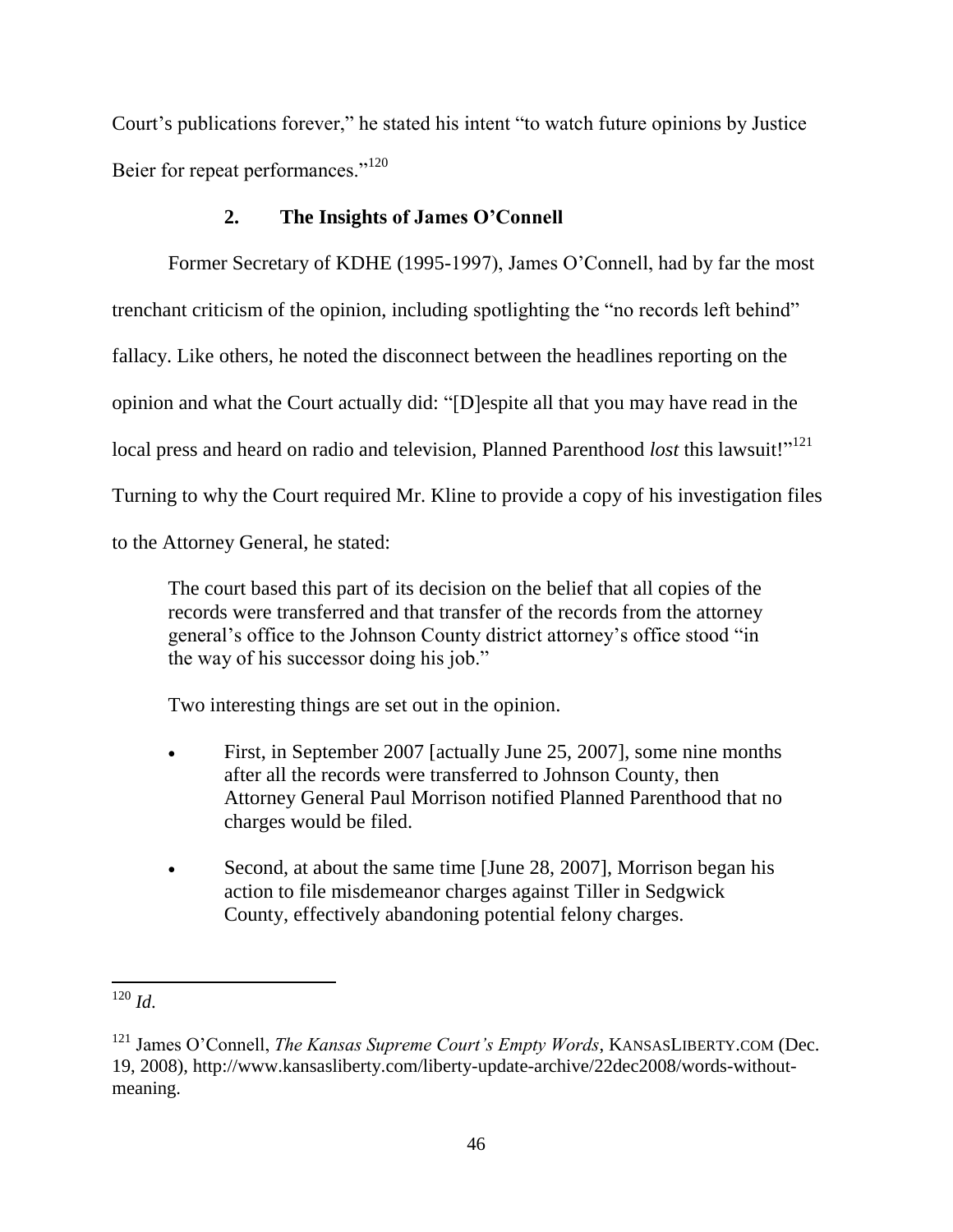Court's publications forever," he stated his intent "to watch future opinions by Justice Beier for repeat performances."[120]

### 2. The Insights of James O'Connell

Former Secretary of KDHE (1995-1997), James O'Connell, had by far the most trenchant criticism of the opinion, including spotlighting the "no records left behind" fallacy. Like others, he noted the disconnect between the headlines reporting on the opinion and what the Court actually did: "[D]espite all that you may have read in the local press and heard on radio and television, Planned Parenthood *lost* this lawsuit!"[121] Turning to why the Court required Mr. Kline to provide a copy of his investigation files to the Attorney General, he stated:

> The court based this part of its decision on the belief that all copies of the records were transferred and that transfer of the records from the attorney general's office to the Johnson County district attorney's office stood "in the way of his successor doing his job."
>
> Two interesting things are set out in the opinion.
>
> - First, in September 2007 [actually June 25, 2007], some nine months after all the records were transferred to Johnson County, then Attorney General Paul Morrison notified Planned Parenthood that no charges would be filed.
> - Second, at about the same time [June 28, 2007], Morrison began his action to file misdemeanor charges against Tiller in Sedgwick County, effectively abandoning potential felony charges.

---

[120] *Id.*

[121] James O'Connell, *The Kansas Supreme Court's Empty Words*, KANSASLIBERTY.COM (Dec. 19, 2008), http://www.kansasliberty.com/liberty-update-archive/22dec2008/words-without-meaning.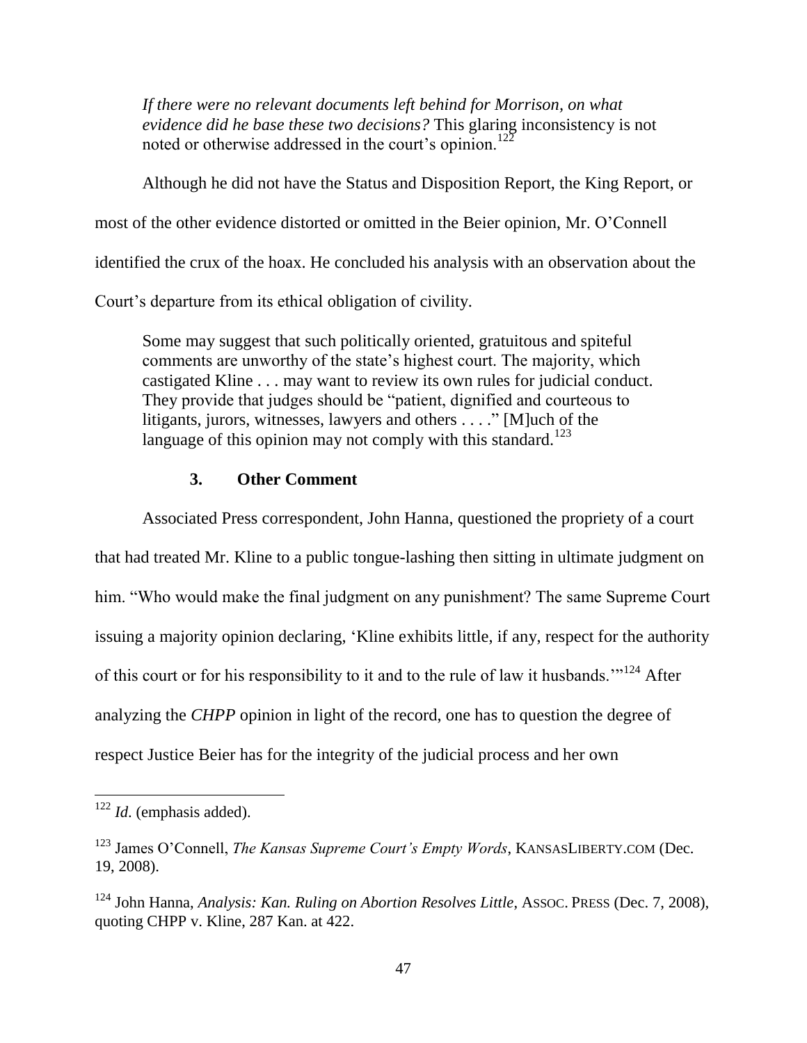> *If there were no relevant documents left behind for Morrison, on what evidence did he base these two decisions?* This glaring inconsistency is not noted or otherwise addressed in the court's opinion.[122]

Although he did not have the Status and Disposition Report, the King Report, or most of the other evidence distorted or omitted in the Beier opinion, Mr. O'Connell identified the crux of the hoax. He concluded his analysis with an observation about the Court's departure from its ethical obligation of civility.

> Some may suggest that such politically oriented, gratuitous and spiteful comments are unworthy of the state's highest court. The majority, which castigated Kline . . . may want to review its own rules for judicial conduct. They provide that judges should be "patient, dignified and courteous to litigants, jurors, witnesses, lawyers and others . . . ." [M]uch of the language of this opinion may not comply with this standard.[123]

### 3. Other Comment

Associated Press correspondent, John Hanna, questioned the propriety of a court that had treated Mr. Kline to a public tongue-lashing then sitting in ultimate judgment on him. "Who would make the final judgment on any punishment? The same Supreme Court issuing a majority opinion declaring, 'Kline exhibits little, if any, respect for the authority of this court or for his responsibility to it and to the rule of law it husbands.'"[124] After analyzing the *CHPP* opinion in light of the record, one has to question the degree of respect Justice Beier has for the integrity of the judicial process and her own

---

[122] *Id.* (emphasis added).

[123] James O'Connell, *The Kansas Supreme Court's Empty Words*, KANSASLIBERTY.COM (Dec. 19, 2008).

[124] John Hanna, *Analysis: Kan. Ruling on Abortion Resolves Little*, ASSOC. PRESS (Dec. 7, 2008), quoting CHPP v. Kline, 287 Kan. at 422.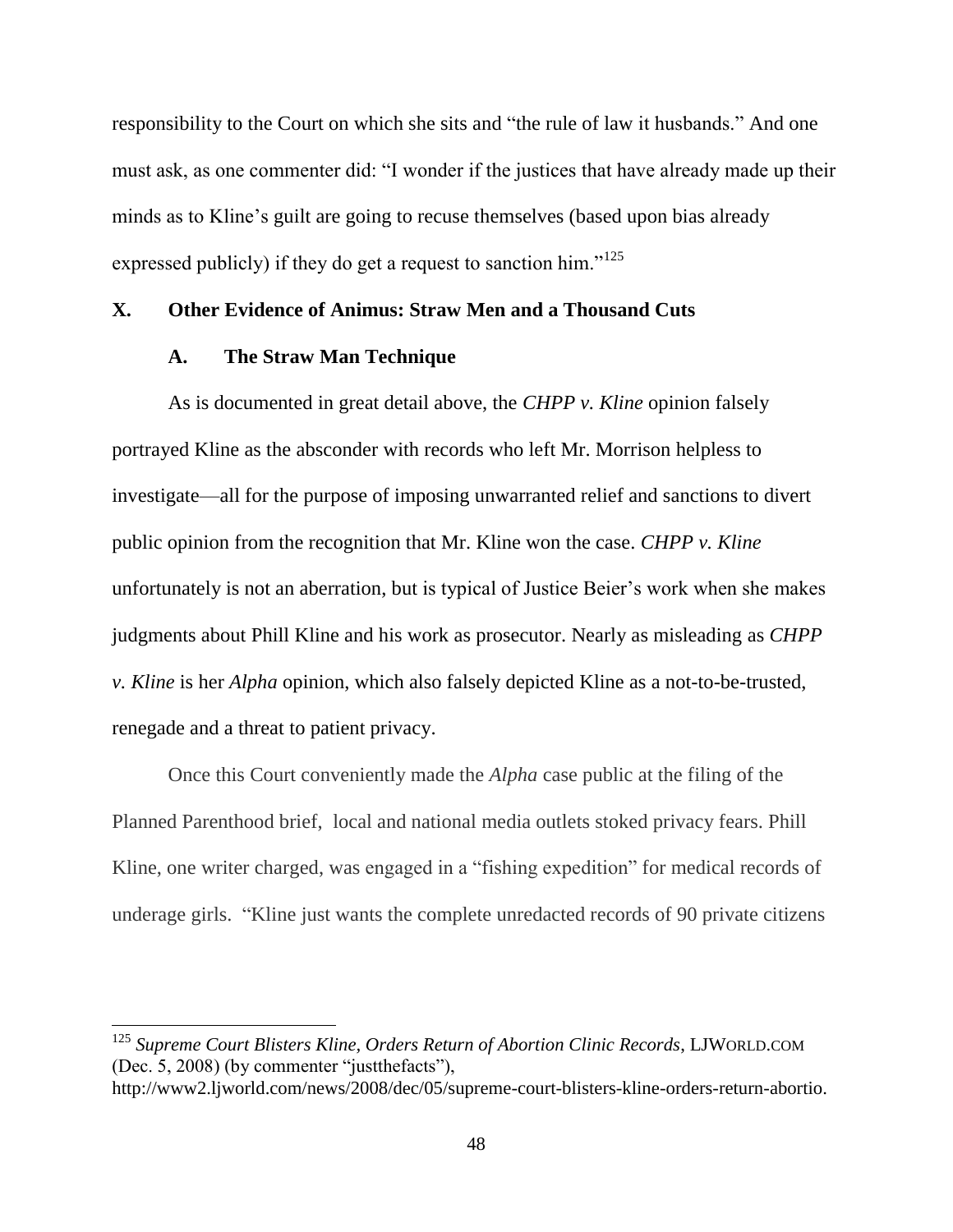responsibility to the Court on which she sits and "the rule of law it husbands." And one must ask, as one commenter did: "I wonder if the justices that have already made up their minds as to Kline's guilt are going to recuse themselves (based upon bias already expressed publicly) if they do get a request to sanction him."[125]

## X. Other Evidence of Animus: Straw Men and a Thousand Cuts

### A. The Straw Man Technique

As is documented in great detail above, the *CHPP v. Kline* opinion falsely portrayed Kline as the absconder with records who left Mr. Morrison helpless to investigate—all for the purpose of imposing unwarranted relief and sanctions to divert public opinion from the recognition that Mr. Kline won the case. *CHPP v. Kline* unfortunately is not an aberration, but is typical of Justice Beier's work when she makes judgments about Phill Kline and his work as prosecutor. Nearly as misleading as *CHPP v. Kline* is her *Alpha* opinion, which also falsely depicted Kline as a not-to-be-trusted, renegade and a threat to patient privacy.

Once this Court conveniently made the *Alpha* case public at the filing of the Planned Parenthood brief, local and national media outlets stoked privacy fears. Phill Kline, one writer charged, was engaged in a "fishing expedition" for medical records of underage girls. "Kline just wants the complete unredacted records of 90 private citizens

---

[125] *Supreme Court Blisters Kline, Orders Return of Abortion Clinic Records*, LJWORLD.COM (Dec. 5, 2008) (by commenter "justthefacts"), http://www2.ljworld.com/news/2008/dec/05/supreme-court-blisters-kline-orders-return-abortio.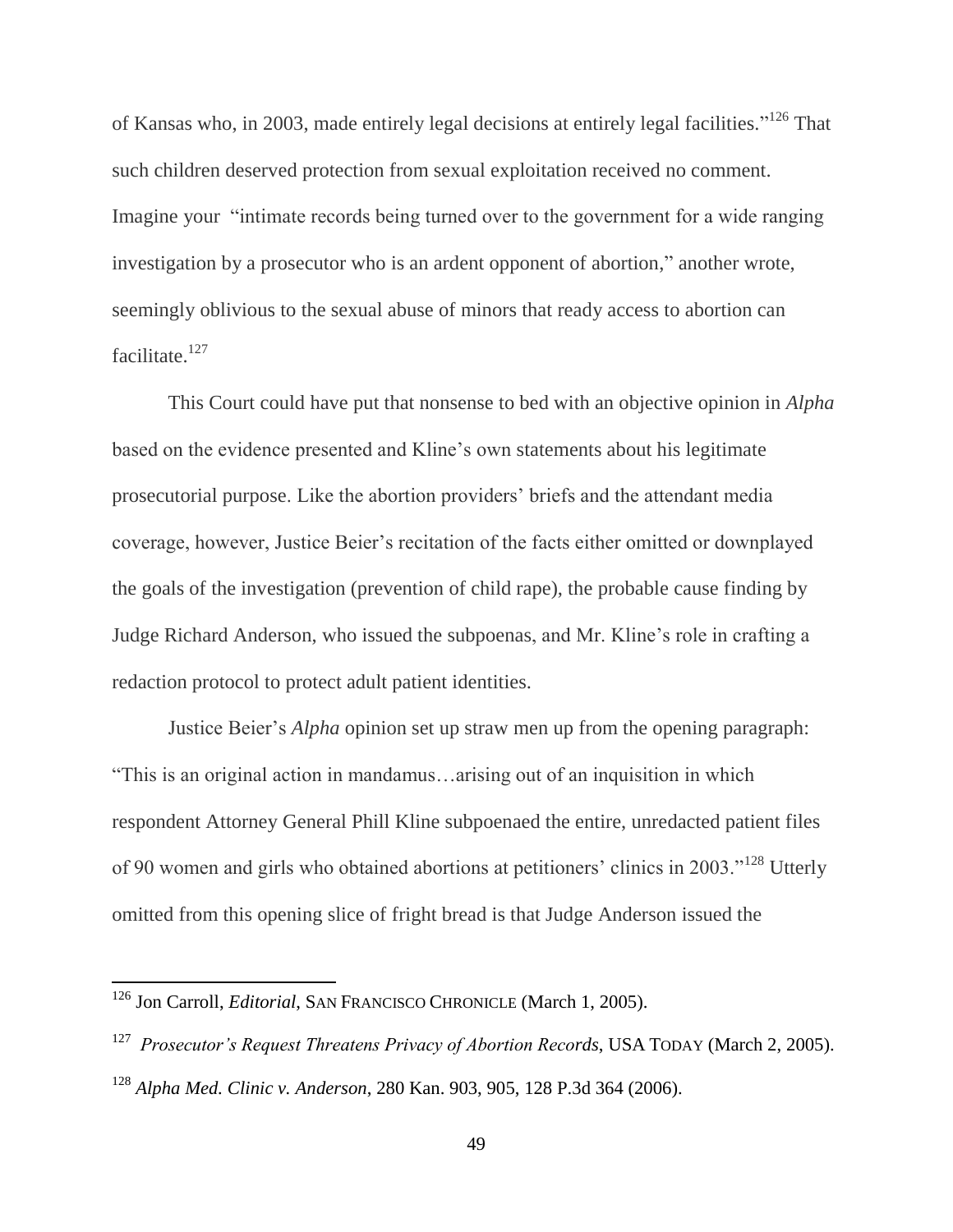of Kansas who, in 2003, made entirely legal decisions at entirely legal facilities."[126] That such children deserved protection from sexual exploitation received no comment. Imagine your "intimate records being turned over to the government for a wide ranging investigation by a prosecutor who is an ardent opponent of abortion," another wrote, seemingly oblivious to the sexual abuse of minors that ready access to abortion can facilitate.[127]

This Court could have put that nonsense to bed with an objective opinion in *Alpha* based on the evidence presented and Kline's own statements about his legitimate prosecutorial purpose. Like the abortion providers' briefs and the attendant media coverage, however, Justice Beier's recitation of the facts either omitted or downplayed the goals of the investigation (prevention of child rape), the probable cause finding by Judge Richard Anderson, who issued the subpoenas, and Mr. Kline's role in crafting a redaction protocol to protect adult patient identities.

Justice Beier's *Alpha* opinion set up straw men up from the opening paragraph: "This is an original action in mandamus…arising out of an inquisition in which respondent Attorney General Phill Kline subpoenaed the entire, unredacted patient files of 90 women and girls who obtained abortions at petitioners' clinics in 2003."[128] Utterly omitted from this opening slice of fright bread is that Judge Anderson issued the

---

[126] Jon Carroll, *Editorial*, SAN FRANCISCO CHRONICLE (March 1, 2005).

[127] *Prosecutor's Request Threatens Privacy of Abortion Records*, USA TODAY (March 2, 2005).

[128] *Alpha Med. Clinic v. Anderson*, 280 Kan. 903, 905, 128 P.3d 364 (2006).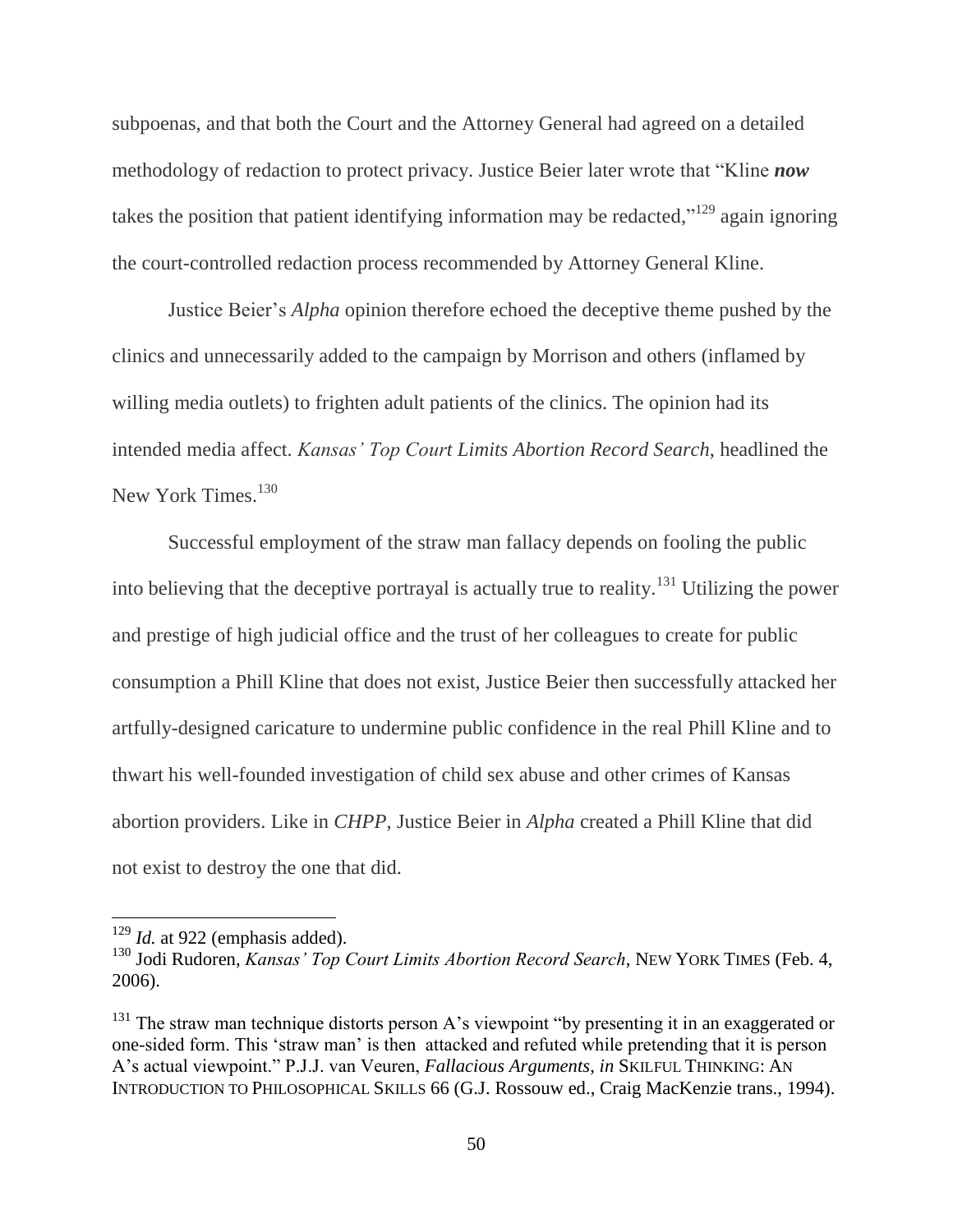subpoenas, and that both the Court and the Attorney General had agreed on a detailed methodology of redaction to protect privacy. Justice Beier later wrote that "Kline ***now*** takes the position that patient identifying information may be redacted,"[129] again ignoring the court-controlled redaction process recommended by Attorney General Kline.

Justice Beier's *Alpha* opinion therefore echoed the deceptive theme pushed by the clinics and unnecessarily added to the campaign by Morrison and others (inflamed by willing media outlets) to frighten adult patients of the clinics. The opinion had its intended media affect. *Kansas' Top Court Limits Abortion Record Search*, headlined the New York Times.[130]

Successful employment of the straw man fallacy depends on fooling the public into believing that the deceptive portrayal is actually true to reality.[131] Utilizing the power and prestige of high judicial office and the trust of her colleagues to create for public consumption a Phill Kline that does not exist, Justice Beier then successfully attacked her artfully-designed caricature to undermine public confidence in the real Phill Kline and to thwart his well-founded investigation of child sex abuse and other crimes of Kansas abortion providers. Like in *CHPP*, Justice Beier in *Alpha* created a Phill Kline that did not exist to destroy the one that did.

---

[129] *Id.* at 922 (emphasis added).

[130] Jodi Rudoren, *Kansas' Top Court Limits Abortion Record Search*, NEW YORK TIMES (Feb. 4, 2006).

[131] The straw man technique distorts person A's viewpoint "by presenting it in an exaggerated or one-sided form. This 'straw man' is then attacked and refuted while pretending that it is person A's actual viewpoint." P.J.J. van Veuren, *Fallacious Arguments*, *in* SKILFUL THINKING: AN INTRODUCTION TO PHILOSOPHICAL SKILLS 66 (G.J. Rossouw ed., Craig MacKenzie trans., 1994).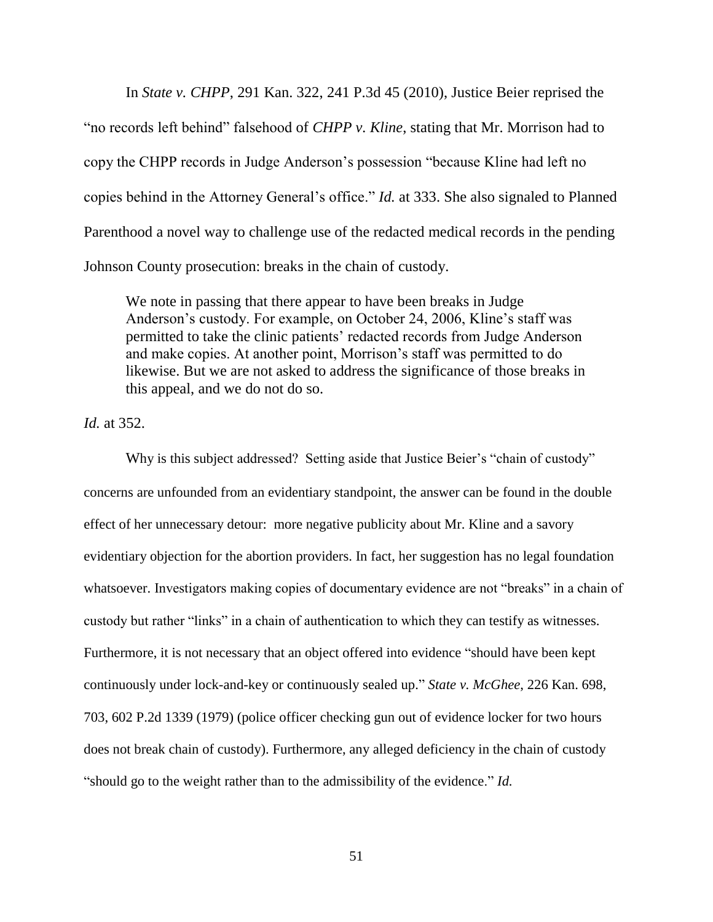In *State v. CHPP*, 291 Kan. 322, 241 P.3d 45 (2010), Justice Beier reprised the "no records left behind" falsehood of *CHPP v. Kline*, stating that Mr. Morrison had to copy the CHPP records in Judge Anderson's possession "because Kline had left no copies behind in the Attorney General's office." *Id.* at 333. She also signaled to Planned Parenthood a novel way to challenge use of the redacted medical records in the pending Johnson County prosecution: breaks in the chain of custody.

> We note in passing that there appear to have been breaks in Judge Anderson's custody. For example, on October 24, 2006, Kline's staff was permitted to take the clinic patients' redacted records from Judge Anderson and make copies. At another point, Morrison's staff was permitted to do likewise. But we are not asked to address the significance of those breaks in this appeal, and we do not do so.

*Id.* at 352.

Why is this subject addressed? Setting aside that Justice Beier's "chain of custody" concerns are unfounded from an evidentiary standpoint, the answer can be found in the double effect of her unnecessary detour: more negative publicity about Mr. Kline and a savory evidentiary objection for the abortion providers. In fact, her suggestion has no legal foundation whatsoever. Investigators making copies of documentary evidence are not "breaks" in a chain of custody but rather "links" in a chain of authentication to which they can testify as witnesses. Furthermore, it is not necessary that an object offered into evidence "should have been kept continuously under lock-and-key or continuously sealed up." *State v. McGhee*, 226 Kan. 698, 703, 602 P.2d 1339 (1979) (police officer checking gun out of evidence locker for two hours does not break chain of custody). Furthermore, any alleged deficiency in the chain of custody "should go to the weight rather than to the admissibility of the evidence." *Id.*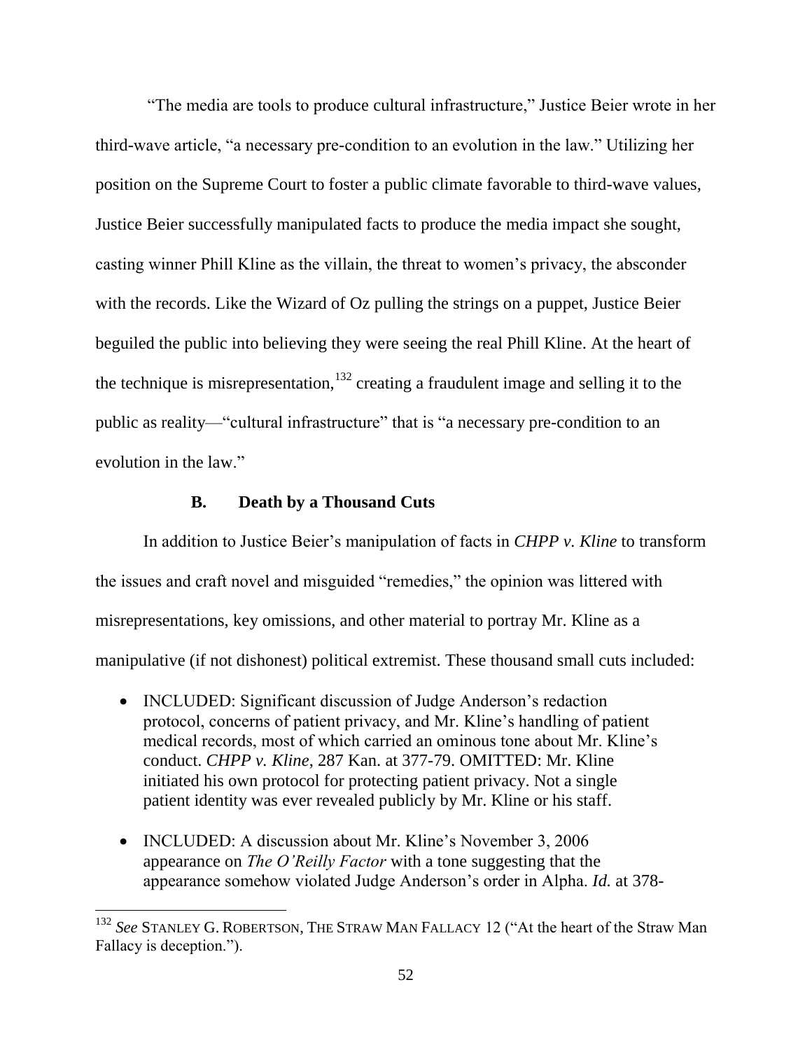"The media are tools to produce cultural infrastructure," Justice Beier wrote in her third-wave article, "a necessary pre-condition to an evolution in the law." Utilizing her position on the Supreme Court to foster a public climate favorable to third-wave values, Justice Beier successfully manipulated facts to produce the media impact she sought, casting winner Phill Kline as the villain, the threat to women's privacy, the absconder with the records. Like the Wizard of Oz pulling the strings on a puppet, Justice Beier beguiled the public into believing they were seeing the real Phill Kline. At the heart of the technique is misrepresentation,[132] creating a fraudulent image and selling it to the public as reality—"cultural infrastructure" that is "a necessary pre-condition to an evolution in the law."

### B. Death by a Thousand Cuts

In addition to Justice Beier's manipulation of facts in *CHPP v. Kline* to transform the issues and craft novel and misguided "remedies," the opinion was littered with misrepresentations, key omissions, and other material to portray Mr. Kline as a manipulative (if not dishonest) political extremist. These thousand small cuts included:

- INCLUDED: Significant discussion of Judge Anderson's redaction protocol, concerns of patient privacy, and Mr. Kline's handling of patient medical records, most of which carried an ominous tone about Mr. Kline's conduct. *CHPP v. Kline*, 287 Kan. at 377-79. OMITTED: Mr. Kline initiated his own protocol for protecting patient privacy. Not a single patient identity was ever revealed publicly by Mr. Kline or his staff.

- INCLUDED: A discussion about Mr. Kline's November 3, 2006 appearance on *The O'Reilly Factor* with a tone suggesting that the appearance somehow violated Judge Anderson's order in Alpha. *Id.* at 378-

[132] *See* STANLEY G. ROBERTSON, THE STRAW MAN FALLACY 12 ("At the heart of the Straw Man Fallacy is deception.").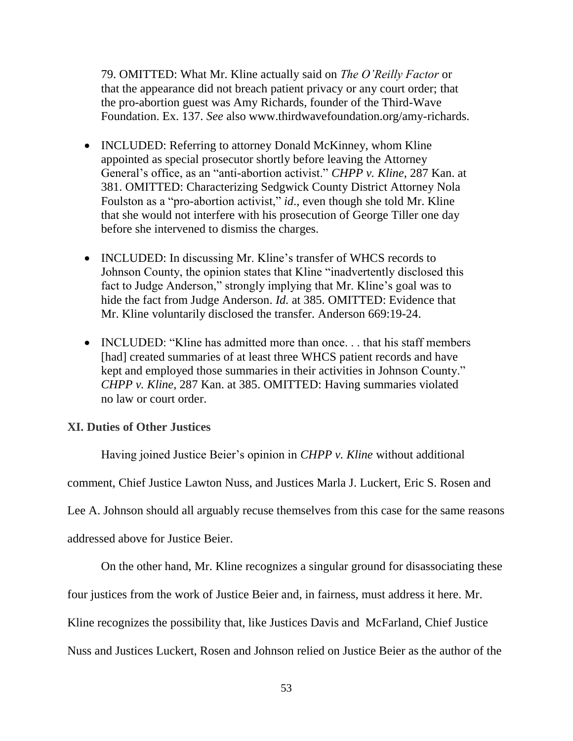79. OMITTED: What Mr. Kline actually said on *The O'Reilly Factor* or that the appearance did not breach patient privacy or any court order; that the pro-abortion guest was Amy Richards, founder of the Third-Wave Foundation. Ex. 137. *See* also www.thirdwavefoundation.org/amy-richards.

- INCLUDED: Referring to attorney Donald McKinney, whom Kline appointed as special prosecutor shortly before leaving the Attorney General's office, as an "anti-abortion activist." *CHPP v. Kline*, 287 Kan. at 381. OMITTED: Characterizing Sedgwick County District Attorney Nola Foulston as a "pro-abortion activist," *id*., even though she told Mr. Kline that she would not interfere with his prosecution of George Tiller one day before she intervened to dismiss the charges.

- INCLUDED: In discussing Mr. Kline's transfer of WHCS records to Johnson County, the opinion states that Kline "inadvertently disclosed this fact to Judge Anderson," strongly implying that Mr. Kline's goal was to hide the fact from Judge Anderson. *Id.* at 385. OMITTED: Evidence that Mr. Kline voluntarily disclosed the transfer. Anderson 669:19-24.

- INCLUDED: "Kline has admitted more than once. . . that his staff members [had] created summaries of at least three WHCS patient records and have kept and employed those summaries in their activities in Johnson County." *CHPP v. Kline*, 287 Kan. at 385. OMITTED: Having summaries violated no law or court order.

### XI. Duties of Other Justices

Having joined Justice Beier's opinion in *CHPP v. Kline* without additional comment, Chief Justice Lawton Nuss, and Justices Marla J. Luckert, Eric S. Rosen and Lee A. Johnson should all arguably recuse themselves from this case for the same reasons addressed above for Justice Beier.

On the other hand, Mr. Kline recognizes a singular ground for disassociating these four justices from the work of Justice Beier and, in fairness, must address it here. Mr. Kline recognizes the possibility that, like Justices Davis and McFarland, Chief Justice Nuss and Justices Luckert, Rosen and Johnson relied on Justice Beier as the author of the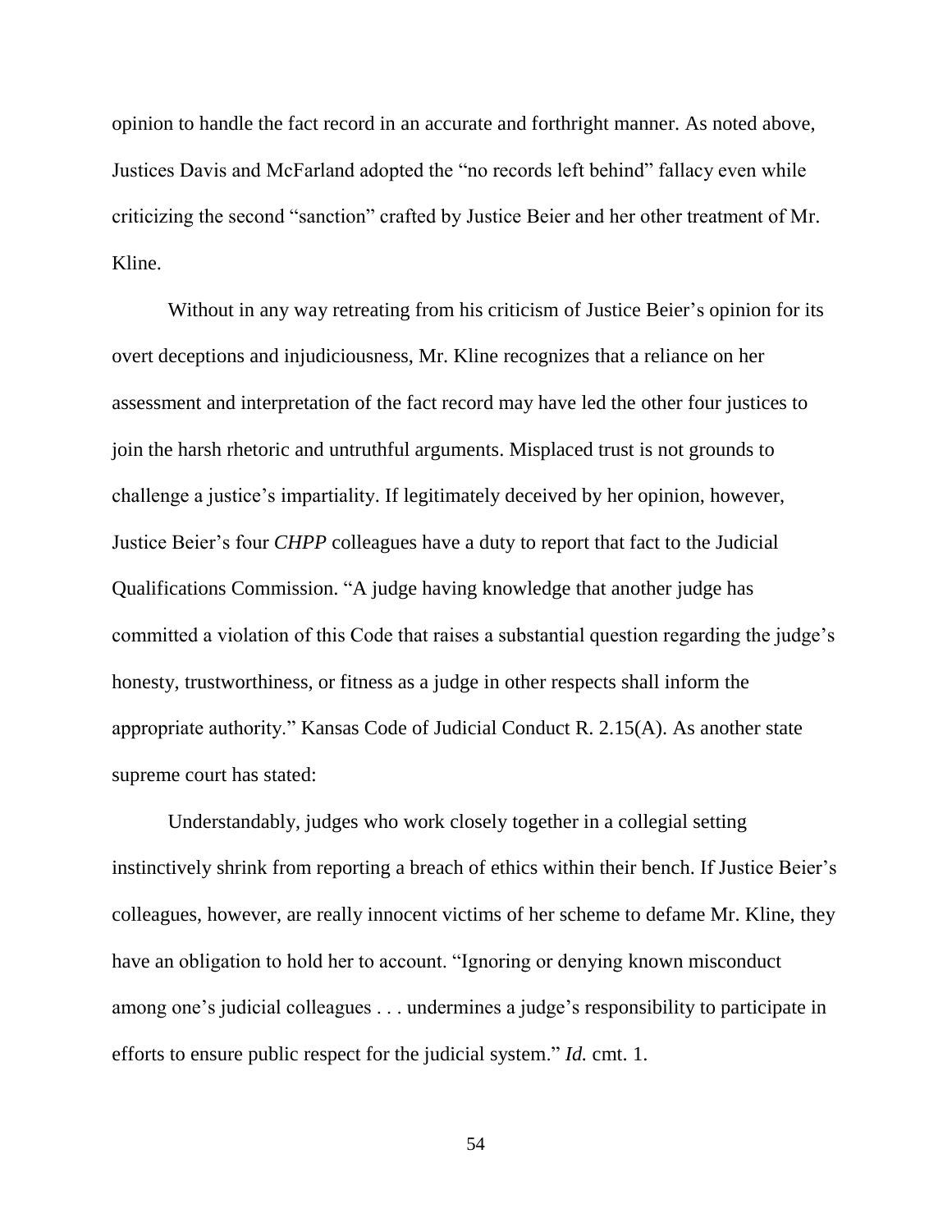opinion to handle the fact record in an accurate and forthright manner. As noted above, Justices Davis and McFarland adopted the "no records left behind" fallacy even while criticizing the second "sanction" crafted by Justice Beier and her other treatment of Mr. Kline.

Without in any way retreating from his criticism of Justice Beier's opinion for its overt deceptions and injudiciousness, Mr. Kline recognizes that a reliance on her assessment and interpretation of the fact record may have led the other four justices to join the harsh rhetoric and untruthful arguments. Misplaced trust is not grounds to challenge a justice's impartiality. If legitimately deceived by her opinion, however, Justice Beier's four *CHPP* colleagues have a duty to report that fact to the Judicial Qualifications Commission. "A judge having knowledge that another judge has committed a violation of this Code that raises a substantial question regarding the judge's honesty, trustworthiness, or fitness as a judge in other respects shall inform the appropriate authority." Kansas Code of Judicial Conduct R. 2.15(A). As another state supreme court has stated:

Understandably, judges who work closely together in a collegial setting instinctively shrink from reporting a breach of ethics within their bench. If Justice Beier's colleagues, however, are really innocent victims of her scheme to defame Mr. Kline, they have an obligation to hold her to account. "Ignoring or denying known misconduct among one's judicial colleagues . . . undermines a judge's responsibility to participate in efforts to ensure public respect for the judicial system." *Id.* cmt. 1.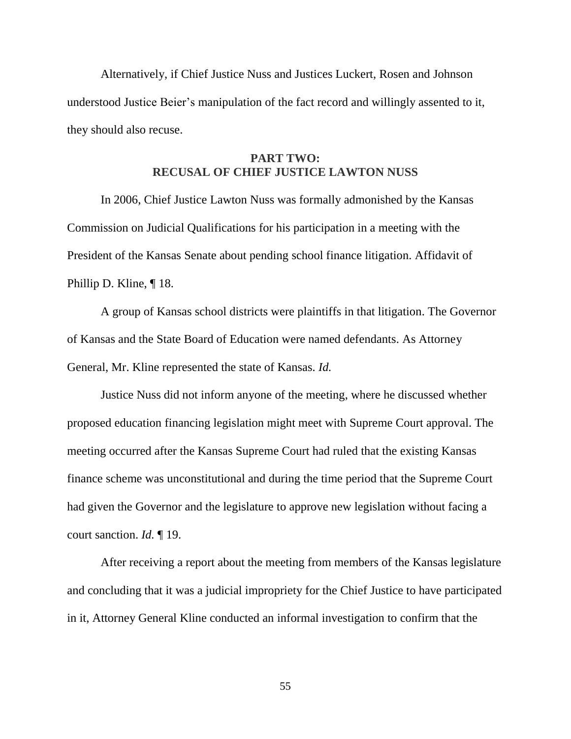Alternatively, if Chief Justice Nuss and Justices Luckert, Rosen and Johnson understood Justice Beier's manipulation of the fact record and willingly assented to it, they should also recuse.

## PART TWO: RECUSAL OF CHIEF JUSTICE LAWTON NUSS

In 2006, Chief Justice Lawton Nuss was formally admonished by the Kansas Commission on Judicial Qualifications for his participation in a meeting with the President of the Kansas Senate about pending school finance litigation. Affidavit of Phillip D. Kline, ¶ 18.

A group of Kansas school districts were plaintiffs in that litigation. The Governor of Kansas and the State Board of Education were named defendants. As Attorney General, Mr. Kline represented the state of Kansas. *Id.*

Justice Nuss did not inform anyone of the meeting, where he discussed whether proposed education financing legislation might meet with Supreme Court approval. The meeting occurred after the Kansas Supreme Court had ruled that the existing Kansas finance scheme was unconstitutional and during the time period that the Supreme Court had given the Governor and the legislature to approve new legislation without facing a court sanction. *Id.* ¶ 19.

After receiving a report about the meeting from members of the Kansas legislature and concluding that it was a judicial impropriety for the Chief Justice to have participated in it, Attorney General Kline conducted an informal investigation to confirm that the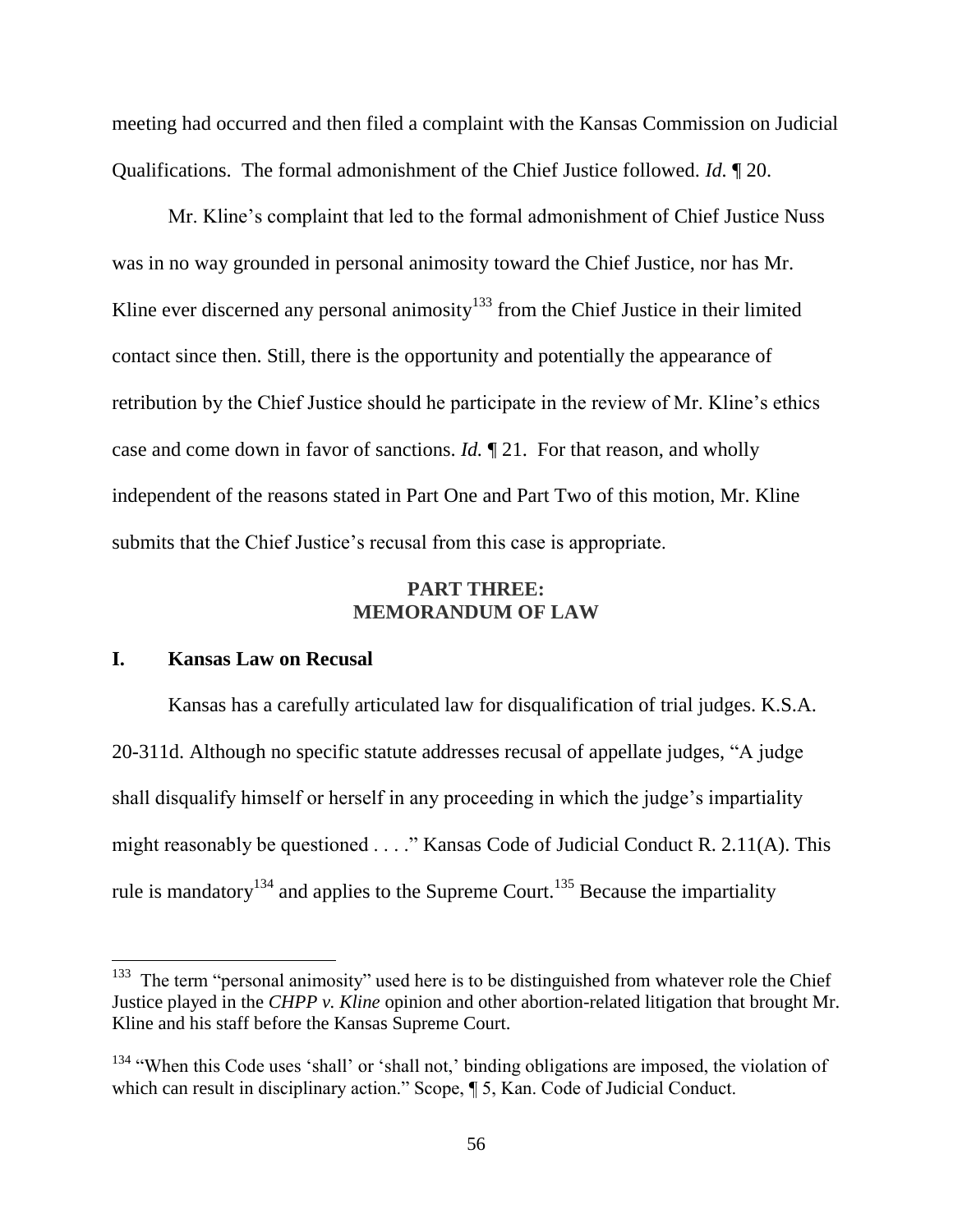meeting had occurred and then filed a complaint with the Kansas Commission on Judicial Qualifications. The formal admonishment of the Chief Justice followed. *Id.* ¶ 20.

Mr. Kline's complaint that led to the formal admonishment of Chief Justice Nuss was in no way grounded in personal animosity toward the Chief Justice, nor has Mr. Kline ever discerned any personal animosity[133] from the Chief Justice in their limited contact since then. Still, there is the opportunity and potentially the appearance of retribution by the Chief Justice should he participate in the review of Mr. Kline's ethics case and come down in favor of sanctions. *Id.* ¶ 21. For that reason, and wholly independent of the reasons stated in Part One and Part Two of this motion, Mr. Kline submits that the Chief Justice's recusal from this case is appropriate.

## PART THREE: MEMORANDUM OF LAW

### I. Kansas Law on Recusal

Kansas has a carefully articulated law for disqualification of trial judges. K.S.A. 20-311d. Although no specific statute addresses recusal of appellate judges, "A judge shall disqualify himself or herself in any proceeding in which the judge's impartiality might reasonably be questioned . . . ." Kansas Code of Judicial Conduct R. 2.11(A). This rule is mandatory[134] and applies to the Supreme Court.[135] Because the impartiality

---

[133] The term "personal animosity" used here is to be distinguished from whatever role the Chief Justice played in the *CHPP v. Kline* opinion and other abortion-related litigation that brought Mr. Kline and his staff before the Kansas Supreme Court.

[134] "When this Code uses 'shall' or 'shall not,' binding obligations are imposed, the violation of which can result in disciplinary action." Scope, ¶ 5, Kan. Code of Judicial Conduct.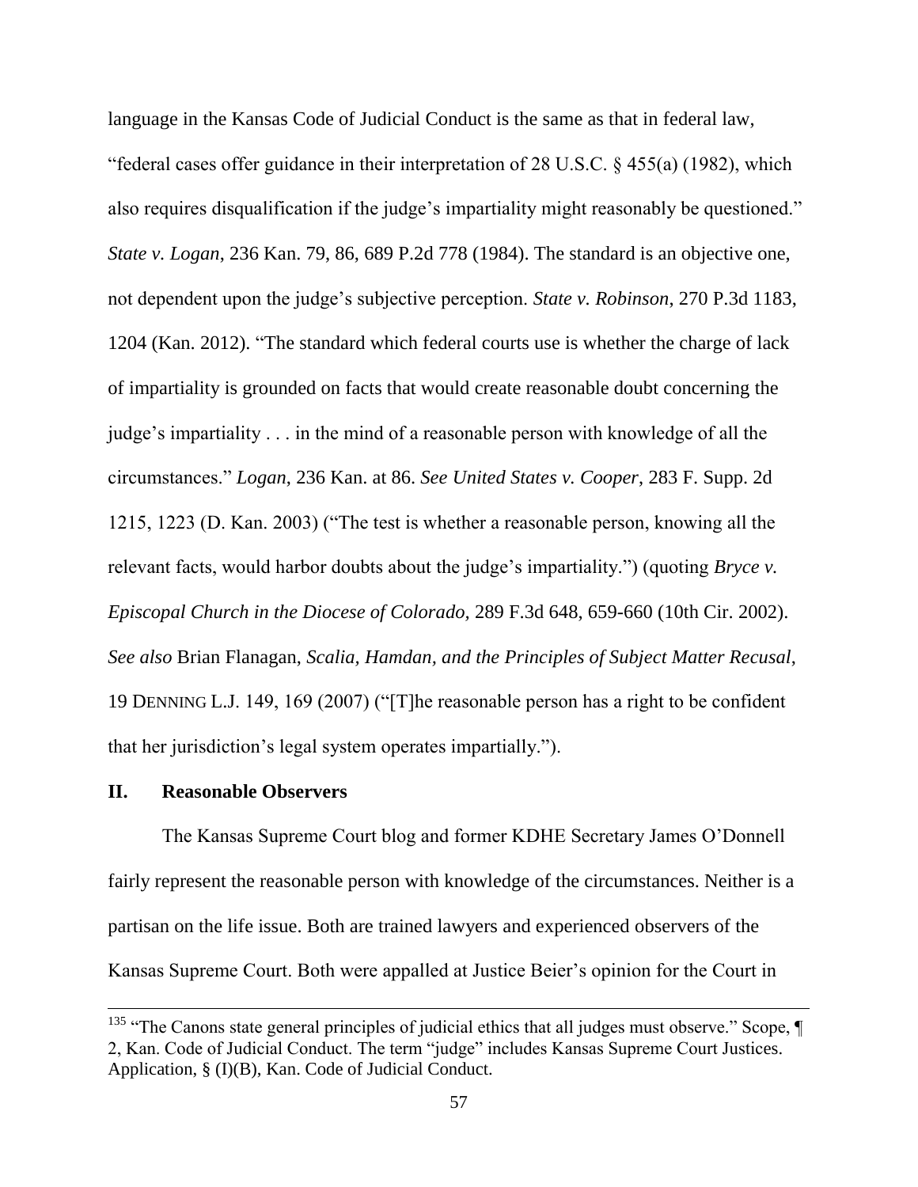language in the Kansas Code of Judicial Conduct is the same as that in federal law, "federal cases offer guidance in their interpretation of 28 U.S.C. § 455(a) (1982), which also requires disqualification if the judge's impartiality might reasonably be questioned." *State v. Logan*, 236 Kan. 79, 86, 689 P.2d 778 (1984). The standard is an objective one, not dependent upon the judge's subjective perception. *State v. Robinson*, 270 P.3d 1183, 1204 (Kan. 2012). "The standard which federal courts use is whether the charge of lack of impartiality is grounded on facts that would create reasonable doubt concerning the judge's impartiality . . . in the mind of a reasonable person with knowledge of all the circumstances." *Logan*, 236 Kan. at 86. *See United States v. Cooper*, 283 F. Supp. 2d 1215, 1223 (D. Kan. 2003) ("The test is whether a reasonable person, knowing all the relevant facts, would harbor doubts about the judge's impartiality.") (quoting *Bryce v. Episcopal Church in the Diocese of Colorado,* 289 F.3d 648, 659-660 (10th Cir. 2002). *See also* Brian Flanagan, *Scalia, Hamdan, and the Principles of Subject Matter Recusal*, 19 DENNING L.J. 149, 169 (2007) ("[T]he reasonable person has a right to be confident that her jurisdiction's legal system operates impartially.").

## II. Reasonable Observers

The Kansas Supreme Court blog and former KDHE Secretary James O'Donnell fairly represent the reasonable person with knowledge of the circumstances. Neither is a partisan on the life issue. Both are trained lawyers and experienced observers of the Kansas Supreme Court. Both were appalled at Justice Beier's opinion for the Court in

---

[135] "The Canons state general principles of judicial ethics that all judges must observe." Scope, ¶ 2, Kan. Code of Judicial Conduct. The term "judge" includes Kansas Supreme Court Justices. Application, § (I)(B), Kan. Code of Judicial Conduct.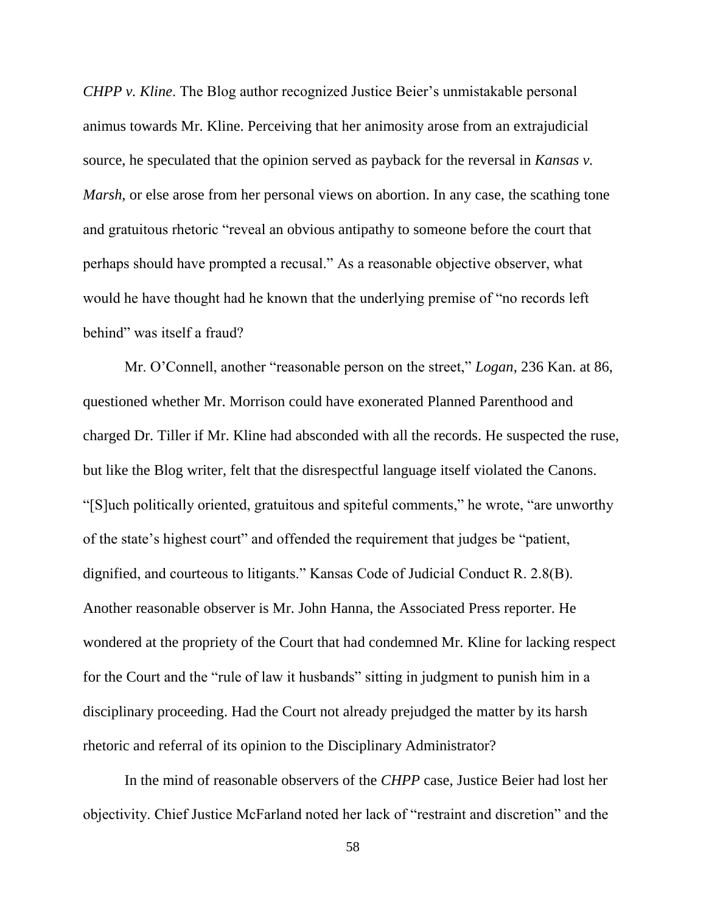*CHPP v. Kline*. The Blog author recognized Justice Beier's unmistakable personal animus towards Mr. Kline. Perceiving that her animosity arose from an extrajudicial source, he speculated that the opinion served as payback for the reversal in *Kansas v. Marsh*, or else arose from her personal views on abortion. In any case, the scathing tone and gratuitous rhetoric "reveal an obvious antipathy to someone before the court that perhaps should have prompted a recusal." As a reasonable objective observer, what would he have thought had he known that the underlying premise of "no records left behind" was itself a fraud?

Mr. O'Connell, another "reasonable person on the street," *Logan*, 236 Kan. at 86, questioned whether Mr. Morrison could have exonerated Planned Parenthood and charged Dr. Tiller if Mr. Kline had absconded with all the records. He suspected the ruse, but like the Blog writer, felt that the disrespectful language itself violated the Canons. "[S]uch politically oriented, gratuitous and spiteful comments," he wrote, "are unworthy of the state's highest court" and offended the requirement that judges be "patient, dignified, and courteous to litigants." Kansas Code of Judicial Conduct R. 2.8(B). Another reasonable observer is Mr. John Hanna, the Associated Press reporter. He wondered at the propriety of the Court that had condemned Mr. Kline for lacking respect for the Court and the "rule of law it husbands" sitting in judgment to punish him in a disciplinary proceeding. Had the Court not already prejudged the matter by its harsh rhetoric and referral of its opinion to the Disciplinary Administrator?

In the mind of reasonable observers of the *CHPP* case, Justice Beier had lost her objectivity. Chief Justice McFarland noted her lack of "restraint and discretion" and the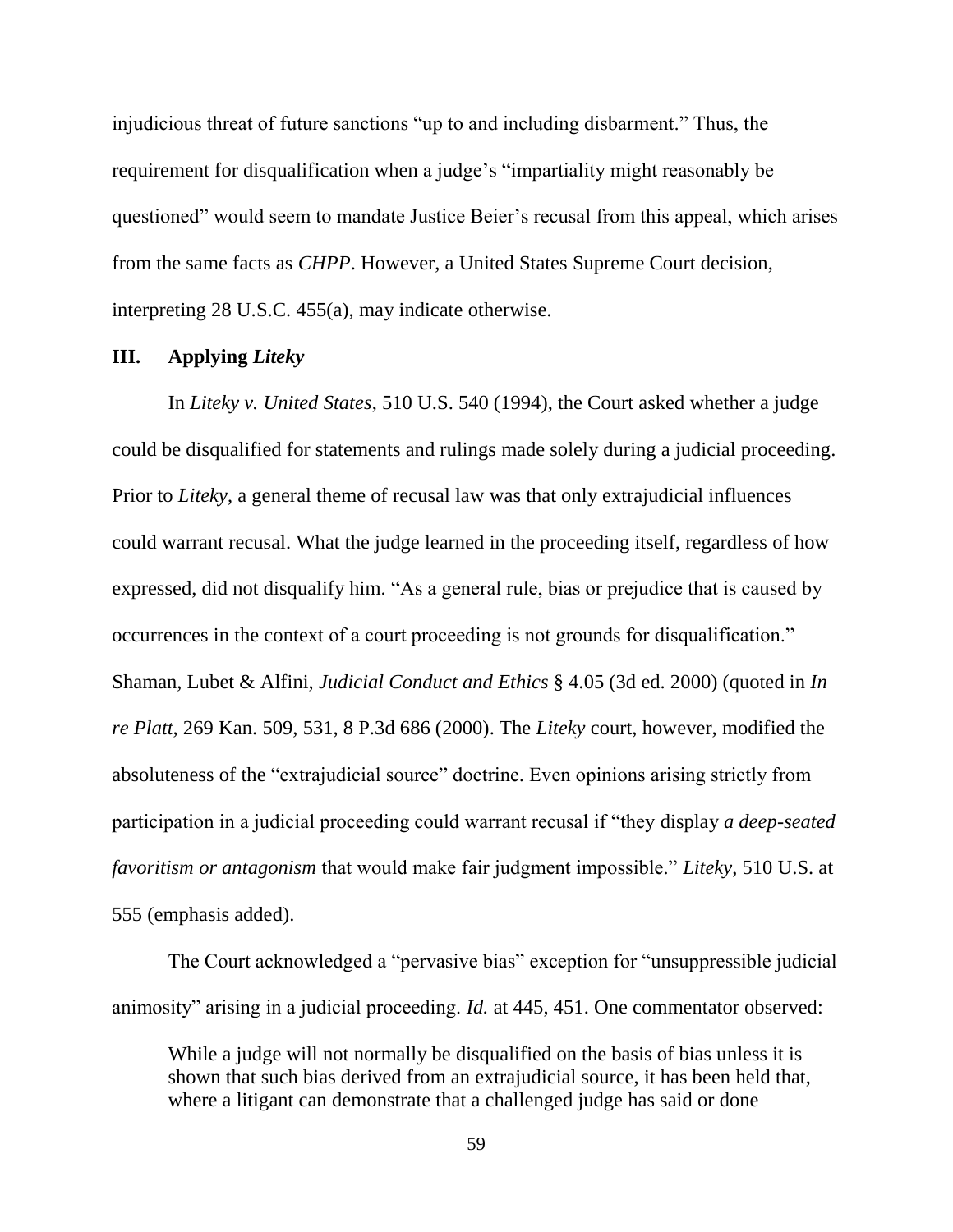injudicious threat of future sanctions "up to and including disbarment." Thus, the requirement for disqualification when a judge's "impartiality might reasonably be questioned" would seem to mandate Justice Beier's recusal from this appeal, which arises from the same facts as *CHPP*. However, a United States Supreme Court decision, interpreting 28 U.S.C. 455(a), may indicate otherwise.

## III. Applying *Liteky*

In *Liteky v. United States*, 510 U.S. 540 (1994), the Court asked whether a judge could be disqualified for statements and rulings made solely during a judicial proceeding. Prior to *Liteky*, a general theme of recusal law was that only extrajudicial influences could warrant recusal. What the judge learned in the proceeding itself, regardless of how expressed, did not disqualify him. "As a general rule, bias or prejudice that is caused by occurrences in the context of a court proceeding is not grounds for disqualification." Shaman, Lubet & Alfini, *Judicial Conduct and Ethics* § 4.05 (3d ed. 2000) (quoted in *In re Platt*, 269 Kan. 509, 531, 8 P.3d 686 (2000). The *Liteky* court, however, modified the absoluteness of the "extrajudicial source" doctrine. Even opinions arising strictly from participation in a judicial proceeding could warrant recusal if "they display *a deep-seated favoritism or antagonism* that would make fair judgment impossible." *Liteky*, 510 U.S. at 555 (emphasis added).

The Court acknowledged a "pervasive bias" exception for "unsuppressible judicial animosity" arising in a judicial proceeding. *Id.* at 445, 451. One commentator observed:

> While a judge will not normally be disqualified on the basis of bias unless it is shown that such bias derived from an extrajudicial source, it has been held that, where a litigant can demonstrate that a challenged judge has said or done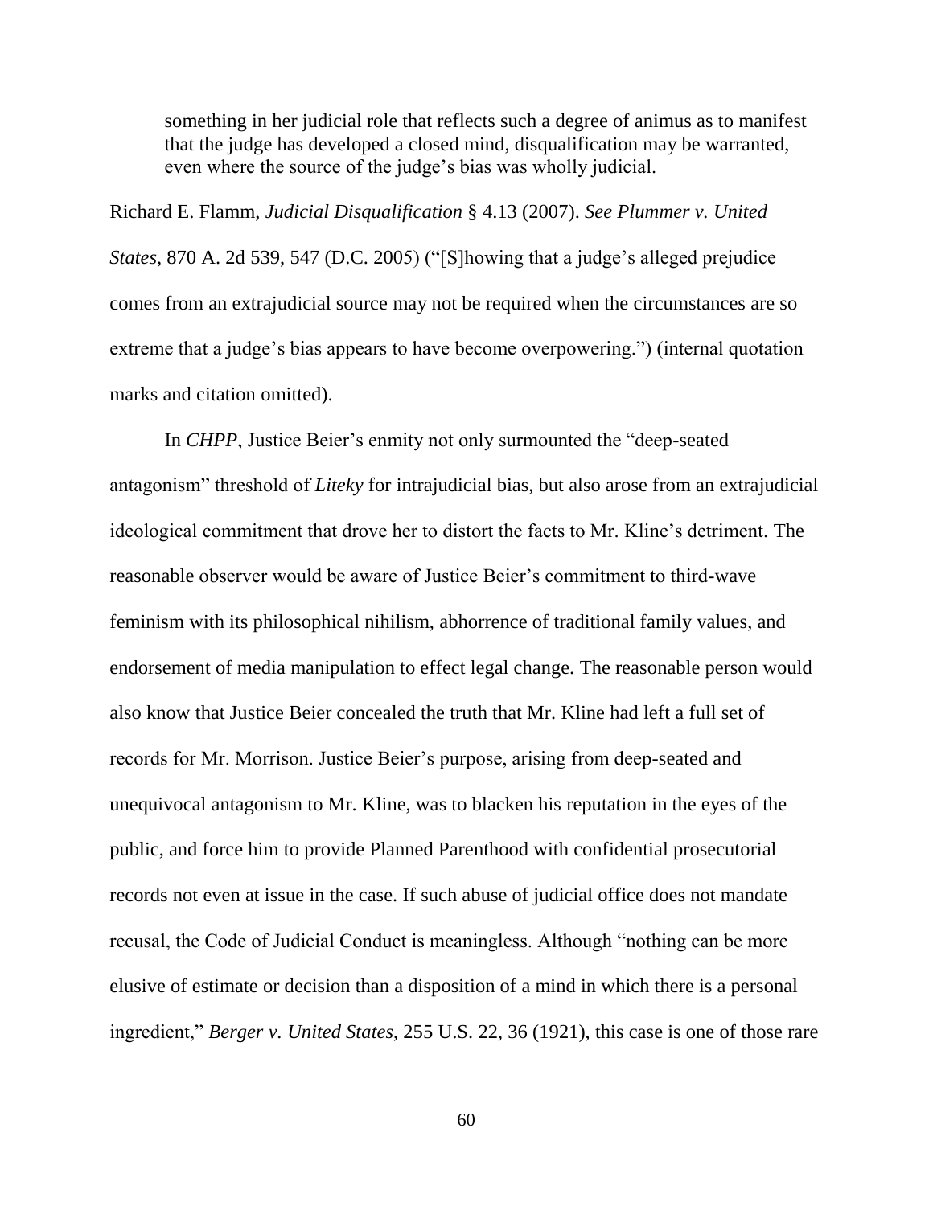> something in her judicial role that reflects such a degree of animus as to manifest that the judge has developed a closed mind, disqualification may be warranted, even where the source of the judge's bias was wholly judicial.

Richard E. Flamm, *Judicial Disqualification* § 4.13 (2007). *See Plummer v. United States*, 870 A. 2d 539, 547 (D.C. 2005) ("[S]howing that a judge's alleged prejudice comes from an extrajudicial source may not be required when the circumstances are so extreme that a judge's bias appears to have become overpowering.") (internal quotation marks and citation omitted).

In *CHPP*, Justice Beier's enmity not only surmounted the "deep-seated antagonism" threshold of *Liteky* for intrajudicial bias, but also arose from an extrajudicial ideological commitment that drove her to distort the facts to Mr. Kline's detriment. The reasonable observer would be aware of Justice Beier's commitment to third-wave feminism with its philosophical nihilism, abhorrence of traditional family values, and endorsement of media manipulation to effect legal change. The reasonable person would also know that Justice Beier concealed the truth that Mr. Kline had left a full set of records for Mr. Morrison. Justice Beier's purpose, arising from deep-seated and unequivocal antagonism to Mr. Kline, was to blacken his reputation in the eyes of the public, and force him to provide Planned Parenthood with confidential prosecutorial records not even at issue in the case. If such abuse of judicial office does not mandate recusal, the Code of Judicial Conduct is meaningless. Although "nothing can be more elusive of estimate or decision than a disposition of a mind in which there is a personal ingredient," *Berger v. United States*, 255 U.S. 22, 36 (1921), this case is one of those rare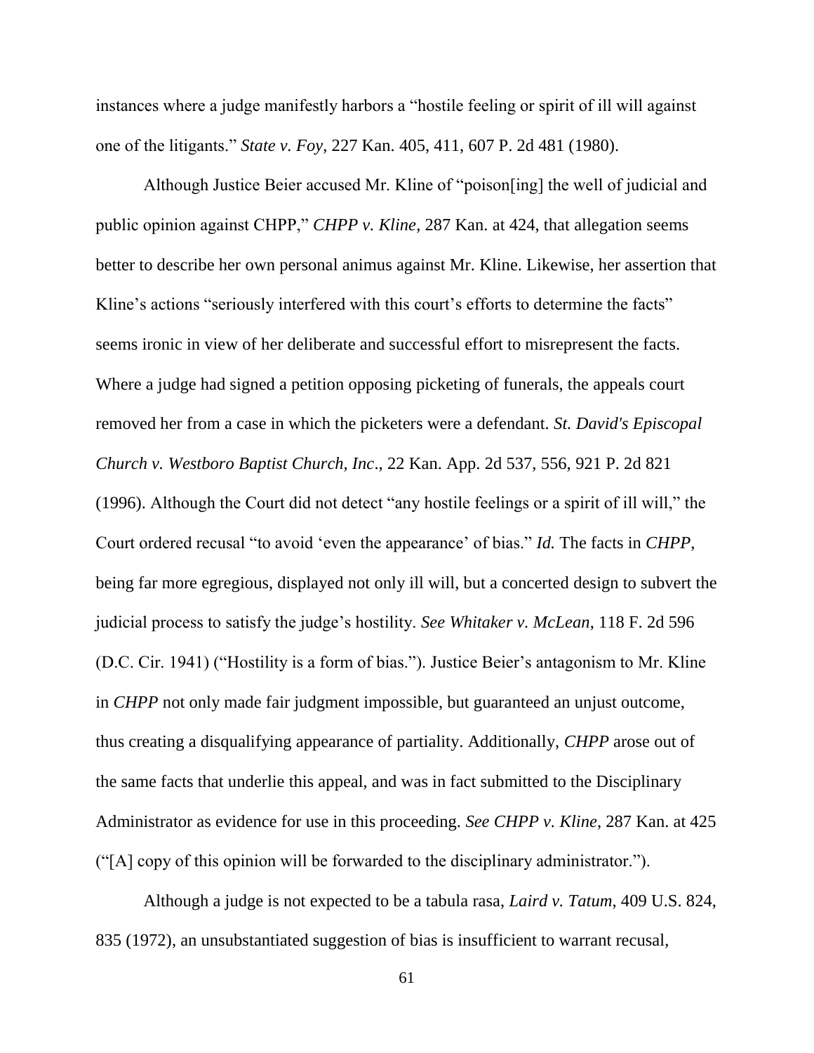instances where a judge manifestly harbors a "hostile feeling or spirit of ill will against one of the litigants." *State v. Foy*, 227 Kan. 405, 411, 607 P. 2d 481 (1980).

Although Justice Beier accused Mr. Kline of "poison[ing] the well of judicial and public opinion against CHPP," *CHPP v. Kline*, 287 Kan. at 424, that allegation seems better to describe her own personal animus against Mr. Kline. Likewise, her assertion that Kline's actions "seriously interfered with this court's efforts to determine the facts" seems ironic in view of her deliberate and successful effort to misrepresent the facts. Where a judge had signed a petition opposing picketing of funerals, the appeals court removed her from a case in which the picketers were a defendant. *St. David's Episcopal Church v. Westboro Baptist Church, Inc*., 22 Kan. App. 2d 537, 556, 921 P. 2d 821 (1996). Although the Court did not detect "any hostile feelings or a spirit of ill will," the Court ordered recusal "to avoid 'even the appearance' of bias." *Id.* The facts in *CHPP*, being far more egregious, displayed not only ill will, but a concerted design to subvert the judicial process to satisfy the judge's hostility. *See Whitaker v. McLean*, 118 F. 2d 596 (D.C. Cir. 1941) ("Hostility is a form of bias."). Justice Beier's antagonism to Mr. Kline in *CHPP* not only made fair judgment impossible, but guaranteed an unjust outcome, thus creating a disqualifying appearance of partiality. Additionally, *CHPP* arose out of the same facts that underlie this appeal, and was in fact submitted to the Disciplinary Administrator as evidence for use in this proceeding. *See CHPP v. Kline*, 287 Kan. at 425 ("[A] copy of this opinion will be forwarded to the disciplinary administrator.").

Although a judge is not expected to be a tabula rasa, *Laird v. Tatum*, 409 U.S. 824, 835 (1972), an unsubstantiated suggestion of bias is insufficient to warrant recusal,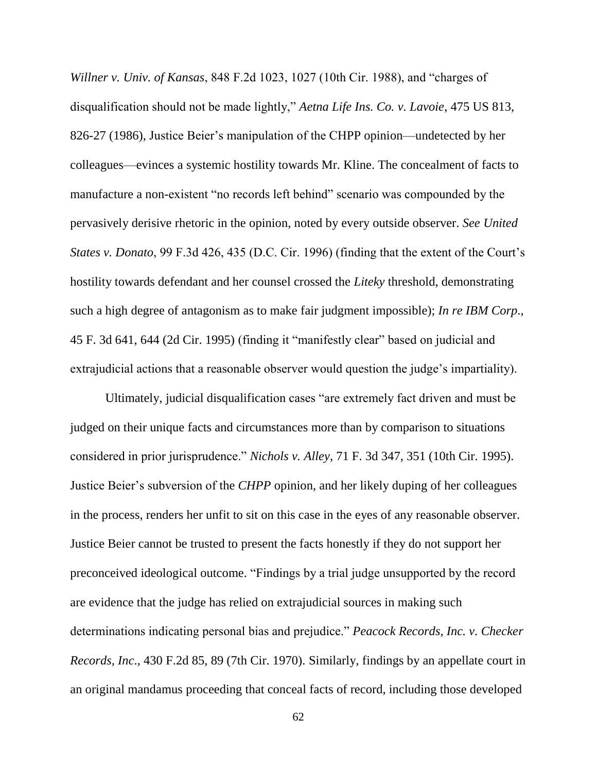*Willner v. Univ. of Kansas*, 848 F.2d 1023, 1027 (10th Cir. 1988), and "charges of disqualification should not be made lightly," *Aetna Life Ins. Co. v. Lavoie*, 475 US 813, 826-27 (1986), Justice Beier's manipulation of the CHPP opinion—undetected by her colleagues—evinces a systemic hostility towards Mr. Kline. The concealment of facts to manufacture a non-existent "no records left behind" scenario was compounded by the pervasively derisive rhetoric in the opinion, noted by every outside observer. *See United States v. Donato*, 99 F.3d 426, 435 (D.C. Cir. 1996) (finding that the extent of the Court's hostility towards defendant and her counsel crossed the *Liteky* threshold, demonstrating such a high degree of antagonism as to make fair judgment impossible); *In re IBM Corp*., 45 F. 3d 641, 644 (2d Cir. 1995) (finding it "manifestly clear" based on judicial and extrajudicial actions that a reasonable observer would question the judge's impartiality).

Ultimately, judicial disqualification cases "are extremely fact driven and must be judged on their unique facts and circumstances more than by comparison to situations considered in prior jurisprudence." *Nichols v. Alley*, 71 F. 3d 347, 351 (10th Cir. 1995). Justice Beier's subversion of the *CHPP* opinion, and her likely duping of her colleagues in the process, renders her unfit to sit on this case in the eyes of any reasonable observer. Justice Beier cannot be trusted to present the facts honestly if they do not support her preconceived ideological outcome. "Findings by a trial judge unsupported by the record are evidence that the judge has relied on extrajudicial sources in making such determinations indicating personal bias and prejudice." *Peacock Records, Inc. v. Checker Records, Inc*., 430 F.2d 85, 89 (7th Cir. 1970). Similarly, findings by an appellate court in an original mandamus proceeding that conceal facts of record, including those developed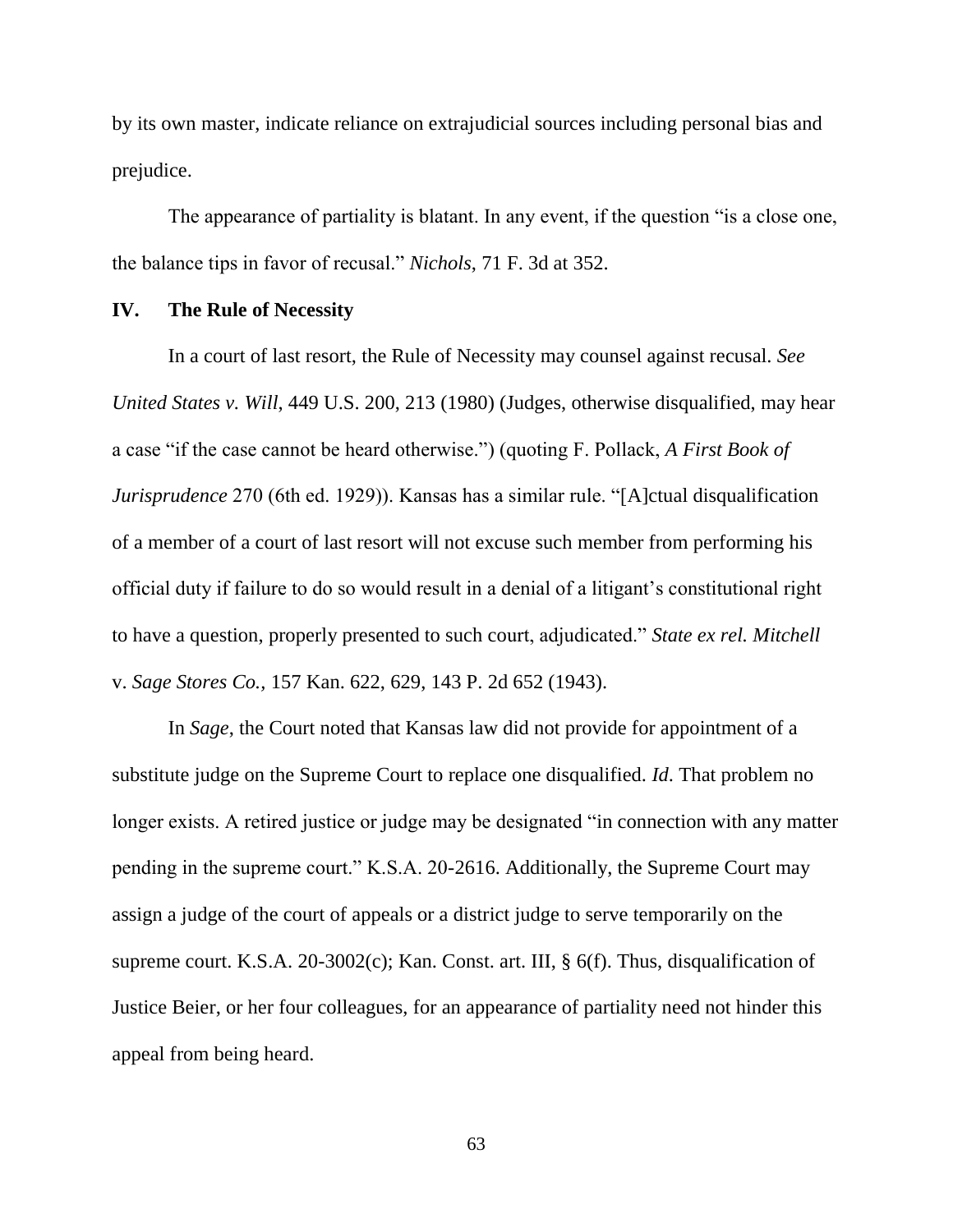by its own master, indicate reliance on extrajudicial sources including personal bias and prejudice.

The appearance of partiality is blatant. In any event, if the question "is a close one, the balance tips in favor of recusal." *Nichols*, 71 F. 3d at 352.

## IV. The Rule of Necessity

In a court of last resort, the Rule of Necessity may counsel against recusal. *See United States v. Will*, 449 U.S. 200, 213 (1980) (Judges, otherwise disqualified, may hear a case "if the case cannot be heard otherwise.") (quoting F. Pollack, *A First Book of Jurisprudence* 270 (6th ed. 1929)). Kansas has a similar rule. "[A]ctual disqualification of a member of a court of last resort will not excuse such member from performing his official duty if failure to do so would result in a denial of a litigant's constitutional right to have a question, properly presented to such court, adjudicated." *State ex rel. Mitchell* v. *Sage Stores Co.*, 157 Kan. 622, 629, 143 P. 2d 652 (1943).

In *Sage*, the Court noted that Kansas law did not provide for appointment of a substitute judge on the Supreme Court to replace one disqualified. *Id.* That problem no longer exists. A retired justice or judge may be designated "in connection with any matter pending in the supreme court." K.S.A. 20-2616. Additionally, the Supreme Court may assign a judge of the court of appeals or a district judge to serve temporarily on the supreme court. K.S.A. 20-3002(c); Kan. Const. art. III, § 6(f). Thus, disqualification of Justice Beier, or her four colleagues, for an appearance of partiality need not hinder this appeal from being heard.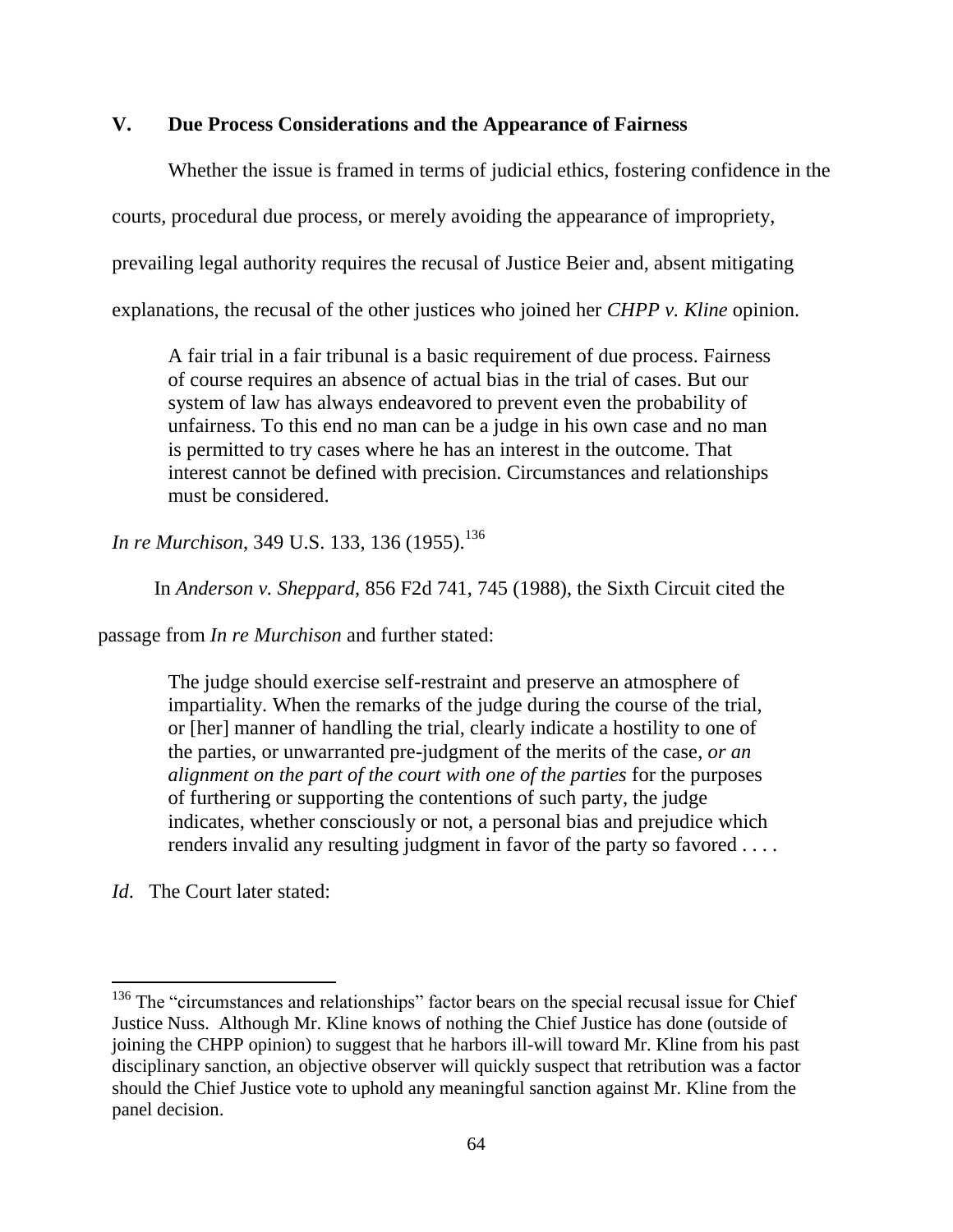## V. Due Process Considerations and the Appearance of Fairness

Whether the issue is framed in terms of judicial ethics, fostering confidence in the courts, procedural due process, or merely avoiding the appearance of impropriety, prevailing legal authority requires the recusal of Justice Beier and, absent mitigating explanations, the recusal of the other justices who joined her *CHPP v. Kline* opinion.

> A fair trial in a fair tribunal is a basic requirement of due process. Fairness of course requires an absence of actual bias in the trial of cases. But our system of law has always endeavored to prevent even the probability of unfairness. To this end no man can be a judge in his own case and no man is permitted to try cases where he has an interest in the outcome. That interest cannot be defined with precision. Circumstances and relationships must be considered.

*In re Murchison*, 349 U.S. 133, 136 (1955).[136]

In *Anderson v. Sheppard*, 856 F2d 741, 745 (1988), the Sixth Circuit cited the passage from *In re Murchison* and further stated:

> The judge should exercise self-restraint and preserve an atmosphere of impartiality. When the remarks of the judge during the course of the trial, or [her] manner of handling the trial, clearly indicate a hostility to one of the parties, or unwarranted pre-judgment of the merits of the case, *or an alignment on the part of the court with one of the parties* for the purposes of furthering or supporting the contentions of such party, the judge indicates, whether consciously or not, a personal bias and prejudice which renders invalid any resulting judgment in favor of the party so favored . . . .

*Id.* The Court later stated:

---

[136] The "circumstances and relationships" factor bears on the special recusal issue for Chief Justice Nuss. Although Mr. Kline knows of nothing the Chief Justice has done (outside of joining the CHPP opinion) to suggest that he harbors ill-will toward Mr. Kline from his past disciplinary sanction, an objective observer will quickly suspect that retribution was a factor should the Chief Justice vote to uphold any meaningful sanction against Mr. Kline from the panel decision.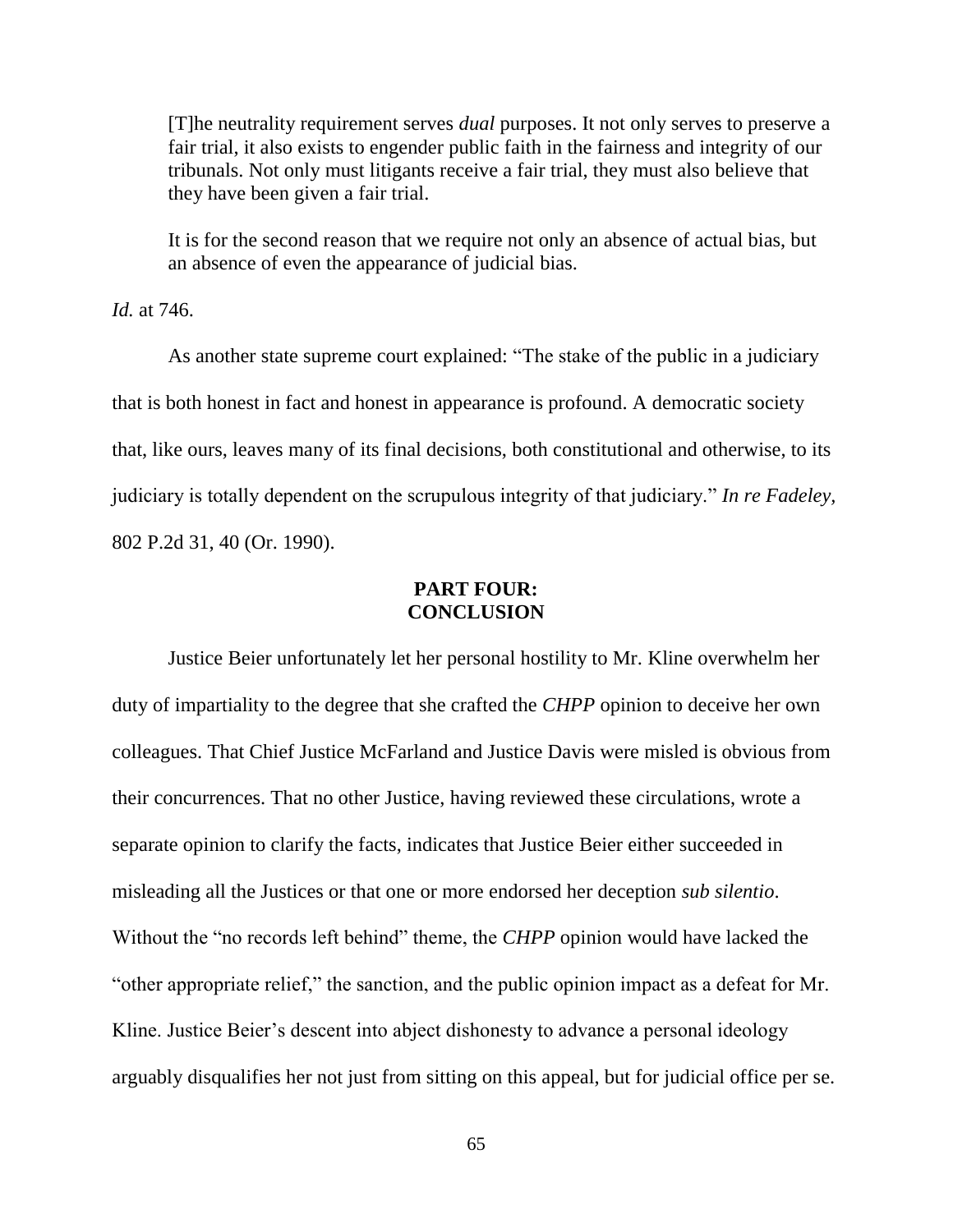> [T]he neutrality requirement serves *dual* purposes. It not only serves to preserve a fair trial, it also exists to engender public faith in the fairness and integrity of our tribunals. Not only must litigants receive a fair trial, they must also believe that they have been given a fair trial.
>
> It is for the second reason that we require not only an absence of actual bias, but an absence of even the appearance of judicial bias.

*Id.* at 746.

As another state supreme court explained: "The stake of the public in a judiciary that is both honest in fact and honest in appearance is profound. A democratic society that, like ours, leaves many of its final decisions, both constitutional and otherwise, to its judiciary is totally dependent on the scrupulous integrity of that judiciary." *In re Fadeley*, 802 P.2d 31, 40 (Or. 1990).

## PART FOUR: CONCLUSION

Justice Beier unfortunately let her personal hostility to Mr. Kline overwhelm her duty of impartiality to the degree that she crafted the *CHPP* opinion to deceive her own colleagues. That Chief Justice McFarland and Justice Davis were misled is obvious from their concurrences. That no other Justice, having reviewed these circulations, wrote a separate opinion to clarify the facts, indicates that Justice Beier either succeeded in misleading all the Justices or that one or more endorsed her deception *sub silentio*. Without the "no records left behind" theme, the *CHPP* opinion would have lacked the "other appropriate relief," the sanction, and the public opinion impact as a defeat for Mr. Kline. Justice Beier's descent into abject dishonesty to advance a personal ideology arguably disqualifies her not just from sitting on this appeal, but for judicial office per se.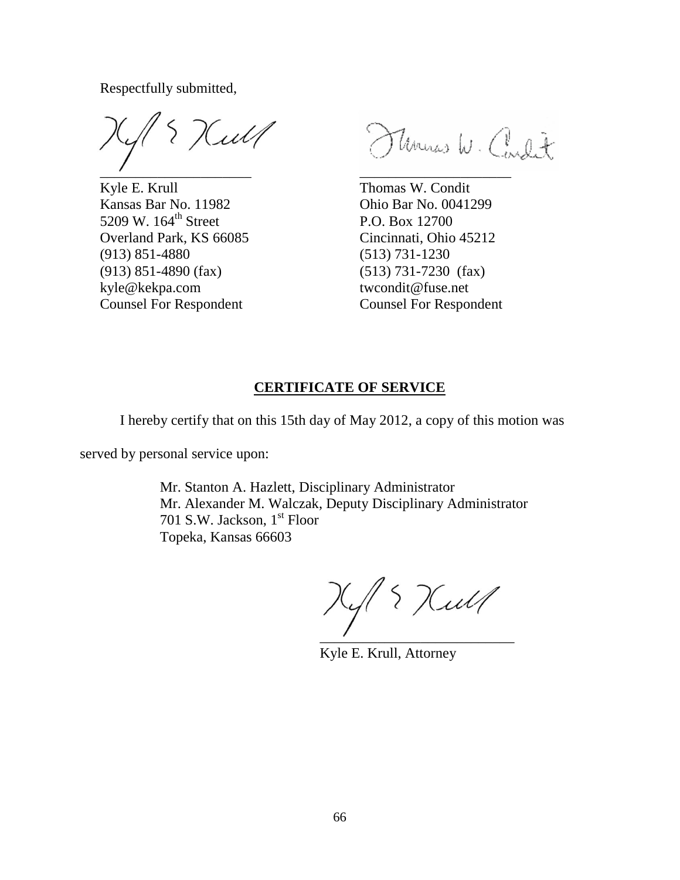Respectfully submitted,

\_\_\_\_\_\_\_\_\_\_\_\_\_\_\_\_\_\_\_\_\_\_
Kyle E. Krull
Kansas Bar No. 11982
5209 W. 164th Street
Overland Park, KS 66085
(913) 851-4880
(913) 851-4890 (fax)
kyle@kekpa.com
Counsel For Respondent

\_\_\_\_\_\_\_\_\_\_\_\_\_\_\_\_\_\_\_\_\_\_
Thomas W. Condit
Ohio Bar No. 0041299
P.O. Box 12700
Cincinnati, Ohio 45212
(513) 731-1230
(513) 731-7230 (fax)
twcondit@fuse.net
Counsel For Respondent

## CERTIFICATE OF SERVICE

I hereby certify that on this 15th day of May 2012, a copy of this motion was served by personal service upon:

Mr. Stanton A. Hazlett, Disciplinary Administrator
Mr. Alexander M. Walczak, Deputy Disciplinary Administrator
701 S.W. Jackson, 1st Floor
Topeka, Kansas 66603

\_\_\_\_\_\_\_\_\_\_\_\_\_\_\_\_\_\_\_\_\_\_\_\_\_\_
Kyle E. Krull, Attorney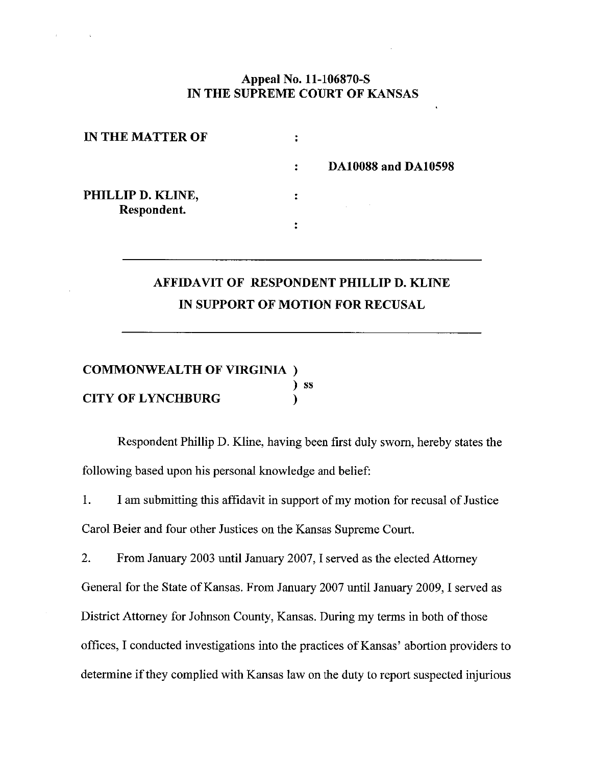**Appeal No. 11-106870-S**
**IN THE SUPREME COURT OF KANSAS**

| | | |
|---|---|---|
| **IN THE MATTER OF** | : | |
| | : | **DA10088 and DA10598** |
| **PHILLIP D. KLINE,** | : | |
| **Respondent.** | : | |

---

## AFFIDAVIT OF RESPONDENT PHILLIP D. KLINE IN SUPPORT OF MOTION FOR RECUSAL

---

**COMMONWEALTH OF VIRGINIA )**
**) ss**
**CITY OF LYNCHBURG )**

Respondent Phillip D. Kline, having been first duly sworn, hereby states the following based upon his personal knowledge and belief:

1. I am submitting this affidavit in support of my motion for recusal of Justice Carol Beier and four other Justices on the Kansas Supreme Court.

2. From January 2003 until January 2007, I served as the elected Attorney General for the State of Kansas. From January 2007 until January 2009, I served as District Attorney for Johnson County, Kansas. During my terms in both of those offices, I conducted investigations into the practices of Kansas' abortion providers to determine if they complied with Kansas law on the duty to report suspected injurious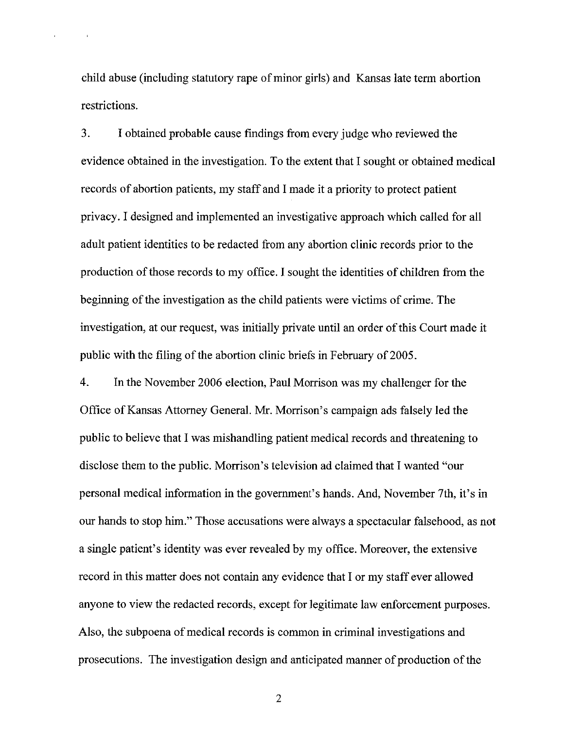child abuse (including statutory rape of minor girls) and Kansas late term abortion restrictions.

3. I obtained probable cause findings from every judge who reviewed the evidence obtained in the investigation. To the extent that I sought or obtained medical records of abortion patients, my staff and I made it a priority to protect patient privacy. I designed and implemented an investigative approach which called for all adult patient identities to be redacted from any abortion clinic records prior to the production of those records to my office. I sought the identities of children from the beginning of the investigation as the child patients were victims of crime. The investigation, at our request, was initially private until an order of this Court made it public with the filing of the abortion clinic briefs in February of 2005.

4. In the November 2006 election, Paul Morrison was my challenger for the Office of Kansas Attorney General. Mr. Morrison's campaign ads falsely led the public to believe that I was mishandling patient medical records and threatening to disclose them to the public. Morrison's television ad claimed that I wanted "our personal medical information in the government's hands. And, November 7th, it's in our hands to stop him." Those accusations were always a spectacular falsehood, as not a single patient's identity was ever revealed by my office. Moreover, the extensive record in this matter does not contain any evidence that I or my staff ever allowed anyone to view the redacted records, except for legitimate law enforcement purposes. Also, the subpoena of medical records is common in criminal investigations and prosecutions. The investigation design and anticipated manner of production of the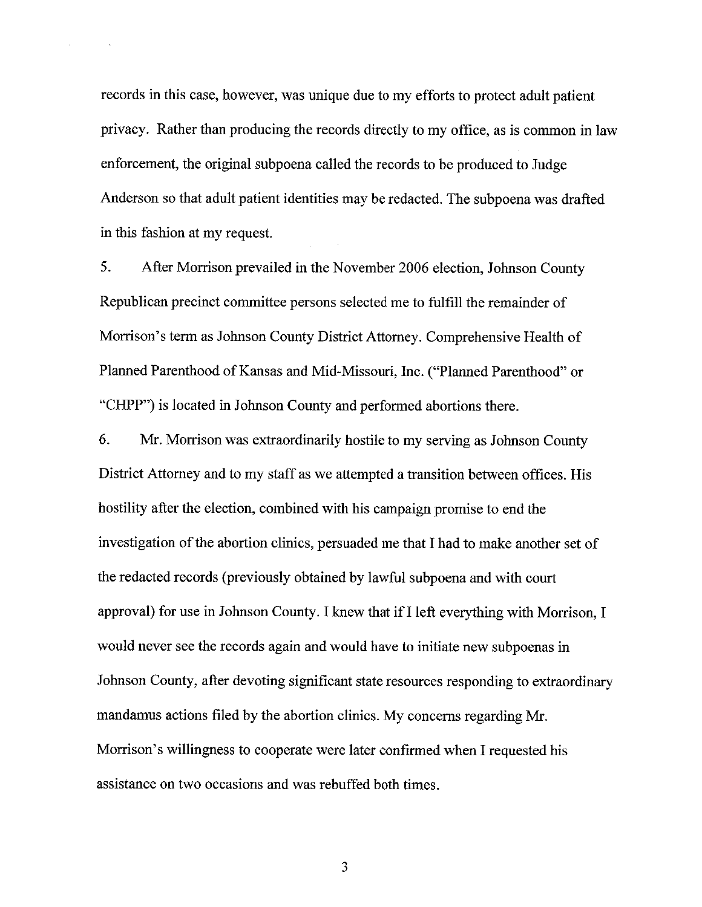records in this case, however, was unique due to my efforts to protect adult patient privacy. Rather than producing the records directly to my office, as is common in law enforcement, the original subpoena called the records to be produced to Judge Anderson so that adult patient identities may be redacted. The subpoena was drafted in this fashion at my request.

5. After Morrison prevailed in the November 2006 election, Johnson County Republican precinct committee persons selected me to fulfill the remainder of Morrison's term as Johnson County District Attorney. Comprehensive Health of Planned Parenthood of Kansas and Mid-Missouri, Inc. ("Planned Parenthood" or "CHPP") is located in Johnson County and performed abortions there.

6. Mr. Morrison was extraordinarily hostile to my serving as Johnson County District Attorney and to my staff as we attempted a transition between offices. His hostility after the election, combined with his campaign promise to end the investigation of the abortion clinics, persuaded me that I had to make another set of the redacted records (previously obtained by lawful subpoena and with court approval) for use in Johnson County. I knew that if I left everything with Morrison, I would never see the records again and would have to initiate new subpoenas in Johnson County, after devoting significant state resources responding to extraordinary mandamus actions filed by the abortion clinics. My concerns regarding Mr. Morrison's willingness to cooperate were later confirmed when I requested his assistance on two occasions and was rebuffed both times.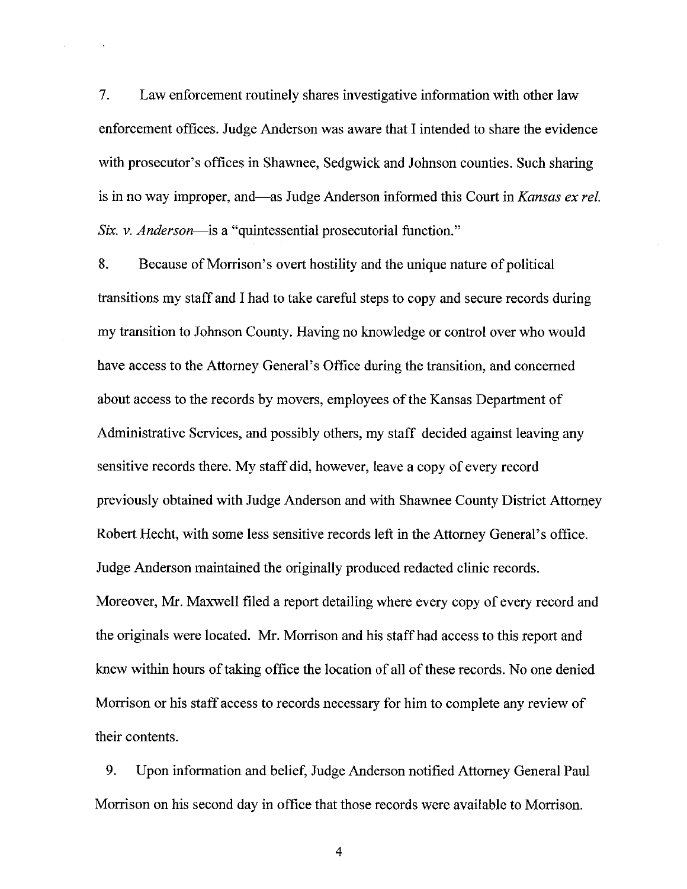7. Law enforcement routinely shares investigative information with other law enforcement offices. Judge Anderson was aware that I intended to share the evidence with prosecutor's offices in Shawnee, Sedgwick and Johnson counties. Such sharing is in no way improper, and—as Judge Anderson informed this Court in *Kansas ex rel. Six. v. Anderson*—is a "quintessential prosecutorial function."

8. Because of Morrison's overt hostility and the unique nature of political transitions my staff and I had to take careful steps to copy and secure records during my transition to Johnson County. Having no knowledge or control over who would have access to the Attorney General's Office during the transition, and concerned about access to the records by movers, employees of the Kansas Department of Administrative Services, and possibly others, my staff decided against leaving any sensitive records there. My staff did, however, leave a copy of every record previously obtained with Judge Anderson and with Shawnee County District Attorney Robert Hecht, with some less sensitive records left in the Attorney General's office. Judge Anderson maintained the originally produced redacted clinic records. Moreover, Mr. Maxwell filed a report detailing where every copy of every record and the originals were located. Mr. Morrison and his staff had access to this report and knew within hours of taking office the location of all of these records. No one denied Morrison or his staff access to records necessary for him to complete any review of their contents.

9. Upon information and belief, Judge Anderson notified Attorney General Paul Morrison on his second day in office that those records were available to Morrison.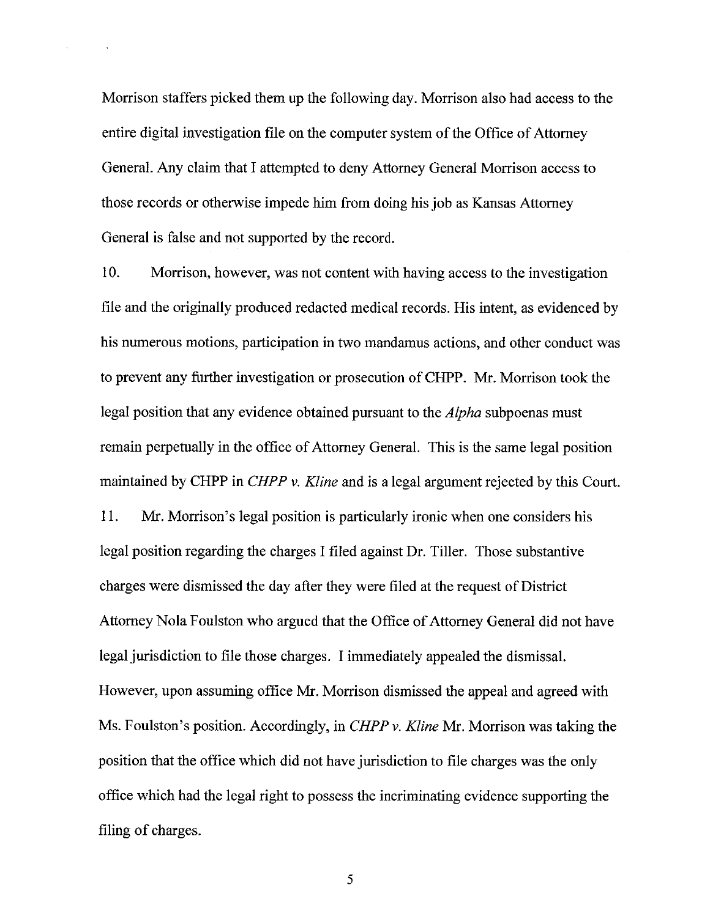Morrison staffers picked them up the following day. Morrison also had access to the entire digital investigation file on the computer system of the Office of Attorney General. Any claim that I attempted to deny Attorney General Morrison access to those records or otherwise impede him from doing his job as Kansas Attorney General is false and not supported by the record.

10. Morrison, however, was not content with having access to the investigation file and the originally produced redacted medical records. His intent, as evidenced by his numerous motions, participation in two mandamus actions, and other conduct was to prevent any further investigation or prosecution of CHPP. Mr. Morrison took the legal position that any evidence obtained pursuant to the *Alpha* subpoenas must remain perpetually in the office of Attorney General. This is the same legal position maintained by CHPP in *CHPP v. Kline* and is a legal argument rejected by this Court.

11. Mr. Morrison's legal position is particularly ironic when one considers his legal position regarding the charges I filed against Dr. Tiller. Those substantive charges were dismissed the day after they were filed at the request of District Attorney Nola Foulston who argued that the Office of Attorney General did not have legal jurisdiction to file those charges. I immediately appealed the dismissal. However, upon assuming office Mr. Morrison dismissed the appeal and agreed with Ms. Foulston's position. Accordingly, in *CHPP v. Kline* Mr. Morrison was taking the position that the office which did not have jurisdiction to file charges was the only office which had the legal right to possess the incriminating evidence supporting the filing of charges.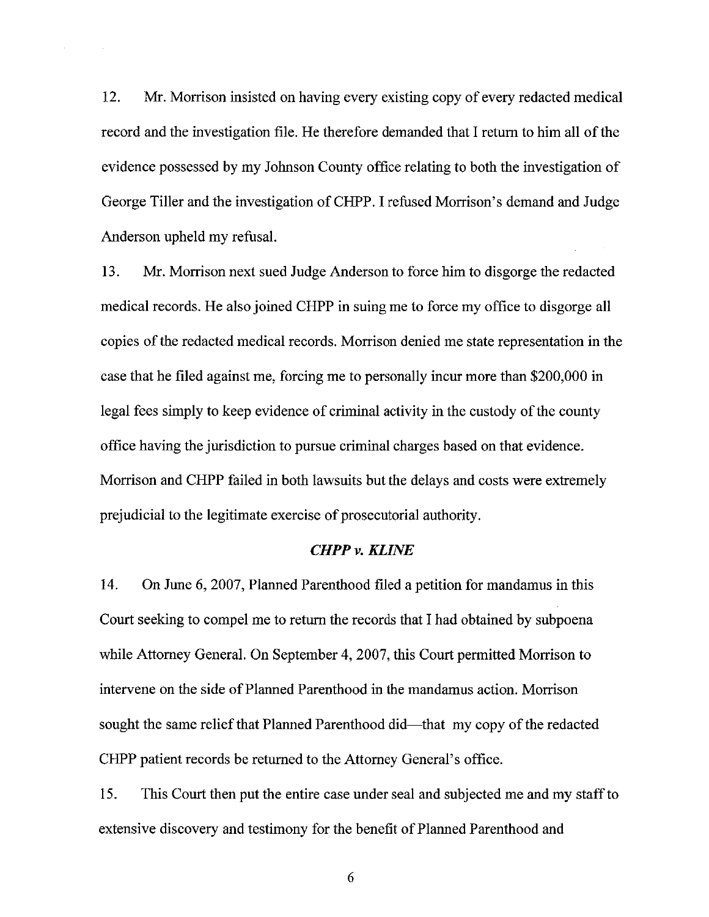12. Mr. Morrison insisted on having every existing copy of every redacted medical record and the investigation file. He therefore demanded that I return to him all of the evidence possessed by my Johnson County office relating to both the investigation of George Tiller and the investigation of CHPP. I refused Morrison's demand and Judge Anderson upheld my refusal.

13. Mr. Morrison next sued Judge Anderson to force him to disgorge the redacted medical records. He also joined CHPP in suing me to force my office to disgorge all copies of the redacted medical records. Morrison denied me state representation in the case that he filed against me, forcing me to personally incur more than $200,000 in legal fees simply to keep evidence of criminal activity in the custody of the county office having the jurisdiction to pursue criminal charges based on that evidence. Morrison and CHPP failed in both lawsuits but the delays and costs were extremely prejudicial to the legitimate exercise of prosecutorial authority.

### *CHPP v. KLINE*

14. On June 6, 2007, Planned Parenthood filed a petition for mandamus in this Court seeking to compel me to return the records that I had obtained by subpoena while Attorney General. On September 4, 2007, this Court permitted Morrison to intervene on the side of Planned Parenthood in the mandamus action. Morrison sought the same relief that Planned Parenthood did—that my copy of the redacted CHPP patient records be returned to the Attorney General's office.

15. This Court then put the entire case under seal and subjected me and my staff to extensive discovery and testimony for the benefit of Planned Parenthood and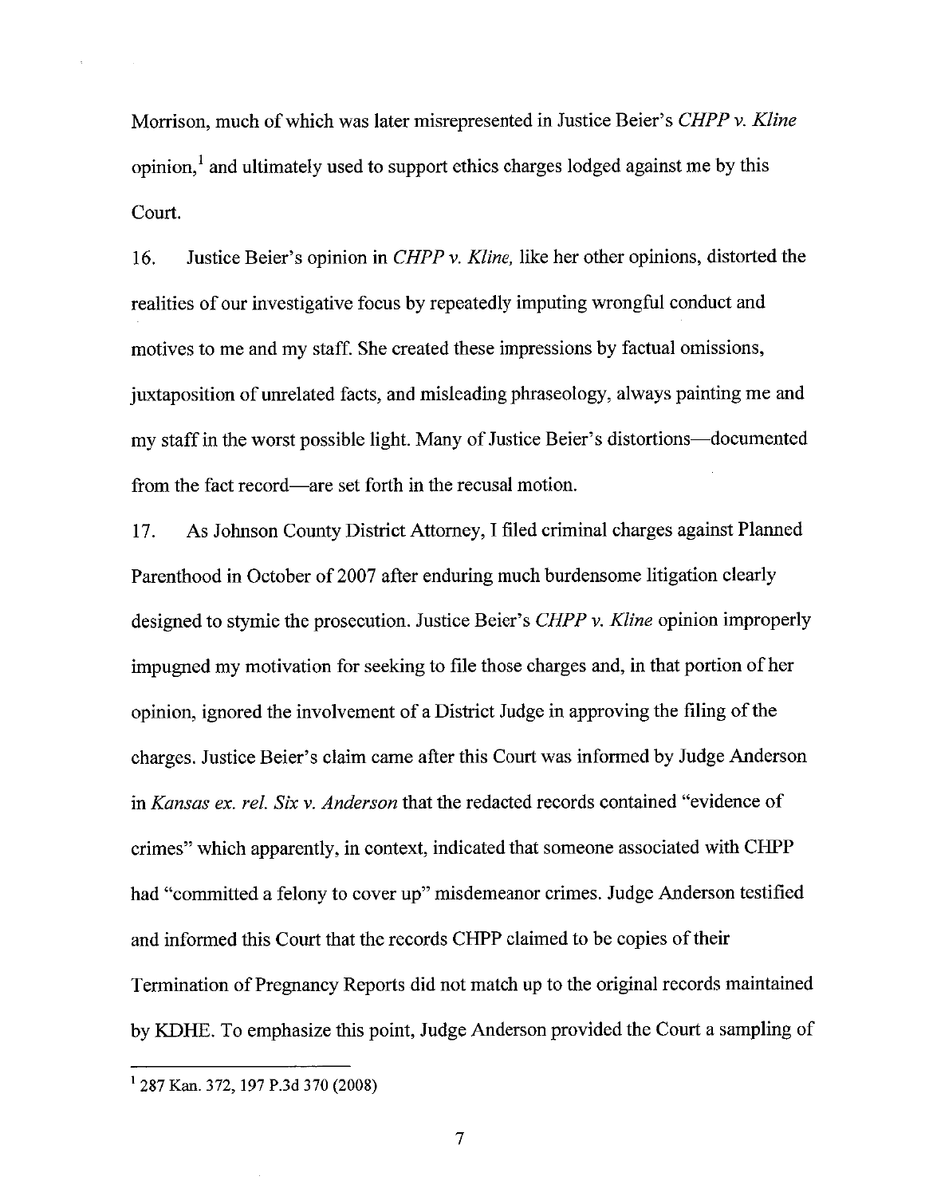Morrison, much of which was later misrepresented in Justice Beier's *CHPP v. Kline* opinion,[1] and ultimately used to support ethics charges lodged against me by this Court.

16. Justice Beier's opinion in *CHPP v. Kline,* like her other opinions, distorted the realities of our investigative focus by repeatedly imputing wrongful conduct and motives to me and my staff. She created these impressions by factual omissions, juxtaposition of unrelated facts, and misleading phraseology, always painting me and my staff in the worst possible light. Many of Justice Beier's distortions—documented from the fact record—are set forth in the recusal motion.

17. As Johnson County District Attorney, I filed criminal charges against Planned Parenthood in October of 2007 after enduring much burdensome litigation clearly designed to stymie the prosecution. Justice Beier's *CHPP v. Kline* opinion improperly impugned my motivation for seeking to file those charges and, in that portion of her opinion, ignored the involvement of a District Judge in approving the filing of the charges. Justice Beier's claim came after this Court was informed by Judge Anderson in *Kansas ex. rel. Six v. Anderson* that the redacted records contained "evidence of crimes" which apparently, in context, indicated that someone associated with CHPP had "committed a felony to cover up" misdemeanor crimes. Judge Anderson testified and informed this Court that the records CHPP claimed to be copies of their Termination of Pregnancy Reports did not match up to the original records maintained by KDHE. To emphasize this point, Judge Anderson provided the Court a sampling of

---

[1] 287 Kan. 372, 197 P.3d 370 (2008)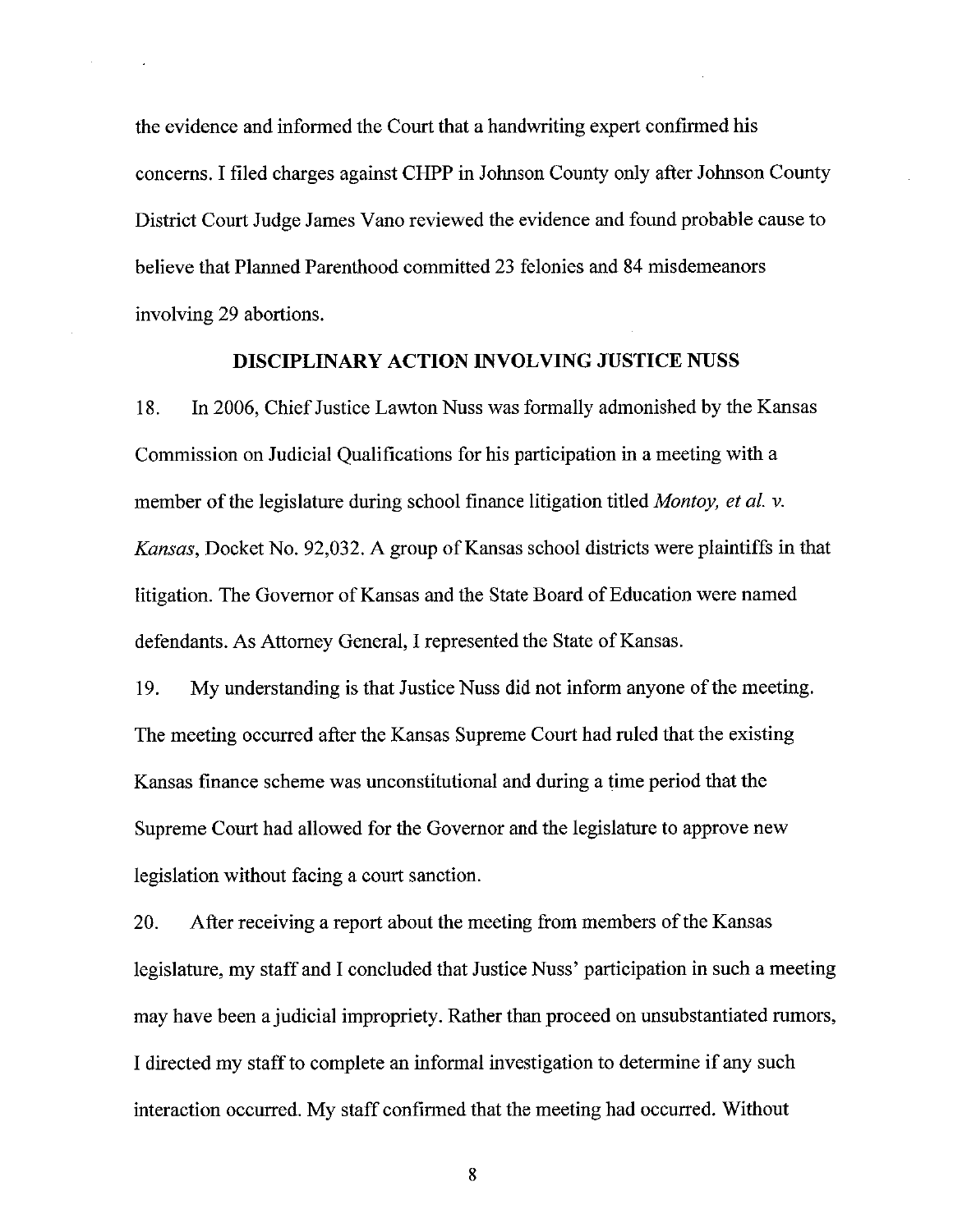the evidence and informed the Court that a handwriting expert confirmed his concerns. I filed charges against CHPP in Johnson County only after Johnson County District Court Judge James Vano reviewed the evidence and found probable cause to believe that Planned Parenthood committed 23 felonies and 84 misdemeanors involving 29 abortions.

## DISCIPLINARY ACTION INVOLVING JUSTICE NUSS

18. In 2006, Chief Justice Lawton Nuss was formally admonished by the Kansas Commission on Judicial Qualifications for his participation in a meeting with a member of the legislature during school finance litigation titled *Montoy, et al. v. Kansas*, Docket No. 92,032. A group of Kansas school districts were plaintiffs in that litigation. The Governor of Kansas and the State Board of Education were named defendants. As Attorney General, I represented the State of Kansas.

19. My understanding is that Justice Nuss did not inform anyone of the meeting. The meeting occurred after the Kansas Supreme Court had ruled that the existing Kansas finance scheme was unconstitutional and during a time period that the Supreme Court had allowed for the Governor and the legislature to approve new legislation without facing a court sanction.

20. After receiving a report about the meeting from members of the Kansas legislature, my staff and I concluded that Justice Nuss' participation in such a meeting may have been a judicial impropriety. Rather than proceed on unsubstantiated rumors, I directed my staff to complete an informal investigation to determine if any such interaction occurred. My staff confirmed that the meeting had occurred. Without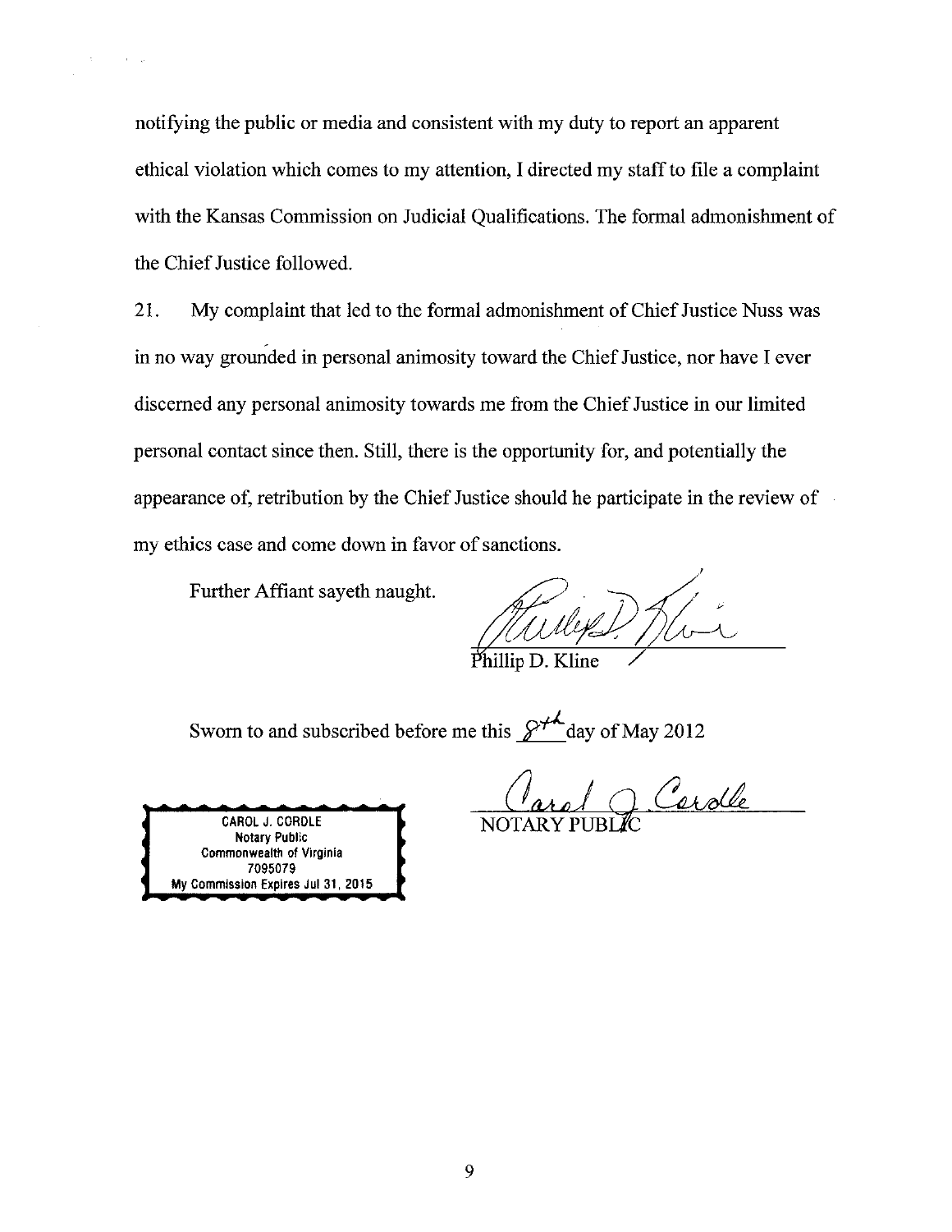notifying the public or media and consistent with my duty to report an apparent ethical violation which comes to my attention, I directed my staff to file a complaint with the Kansas Commission on Judicial Qualifications. The formal admonishment of the Chief Justice followed.

21. My complaint that led to the formal admonishment of Chief Justice Nuss was in no way grounded in personal animosity toward the Chief Justice, nor have I ever discerned any personal animosity towards me from the Chief Justice in our limited personal contact since then. Still, there is the opportunity for, and potentially the appearance of, retribution by the Chief Justice should he participate in the review of my ethics case and come down in favor of sanctions.

Further Affiant sayeth naught.

Phillip D. Kline

Sworn to and subscribed before me this 8th day of May 2012

CAROL J. CORDLE
Notary Public
Commonwealth of Virginia
7095079
My Commission Expires Jul 31, 2015

Carol J. Cordle
NOTARY PUBLIC